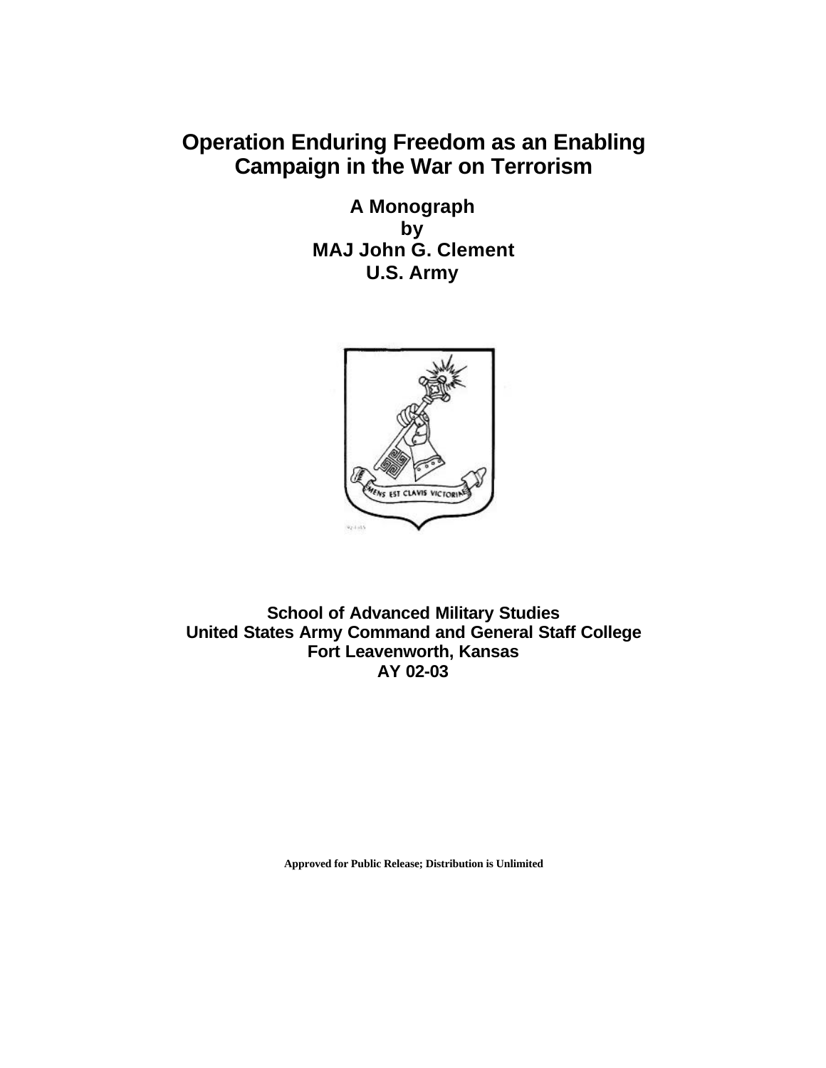# Operation Enduring Freedom as an Enabling Campaign in the War on Terrorism

**A Monograph**
**by**
**MAJ John G. Clement**
**U.S. Army**

**School of Advanced Military Studies**
**United States Army Command and General Staff College**
**Fort Leavenworth, Kansas**
**AY 02-03**

**Approved for Public Release; Distribution is Unlimited**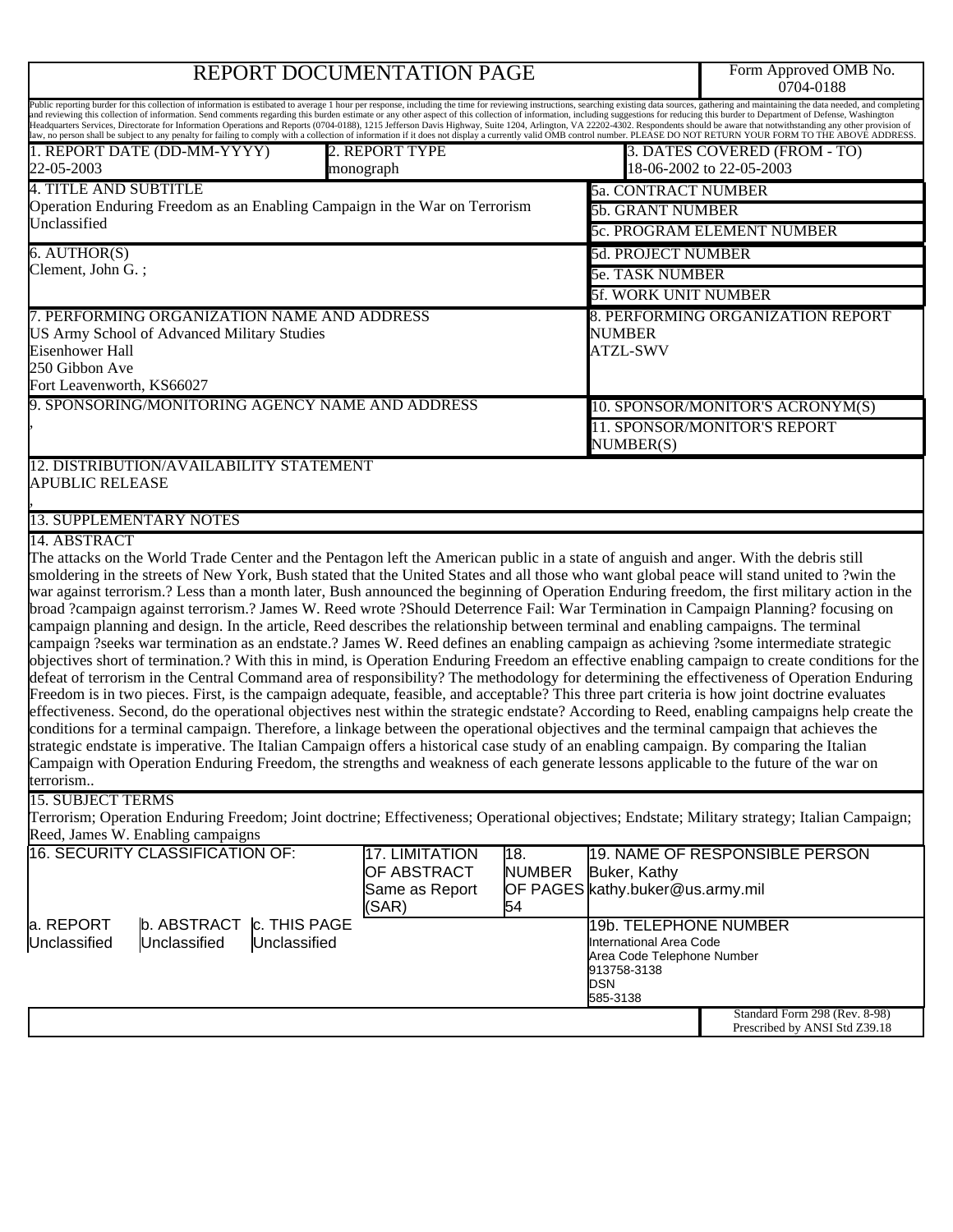# REPORT DOCUMENTATION PAGE

Form Approved OMB No. 0704-0188

Public reporting burder for this collection of information is estibated to average 1 hour per response, including the time for reviewing instructions, searching existing data sources, gathering and maintaining the data needed, and completing and reviewing this collection of information. Send comments regarding this burden estimate or any other aspect of this collection of information, including suggestions for reducing this burder to Department of Defense, Washington Headquarters Services, Directorate for Information Operations and Reports (0704-0188), 1215 Jefferson Davis Highway, Suite 1204, Arlington, VA 22202-4302. Respondents should be aware that notwithstanding any other provision of law, no person shall be subject to any penalty for failing to comply with a collection of information if it does not display a currently valid OMB control number. PLEASE DO NOT RETURN YOUR FORM TO THE ABOVE ADDRESS.

| 1. REPORT DATE (DD-MM-YYYY) | 2. REPORT TYPE | 3. DATES COVERED (FROM - TO) |
|---|---|---|
| 22-05-2003 | monograph | 18-06-2002 to 22-05-2003 |

**4. TITLE AND SUBTITLE**
Operation Enduring Freedom as an Enabling Campaign in the War on Terrorism
Unclassified

5a. CONTRACT NUMBER
5b. GRANT NUMBER
5c. PROGRAM ELEMENT NUMBER

**6. AUTHOR(S)**
Clement, John G. ;

5d. PROJECT NUMBER
5e. TASK NUMBER
5f. WORK UNIT NUMBER

**7. PERFORMING ORGANIZATION NAME AND ADDRESS**
US Army School of Advanced Military Studies
Eisenhower Hall
250 Gibbon Ave
Fort Leavenworth, KS66027

**8. PERFORMING ORGANIZATION REPORT NUMBER**
ATZL-SWV

**9. SPONSORING/MONITORING AGENCY NAME AND ADDRESS**
,

10. SPONSOR/MONITOR'S ACRONYM(S)
11. SPONSOR/MONITOR'S REPORT NUMBER(S)

**12. DISTRIBUTION/AVAILABILITY STATEMENT**
APUBLIC RELEASE
,

**13. SUPPLEMENTARY NOTES**

**14. ABSTRACT**
The attacks on the World Trade Center and the Pentagon left the American public in a state of anguish and anger. With the debris still smoldering in the streets of New York, Bush stated that the United States and all those who want global peace will stand united to ?win the war against terrorism.? Less than a month later, Bush announced the beginning of Operation Enduring freedom, the first military action in the broad ?campaign against terrorism.? James W. Reed wrote ?Should Deterrence Fail: War Termination in Campaign Planning? focusing on campaign planning and design. In the article, Reed describes the relationship between terminal and enabling campaigns. The terminal campaign ?seeks war termination as an endstate.? James W. Reed defines an enabling campaign as achieving ?some intermediate strategic objectives short of termination.? With this in mind, is Operation Enduring Freedom an effective enabling campaign to create conditions for the defeat of terrorism in the Central Command area of responsibility? The methodology for determining the effectiveness of Operation Enduring Freedom is in two pieces. First, is the campaign adequate, feasible, and acceptable? This three part criteria is how joint doctrine evaluates effectiveness. Second, do the operational objectives nest within the strategic endstate? According to Reed, enabling campaigns help create the conditions for a terminal campaign. Therefore, a linkage between the operational objectives and the terminal campaign that achieves the strategic endstate is imperative. The Italian Campaign offers a historical case study of an enabling campaign. By comparing the Italian Campaign with Operation Enduring Freedom, the strengths and weakness of each generate lessons applicable to the future of the war on terrorism..

**15. SUBJECT TERMS**
Terrorism; Operation Enduring Freedom; Joint doctrine; Effectiveness; Operational objectives; Endstate; Military strategy; Italian Campaign; Reed, James W. Enabling campaigns

| 16. SECURITY CLASSIFICATION OF: | | | 17. LIMITATION OF ABSTRACT | 18. NUMBER OF PAGES | 19. NAME OF RESPONSIBLE PERSON |
|---|---|---|---|---|---|
| | | | Same as Report (SAR) | 54 | Buker, Kathy<br>kathy.buker@us.army.mil |
| a. REPORT | b. ABSTRACT | c. THIS PAGE | | | 19b. TELEPHONE NUMBER |
| Unclassified | Unclassified | Unclassified | | | International Area Code<br>Area Code Telephone Number<br>913758-3138<br>DSN<br>585-3138 |

Standard Form 298 (Rev. 8-98)
Prescribed by ANSI Std Z39.18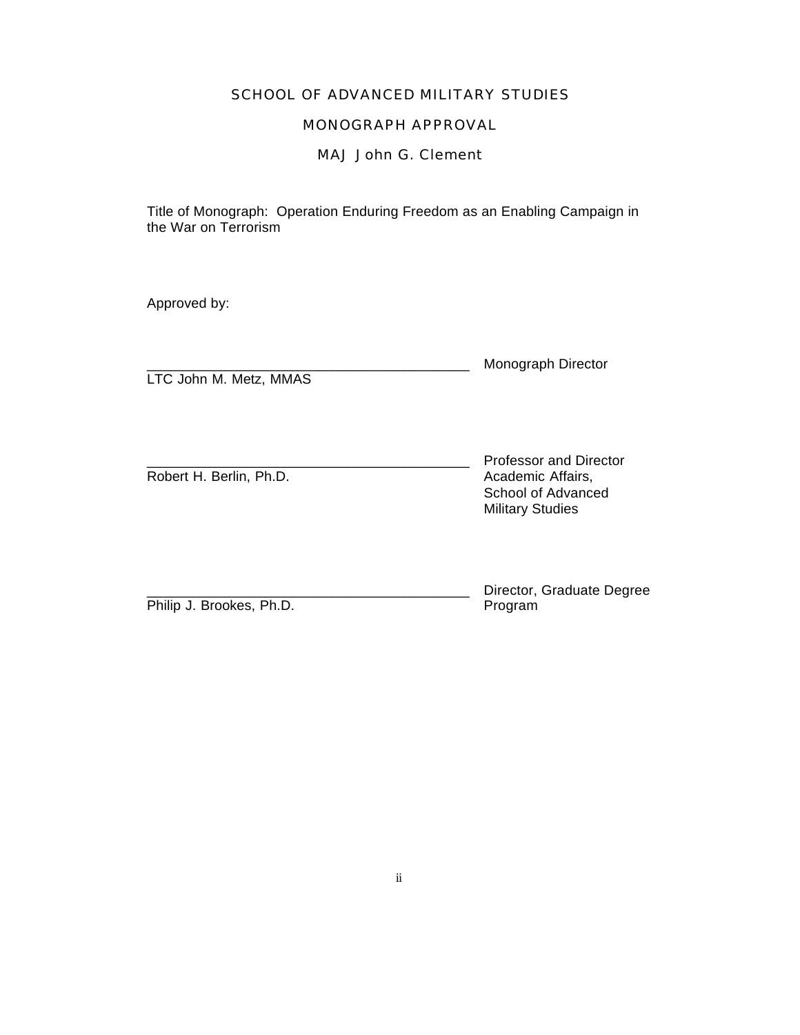# SCHOOL OF ADVANCED MILITARY STUDIES

## MONOGRAPH APPROVAL

### MAJ John G. Clement

Title of Monograph: Operation Enduring Freedom as an Enabling Campaign in the War on Terrorism

Approved by:

__________________________________________ Monograph Director
LTC John M. Metz, MMAS

__________________________________________ Professor and Director
Robert H. Berlin, Ph.D. Academic Affairs, School of Advanced Military Studies

__________________________________________ Director, Graduate Degree
Philip J. Brookes, Ph.D. Program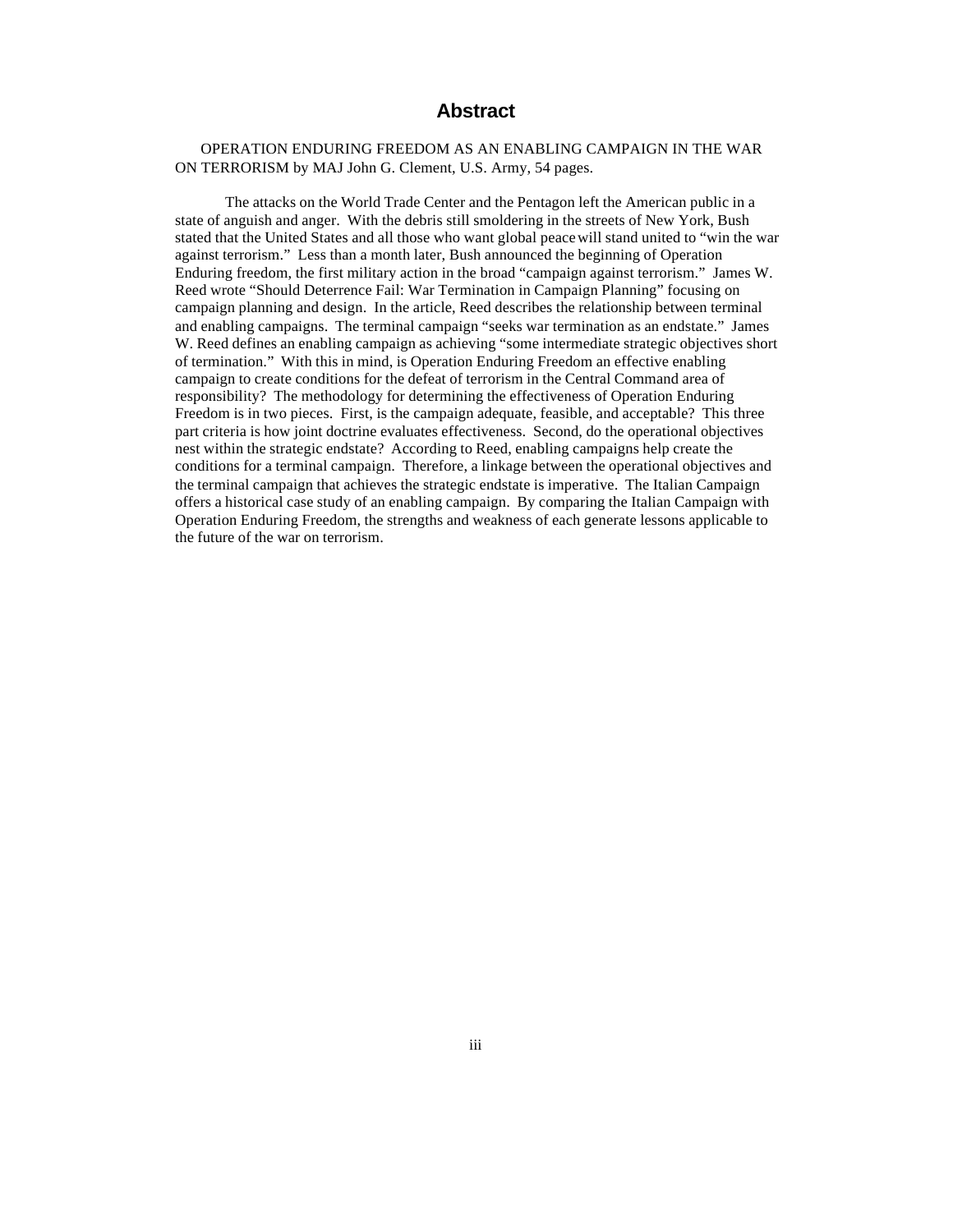# Abstract

OPERATION ENDURING FREEDOM AS AN ENABLING CAMPAIGN IN THE WAR ON TERRORISM by MAJ John G. Clement, U.S. Army, 54 pages.

The attacks on the World Trade Center and the Pentagon left the American public in a state of anguish and anger. With the debris still smoldering in the streets of New York, Bush stated that the United States and all those who want global peace will stand united to "win the war against terrorism." Less than a month later, Bush announced the beginning of Operation Enduring freedom, the first military action in the broad "campaign against terrorism." James W. Reed wrote "Should Deterrence Fail: War Termination in Campaign Planning" focusing on campaign planning and design. In the article, Reed describes the relationship between terminal and enabling campaigns. The terminal campaign "seeks war termination as an endstate." James W. Reed defines an enabling campaign as achieving "some intermediate strategic objectives short of termination." With this in mind, is Operation Enduring Freedom an effective enabling campaign to create conditions for the defeat of terrorism in the Central Command area of responsibility? The methodology for determining the effectiveness of Operation Enduring Freedom is in two pieces. First, is the campaign adequate, feasible, and acceptable? This three part criteria is how joint doctrine evaluates effectiveness. Second, do the operational objectives nest within the strategic endstate? According to Reed, enabling campaigns help create the conditions for a terminal campaign. Therefore, a linkage between the operational objectives and the terminal campaign that achieves the strategic endstate is imperative. The Italian Campaign offers a historical case study of an enabling campaign. By comparing the Italian Campaign with Operation Enduring Freedom, the strengths and weakness of each generate lessons applicable to the future of the war on terrorism.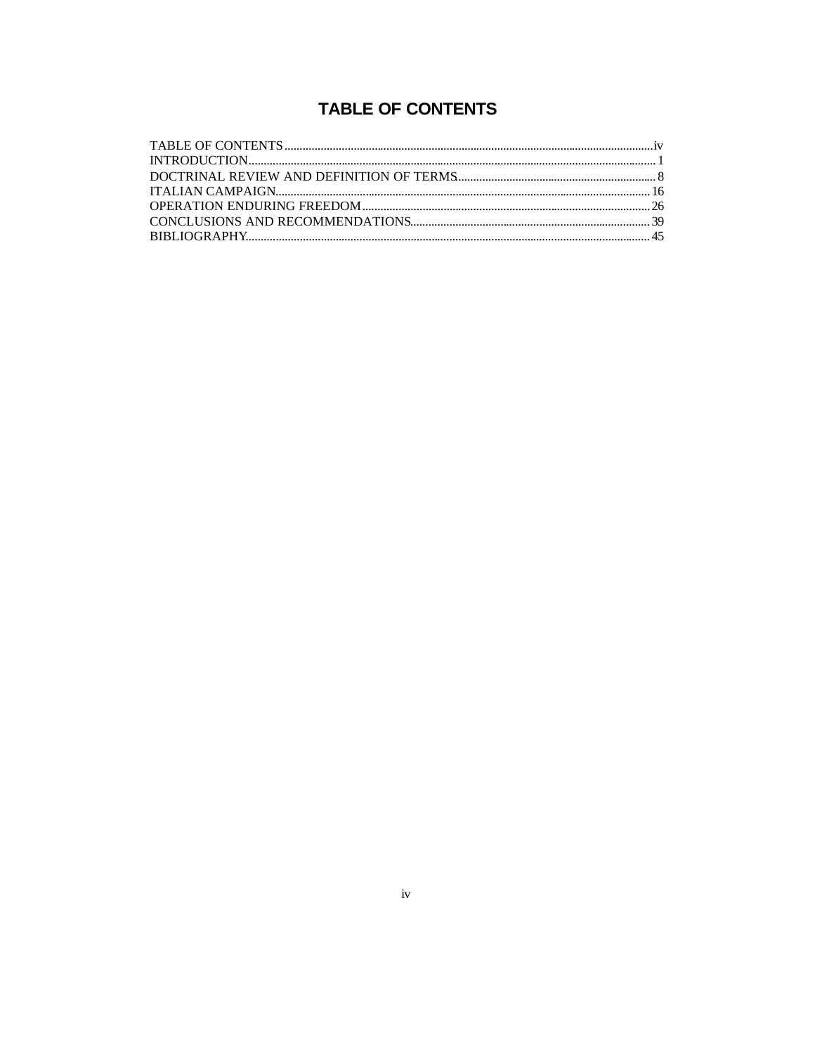# TABLE OF CONTENTS

TABLE OF CONTENTS ........................................................................................................iv
INTRODUCTION.................................................................................................................. 1
DOCTRINAL REVIEW AND DEFINITION OF TERMS................................................. 8
ITALIAN CAMPAIGN....................................................................................................... 16
OPERATION ENDURING FREEDOM ........................................................................... 26
CONCLUSIONS AND RECOMMENDATIONS.............................................................. 39
BIBLIOGRAPHY................................................................................................................ 45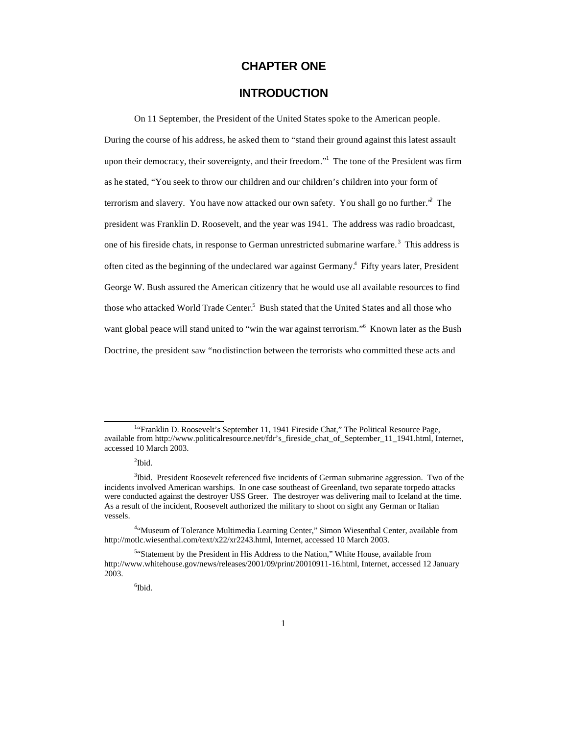# CHAPTER ONE

# INTRODUCTION

On 11 September, the President of the United States spoke to the American people. During the course of his address, he asked them to "stand their ground against this latest assault upon their democracy, their sovereignty, and their freedom."[1] The tone of the President was firm as he stated, "You seek to throw our children and our children's children into your form of terrorism and slavery. You have now attacked our own safety. You shall go no further."[2] The president was Franklin D. Roosevelt, and the year was 1941. The address was radio broadcast, one of his fireside chats, in response to German unrestricted submarine warfare.[3] This address is often cited as the beginning of the undeclared war against Germany.[4] Fifty years later, President George W. Bush assured the American citizenry that he would use all available resources to find those who attacked World Trade Center.[5] Bush stated that the United States and all those who want global peace will stand united to "win the war against terrorism."[6] Known later as the Bush Doctrine, the president saw "no distinction between the terrorists who committed these acts and

---

[1]"Franklin D. Roosevelt's September 11, 1941 Fireside Chat," The Political Resource Page, available from http://www.politicalresource.net/fdr's_fireside_chat_of_September_11_1941.html, Internet, accessed 10 March 2003.

[2]Ibid.

[3]Ibid. President Roosevelt referenced five incidents of German submarine aggression. Two of the incidents involved American warships. In one case southeast of Greenland, two separate torpedo attacks were conducted against the destroyer USS Greer. The destroyer was delivering mail to Iceland at the time. As a result of the incident, Roosevelt authorized the military to shoot on sight any German or Italian vessels.

[4]"Museum of Tolerance Multimedia Learning Center," Simon Wiesenthal Center, available from http://motlc.wiesenthal.com/text/x22/xr2243.html, Internet, accessed 10 March 2003.

[5]"Statement by the President in His Address to the Nation," White House, available from http://www.whitehouse.gov/news/releases/2001/09/print/20010911-16.html, Internet, accessed 12 January 2003.

[6]Ibid.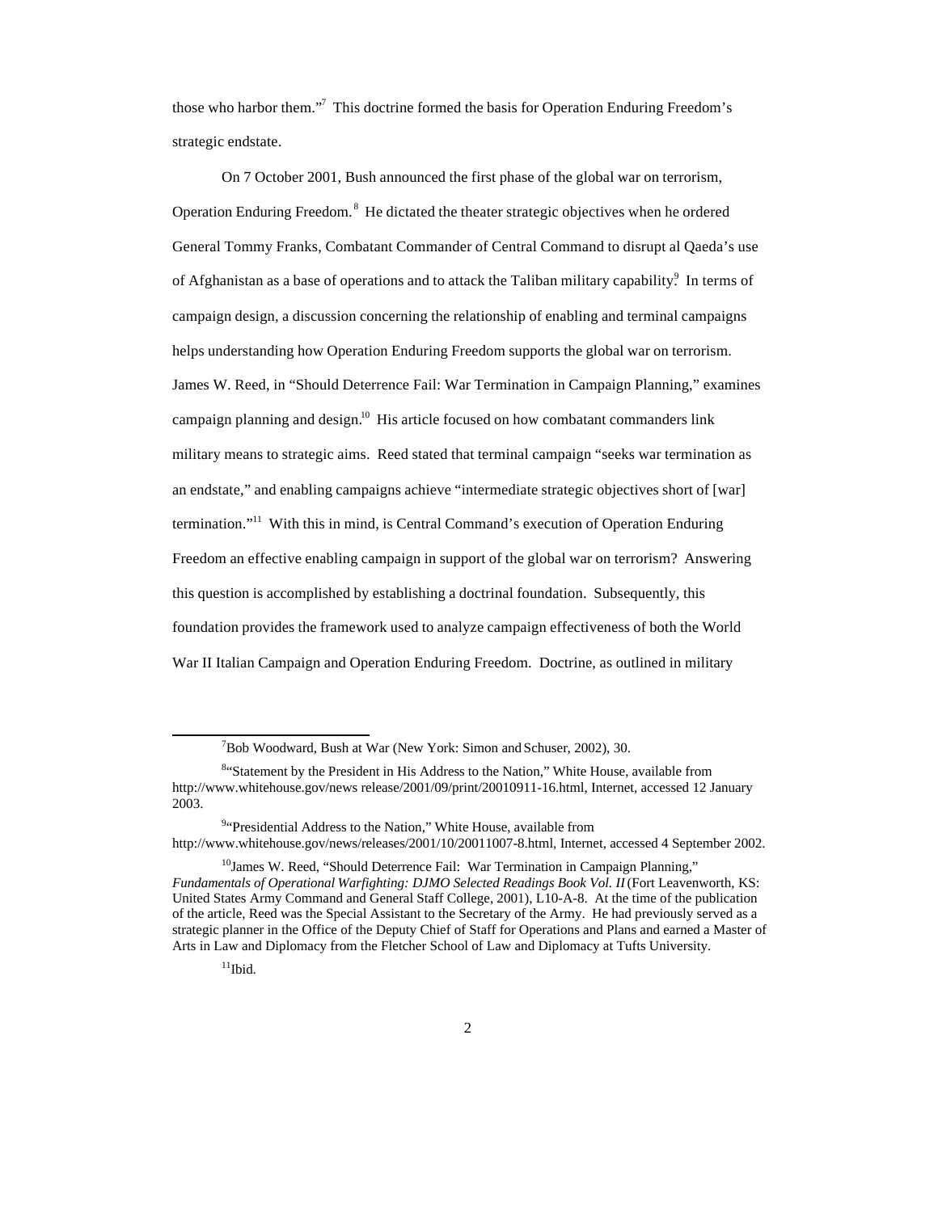those who harbor them."[7] This doctrine formed the basis for Operation Enduring Freedom's strategic endstate.

On 7 October 2001, Bush announced the first phase of the global war on terrorism, Operation Enduring Freedom.[8] He dictated the theater strategic objectives when he ordered General Tommy Franks, Combatant Commander of Central Command to disrupt al Qaeda's use of Afghanistan as a base of operations and to attack the Taliban military capability.[9] In terms of campaign design, a discussion concerning the relationship of enabling and terminal campaigns helps understanding how Operation Enduring Freedom supports the global war on terrorism. James W. Reed, in "Should Deterrence Fail: War Termination in Campaign Planning," examines campaign planning and design.[10] His article focused on how combatant commanders link military means to strategic aims. Reed stated that terminal campaign "seeks war termination as an endstate," and enabling campaigns achieve "intermediate strategic objectives short of [war] termination."[11] With this in mind, is Central Command's execution of Operation Enduring Freedom an effective enabling campaign in support of the global war on terrorism? Answering this question is accomplished by establishing a doctrinal foundation. Subsequently, this foundation provides the framework used to analyze campaign effectiveness of both the World War II Italian Campaign and Operation Enduring Freedom. Doctrine, as outlined in military

---

[7]Bob Woodward, Bush at War (New York: Simon and Schuser, 2002), 30.

[8]"Statement by the President in His Address to the Nation," White House, available from http://www.whitehouse.gov/news release/2001/09/print/20010911-16.html, Internet, accessed 12 January 2003.

[9]"Presidential Address to the Nation," White House, available from http://www.whitehouse.gov/news/releases/2001/10/20011007-8.html, Internet, accessed 4 September 2002.

[10]James W. Reed, "Should Deterrence Fail: War Termination in Campaign Planning," *Fundamentals of Operational Warfighting: DJMO Selected Readings Book Vol. II* (Fort Leavenworth, KS: United States Army Command and General Staff College, 2001), L10-A-8. At the time of the publication of the article, Reed was the Special Assistant to the Secretary of the Army. He had previously served as a strategic planner in the Office of the Deputy Chief of Staff for Operations and Plans and earned a Master of Arts in Law and Diplomacy from the Fletcher School of Law and Diplomacy at Tufts University.

[11]Ibid.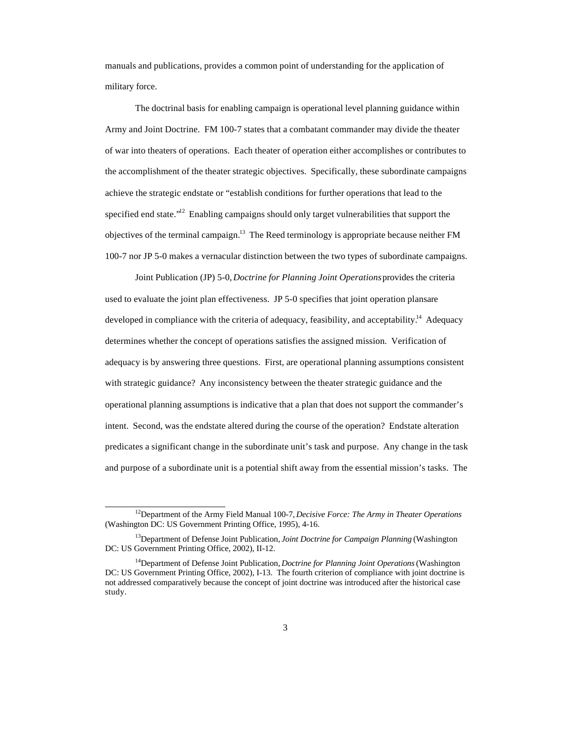manuals and publications, provides a common point of understanding for the application of military force.

The doctrinal basis for enabling campaign is operational level planning guidance within Army and Joint Doctrine. FM 100-7 states that a combatant commander may divide the theater of war into theaters of operations. Each theater of operation either accomplishes or contributes to the accomplishment of the theater strategic objectives. Specifically, these subordinate campaigns achieve the strategic endstate or "establish conditions for further operations that lead to the specified end state."[12] Enabling campaigns should only target vulnerabilities that support the objectives of the terminal campaign.[13] The Reed terminology is appropriate because neither FM 100-7 nor JP 5-0 makes a vernacular distinction between the two types of subordinate campaigns.

Joint Publication (JP) 5-0, *Doctrine for Planning Joint Operations* provides the criteria used to evaluate the joint plan effectiveness. JP 5-0 specifies that joint operation plansare developed in compliance with the criteria of adequacy, feasibility, and acceptability.[14] Adequacy determines whether the concept of operations satisfies the assigned mission. Verification of adequacy is by answering three questions. First, are operational planning assumptions consistent with strategic guidance? Any inconsistency between the theater strategic guidance and the operational planning assumptions is indicative that a plan that does not support the commander's intent. Second, was the endstate altered during the course of the operation? Endstate alteration predicates a significant change in the subordinate unit's task and purpose. Any change in the task and purpose of a subordinate unit is a potential shift away from the essential mission's tasks. The

---

[12] Department of the Army Field Manual 100-7, *Decisive Force: The Army in Theater Operations* (Washington DC: US Government Printing Office, 1995), 4-16.

[13] Department of Defense Joint Publication, *Joint Doctrine for Campaign Planning* (Washington DC: US Government Printing Office, 2002), II-12.

[14] Department of Defense Joint Publication, *Doctrine for Planning Joint Operations* (Washington DC: US Government Printing Office, 2002), I-13. The fourth criterion of compliance with joint doctrine is not addressed comparatively because the concept of joint doctrine was introduced after the historical case study.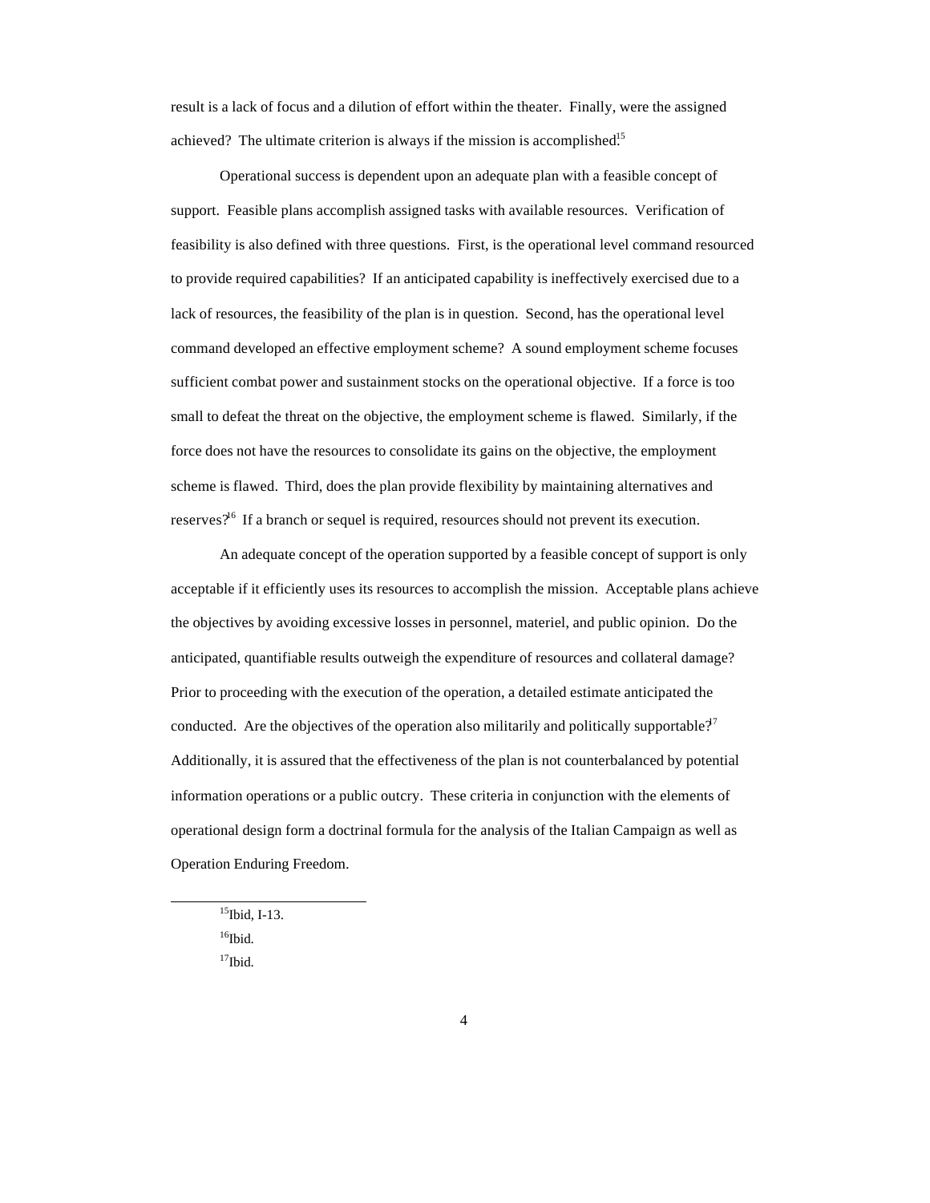result is a lack of focus and a dilution of effort within the theater. Finally, were the assigned achieved? The ultimate criterion is always if the mission is accomplished.[15]

Operational success is dependent upon an adequate plan with a feasible concept of support. Feasible plans accomplish assigned tasks with available resources. Verification of feasibility is also defined with three questions. First, is the operational level command resourced to provide required capabilities? If an anticipated capability is ineffectively exercised due to a lack of resources, the feasibility of the plan is in question. Second, has the operational level command developed an effective employment scheme? A sound employment scheme focuses sufficient combat power and sustainment stocks on the operational objective. If a force is too small to defeat the threat on the objective, the employment scheme is flawed. Similarly, if the force does not have the resources to consolidate its gains on the objective, the employment scheme is flawed. Third, does the plan provide flexibility by maintaining alternatives and reserves?[16] If a branch or sequel is required, resources should not prevent its execution.

An adequate concept of the operation supported by a feasible concept of support is only acceptable if it efficiently uses its resources to accomplish the mission. Acceptable plans achieve the objectives by avoiding excessive losses in personnel, materiel, and public opinion. Do the anticipated, quantifiable results outweigh the expenditure of resources and collateral damage? Prior to proceeding with the execution of the operation, a detailed estimate anticipated the conducted. Are the objectives of the operation also militarily and politically supportable?[17] Additionally, it is assured that the effectiveness of the plan is not counterbalanced by potential information operations or a public outcry. These criteria in conjunction with the elements of operational design form a doctrinal formula for the analysis of the Italian Campaign as well as Operation Enduring Freedom.

---

[15] Ibid, I-13.

[16] Ibid.

[17] Ibid.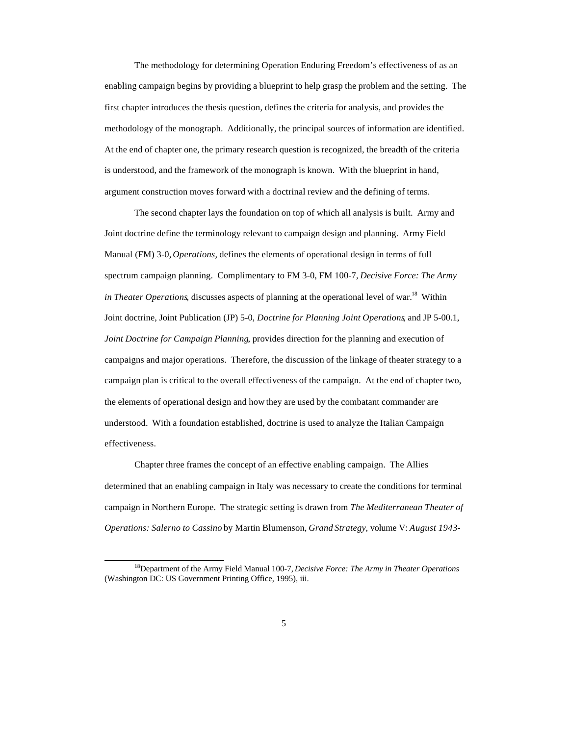The methodology for determining Operation Enduring Freedom's effectiveness of as an enabling campaign begins by providing a blueprint to help grasp the problem and the setting. The first chapter introduces the thesis question, defines the criteria for analysis, and provides the methodology of the monograph. Additionally, the principal sources of information are identified. At the end of chapter one, the primary research question is recognized, the breadth of the criteria is understood, and the framework of the monograph is known. With the blueprint in hand, argument construction moves forward with a doctrinal review and the defining of terms.

The second chapter lays the foundation on top of which all analysis is built. Army and Joint doctrine define the terminology relevant to campaign design and planning. Army Field Manual (FM) 3-0, *Operations,* defines the elements of operational design in terms of full spectrum campaign planning. Complimentary to FM 3-0, FM 100-7, *Decisive Force: The Army in Theater Operations*, discusses aspects of planning at the operational level of war.[18] Within Joint doctrine, Joint Publication (JP) 5-0, *Doctrine for Planning Joint Operations*, and JP 5-00.1, *Joint Doctrine for Campaign Planning*, provides direction for the planning and execution of campaigns and major operations. Therefore, the discussion of the linkage of theater strategy to a campaign plan is critical to the overall effectiveness of the campaign. At the end of chapter two, the elements of operational design and how they are used by the combatant commander are understood. With a foundation established, doctrine is used to analyze the Italian Campaign effectiveness.

Chapter three frames the concept of an effective enabling campaign. The Allies determined that an enabling campaign in Italy was necessary to create the conditions for terminal campaign in Northern Europe. The strategic setting is drawn from *The Mediterranean Theater of Operations: Salerno to Cassino* by Martin Blumenson, *Grand Strategy,* volume V: *August 1943-*

---

[18] Department of the Army Field Manual 100-7, *Decisive Force: The Army in Theater Operations* (Washington DC: US Government Printing Office, 1995), iii.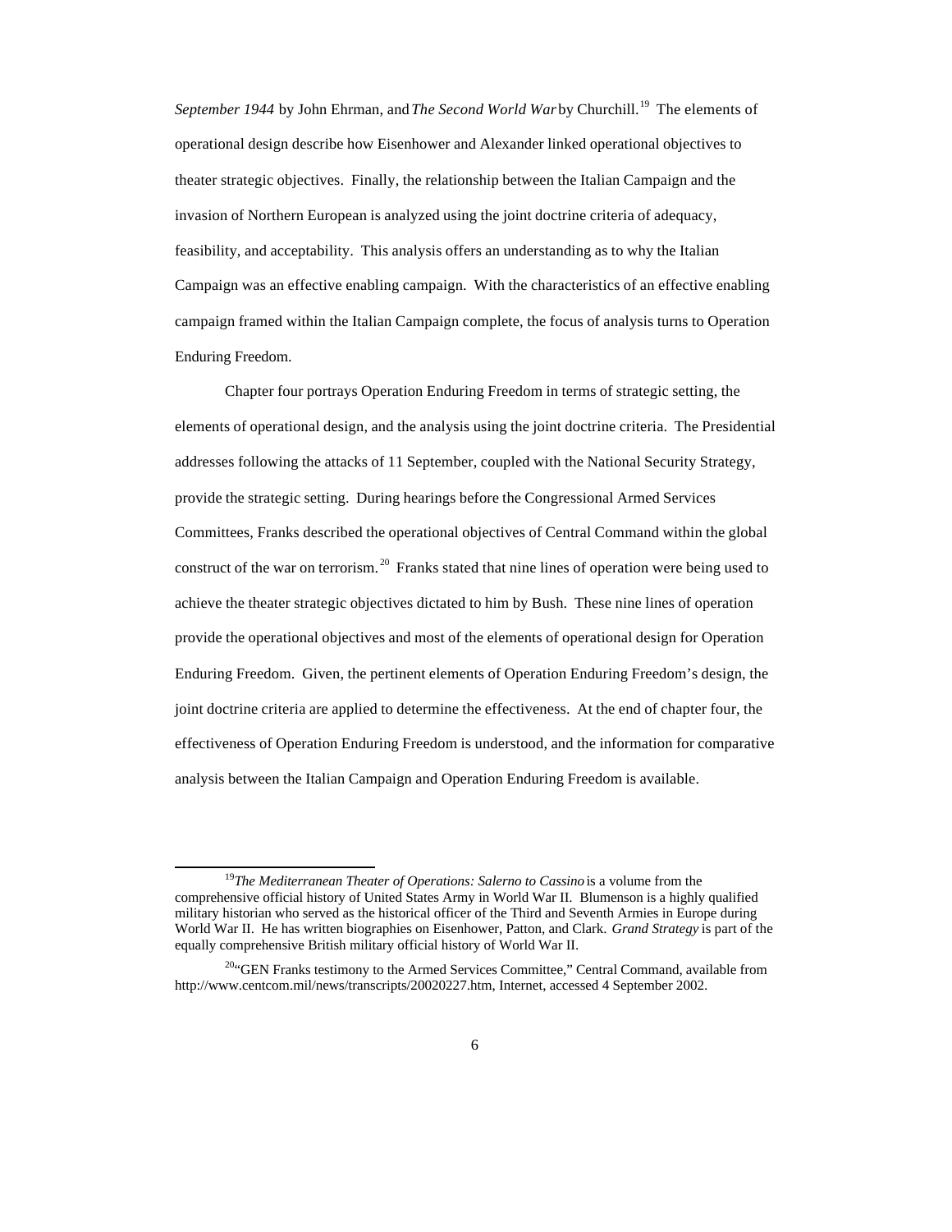*September 1944* by John Ehrman, and *The Second World War* by Churchill.[19] The elements of operational design describe how Eisenhower and Alexander linked operational objectives to theater strategic objectives. Finally, the relationship between the Italian Campaign and the invasion of Northern European is analyzed using the joint doctrine criteria of adequacy, feasibility, and acceptability. This analysis offers an understanding as to why the Italian Campaign was an effective enabling campaign. With the characteristics of an effective enabling campaign framed within the Italian Campaign complete, the focus of analysis turns to Operation Enduring Freedom.

Chapter four portrays Operation Enduring Freedom in terms of strategic setting, the elements of operational design, and the analysis using the joint doctrine criteria. The Presidential addresses following the attacks of 11 September, coupled with the National Security Strategy, provide the strategic setting. During hearings before the Congressional Armed Services Committees, Franks described the operational objectives of Central Command within the global construct of the war on terrorism.[20] Franks stated that nine lines of operation were being used to achieve the theater strategic objectives dictated to him by Bush. These nine lines of operation provide the operational objectives and most of the elements of operational design for Operation Enduring Freedom. Given, the pertinent elements of Operation Enduring Freedom's design, the joint doctrine criteria are applied to determine the effectiveness. At the end of chapter four, the effectiveness of Operation Enduring Freedom is understood, and the information for comparative analysis between the Italian Campaign and Operation Enduring Freedom is available.

---

[19]*The Mediterranean Theater of Operations: Salerno to Cassino* is a volume from the comprehensive official history of United States Army in World War II. Blumenson is a highly qualified military historian who served as the historical officer of the Third and Seventh Armies in Europe during World War II. He has written biographies on Eisenhower, Patton, and Clark. *Grand Strategy* is part of the equally comprehensive British military official history of World War II.

[20]"GEN Franks testimony to the Armed Services Committee," Central Command, available from http://www.centcom.mil/news/transcripts/20020227.htm, Internet, accessed 4 September 2002.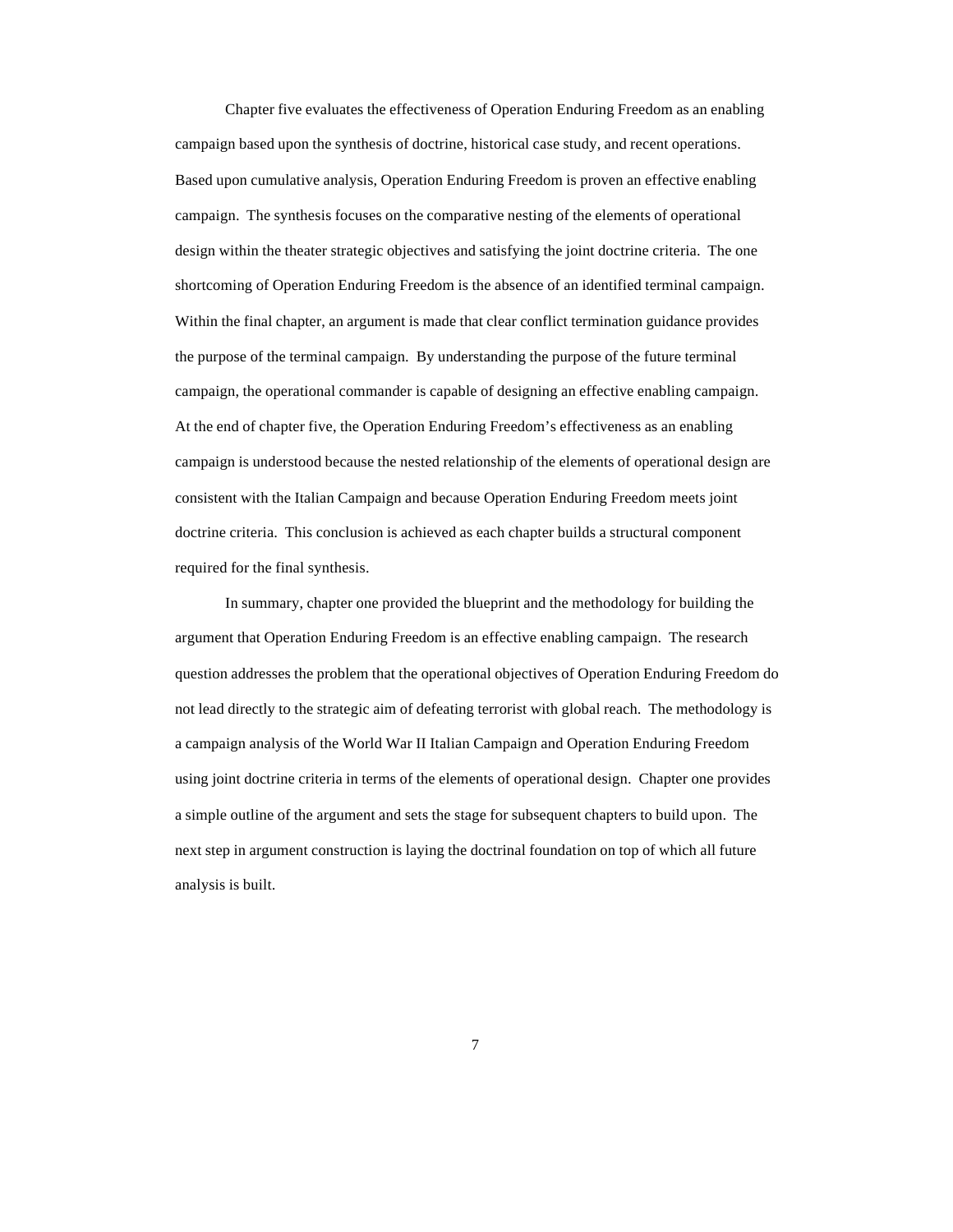Chapter five evaluates the effectiveness of Operation Enduring Freedom as an enabling campaign based upon the synthesis of doctrine, historical case study, and recent operations. Based upon cumulative analysis, Operation Enduring Freedom is proven an effective enabling campaign. The synthesis focuses on the comparative nesting of the elements of operational design within the theater strategic objectives and satisfying the joint doctrine criteria. The one shortcoming of Operation Enduring Freedom is the absence of an identified terminal campaign. Within the final chapter, an argument is made that clear conflict termination guidance provides the purpose of the terminal campaign. By understanding the purpose of the future terminal campaign, the operational commander is capable of designing an effective enabling campaign. At the end of chapter five, the Operation Enduring Freedom's effectiveness as an enabling campaign is understood because the nested relationship of the elements of operational design are consistent with the Italian Campaign and because Operation Enduring Freedom meets joint doctrine criteria. This conclusion is achieved as each chapter builds a structural component required for the final synthesis.

In summary, chapter one provided the blueprint and the methodology for building the argument that Operation Enduring Freedom is an effective enabling campaign. The research question addresses the problem that the operational objectives of Operation Enduring Freedom do not lead directly to the strategic aim of defeating terrorist with global reach. The methodology is a campaign analysis of the World War II Italian Campaign and Operation Enduring Freedom using joint doctrine criteria in terms of the elements of operational design. Chapter one provides a simple outline of the argument and sets the stage for subsequent chapters to build upon. The next step in argument construction is laying the doctrinal foundation on top of which all future analysis is built.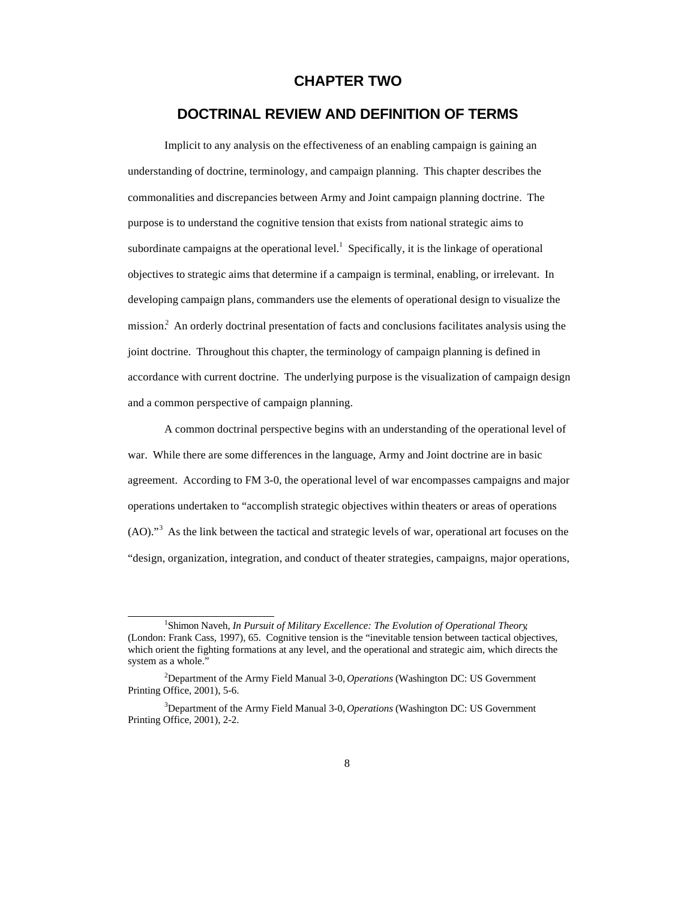# CHAPTER TWO

## DOCTRINAL REVIEW AND DEFINITION OF TERMS

Implicit to any analysis on the effectiveness of an enabling campaign is gaining an understanding of doctrine, terminology, and campaign planning. This chapter describes the commonalities and discrepancies between Army and Joint campaign planning doctrine. The purpose is to understand the cognitive tension that exists from national strategic aims to subordinate campaigns at the operational level.[1] Specifically, it is the linkage of operational objectives to strategic aims that determine if a campaign is terminal, enabling, or irrelevant. In developing campaign plans, commanders use the elements of operational design to visualize the mission.[2] An orderly doctrinal presentation of facts and conclusions facilitates analysis using the joint doctrine. Throughout this chapter, the terminology of campaign planning is defined in accordance with current doctrine. The underlying purpose is the visualization of campaign design and a common perspective of campaign planning.

A common doctrinal perspective begins with an understanding of the operational level of war. While there are some differences in the language, Army and Joint doctrine are in basic agreement. According to FM 3-0, the operational level of war encompasses campaigns and major operations undertaken to "accomplish strategic objectives within theaters or areas of operations (AO)."[3] As the link between the tactical and strategic levels of war, operational art focuses on the "design, organization, integration, and conduct of theater strategies, campaigns, major operations,

---

[1] Shimon Naveh, *In Pursuit of Military Excellence: The Evolution of Operational Theory*, (London: Frank Cass, 1997), 65. Cognitive tension is the "inevitable tension between tactical objectives, which orient the fighting formations at any level, and the operational and strategic aim, which directs the system as a whole."

[2] Department of the Army Field Manual 3-0, *Operations* (Washington DC: US Government Printing Office, 2001), 5-6.

[3] Department of the Army Field Manual 3-0, *Operations* (Washington DC: US Government Printing Office, 2001), 2-2.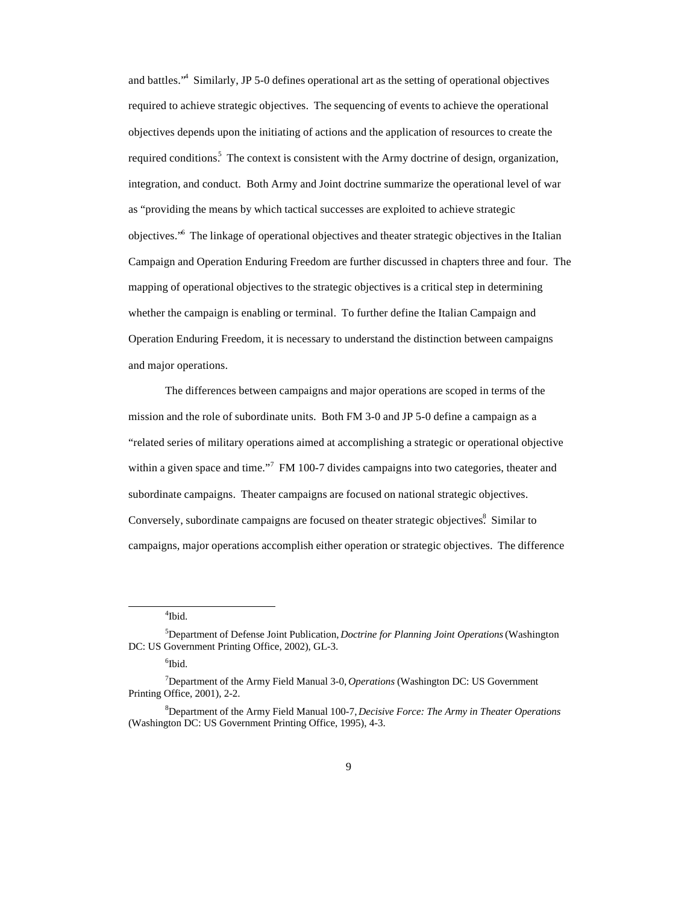and battles."[4] Similarly, JP 5-0 defines operational art as the setting of operational objectives required to achieve strategic objectives. The sequencing of events to achieve the operational objectives depends upon the initiating of actions and the application of resources to create the required conditions.[5] The context is consistent with the Army doctrine of design, organization, integration, and conduct. Both Army and Joint doctrine summarize the operational level of war as "providing the means by which tactical successes are exploited to achieve strategic objectives."[6] The linkage of operational objectives and theater strategic objectives in the Italian Campaign and Operation Enduring Freedom are further discussed in chapters three and four. The mapping of operational objectives to the strategic objectives is a critical step in determining whether the campaign is enabling or terminal. To further define the Italian Campaign and Operation Enduring Freedom, it is necessary to understand the distinction between campaigns and major operations.

The differences between campaigns and major operations are scoped in terms of the mission and the role of subordinate units. Both FM 3-0 and JP 5-0 define a campaign as a "related series of military operations aimed at accomplishing a strategic or operational objective within a given space and time."[7] FM 100-7 divides campaigns into two categories, theater and subordinate campaigns. Theater campaigns are focused on national strategic objectives. Conversely, subordinate campaigns are focused on theater strategic objectives.[8] Similar to campaigns, major operations accomplish either operation or strategic objectives. The difference

---

[4]Ibid.

[5]Department of Defense Joint Publication, *Doctrine for Planning Joint Operations* (Washington DC: US Government Printing Office, 2002), GL-3.

[6]Ibid.

[7]Department of the Army Field Manual 3-0, *Operations* (Washington DC: US Government Printing Office, 2001), 2-2.

[8]Department of the Army Field Manual 100-7, *Decisive Force: The Army in Theater Operations* (Washington DC: US Government Printing Office, 1995), 4-3.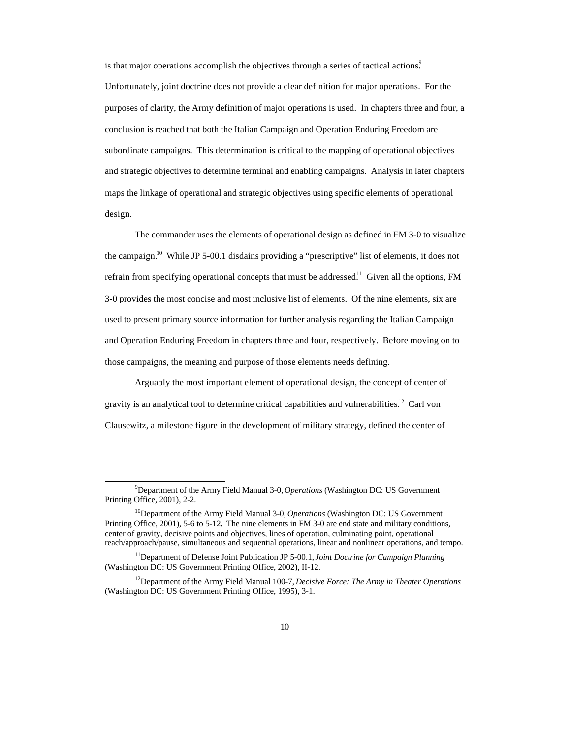is that major operations accomplish the objectives through a series of tactical actions.[9] Unfortunately, joint doctrine does not provide a clear definition for major operations. For the purposes of clarity, the Army definition of major operations is used. In chapters three and four, a conclusion is reached that both the Italian Campaign and Operation Enduring Freedom are subordinate campaigns. This determination is critical to the mapping of operational objectives and strategic objectives to determine terminal and enabling campaigns. Analysis in later chapters maps the linkage of operational and strategic objectives using specific elements of operational design.

The commander uses the elements of operational design as defined in FM 3-0 to visualize the campaign.[10] While JP 5-00.1 disdains providing a "prescriptive" list of elements, it does not refrain from specifying operational concepts that must be addressed.[11] Given all the options, FM 3-0 provides the most concise and most inclusive list of elements. Of the nine elements, six are used to present primary source information for further analysis regarding the Italian Campaign and Operation Enduring Freedom in chapters three and four, respectively. Before moving on to those campaigns, the meaning and purpose of those elements needs defining.

Arguably the most important element of operational design, the concept of center of gravity is an analytical tool to determine critical capabilities and vulnerabilities.[12] Carl von Clausewitz, a milestone figure in the development of military strategy, defined the center of

---

[9] Department of the Army Field Manual 3-0, *Operations* (Washington DC: US Government Printing Office, 2001), 2-2.

[10] Department of the Army Field Manual 3-0, *Operations* (Washington DC: US Government Printing Office, 2001), 5-6 to 5-12**.** The nine elements in FM 3-0 are end state and military conditions, center of gravity, decisive points and objectives, lines of operation, culminating point, operational reach/approach/pause, simultaneous and sequential operations, linear and nonlinear operations, and tempo.

[11] Department of Defense Joint Publication JP 5-00.1, *Joint Doctrine for Campaign Planning* (Washington DC: US Government Printing Office, 2002), II-12.

[12] Department of the Army Field Manual 100-7, *Decisive Force: The Army in Theater Operations* (Washington DC: US Government Printing Office, 1995), 3-1.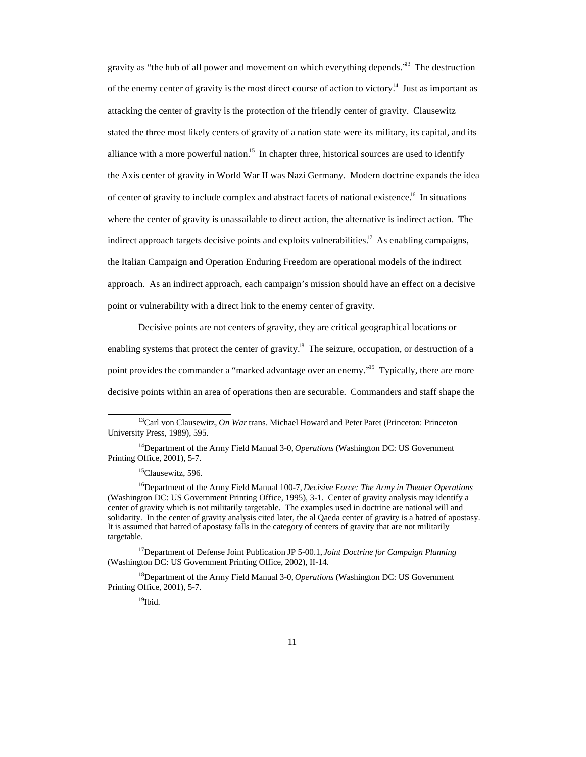gravity as "the hub of all power and movement on which everything depends."[13] The destruction of the enemy center of gravity is the most direct course of action to victory.[14] Just as important as attacking the center of gravity is the protection of the friendly center of gravity. Clausewitz stated the three most likely centers of gravity of a nation state were its military, its capital, and its alliance with a more powerful nation.[15] In chapter three, historical sources are used to identify the Axis center of gravity in World War II was Nazi Germany. Modern doctrine expands the idea of center of gravity to include complex and abstract facets of national existence.[16] In situations where the center of gravity is unassailable to direct action, the alternative is indirect action. The indirect approach targets decisive points and exploits vulnerabilities.[17] As enabling campaigns, the Italian Campaign and Operation Enduring Freedom are operational models of the indirect approach. As an indirect approach, each campaign's mission should have an effect on a decisive point or vulnerability with a direct link to the enemy center of gravity.

Decisive points are not centers of gravity, they are critical geographical locations or enabling systems that protect the center of gravity.[18] The seizure, occupation, or destruction of a point provides the commander a "marked advantage over an enemy."[19] Typically, there are more decisive points within an area of operations then are securable. Commanders and staff shape the

---

[13] Carl von Clausewitz, *On War* trans. Michael Howard and Peter Paret (Princeton: Princeton University Press, 1989), 595.

[14] Department of the Army Field Manual 3-0, *Operations* (Washington DC: US Government Printing Office, 2001), 5-7.

[15] Clausewitz, 596.

[16] Department of the Army Field Manual 100-7, *Decisive Force: The Army in Theater Operations* (Washington DC: US Government Printing Office, 1995), 3-1. Center of gravity analysis may identify a center of gravity which is not militarily targetable. The examples used in doctrine are national will and solidarity. In the center of gravity analysis cited later, the al Qaeda center of gravity is a hatred of apostasy. It is assumed that hatred of apostasy falls in the category of centers of gravity that are not militarily targetable.

[17] Department of Defense Joint Publication JP 5-00.1, *Joint Doctrine for Campaign Planning* (Washington DC: US Government Printing Office, 2002), II-14.

[18] Department of the Army Field Manual 3-0, *Operations* (Washington DC: US Government Printing Office, 2001), 5-7.

[19] Ibid.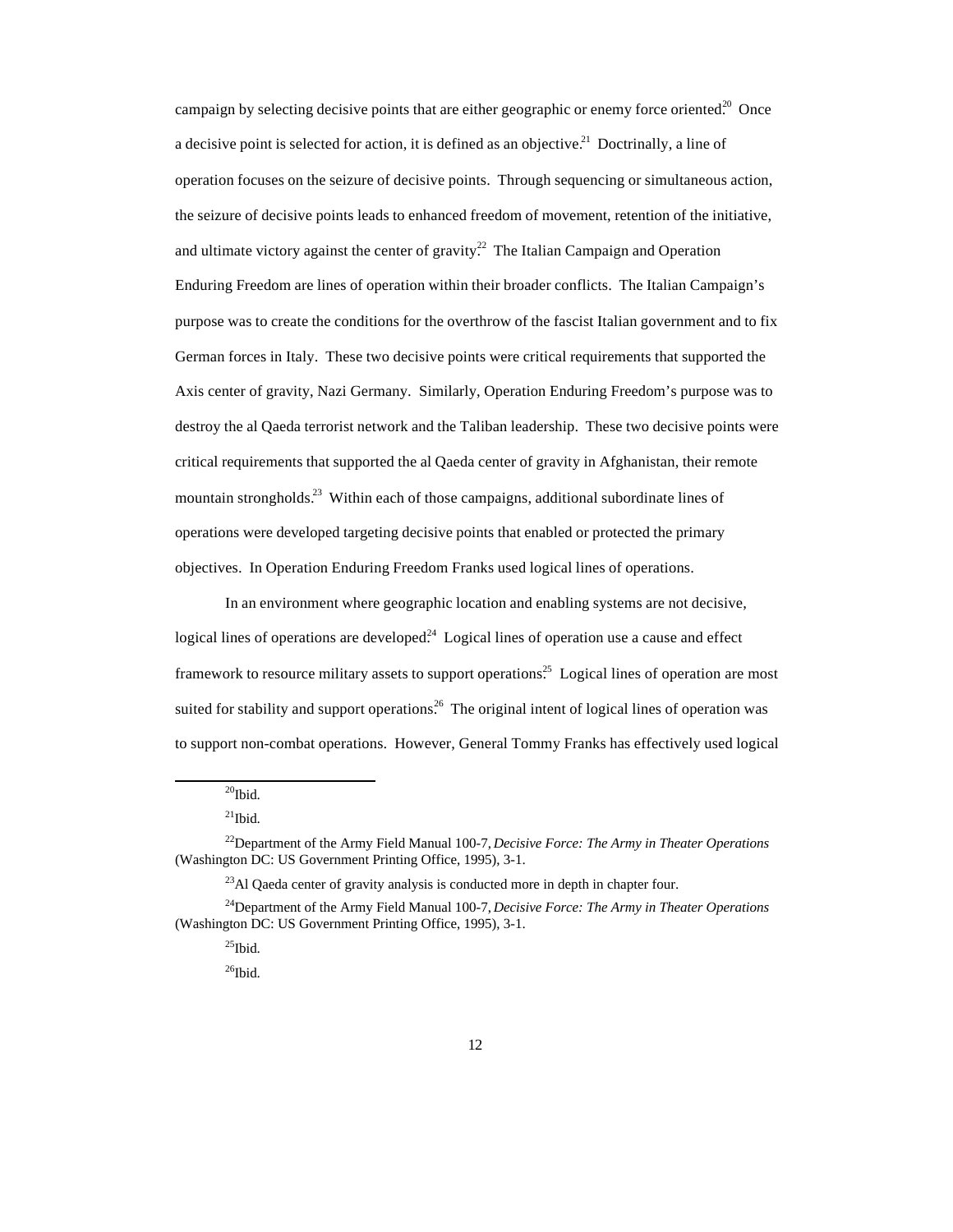campaign by selecting decisive points that are either geographic or enemy force oriented.[20] Once a decisive point is selected for action, it is defined as an objective.[21] Doctrinally, a line of operation focuses on the seizure of decisive points. Through sequencing or simultaneous action, the seizure of decisive points leads to enhanced freedom of movement, retention of the initiative, and ultimate victory against the center of gravity.[22] The Italian Campaign and Operation Enduring Freedom are lines of operation within their broader conflicts. The Italian Campaign's purpose was to create the conditions for the overthrow of the fascist Italian government and to fix German forces in Italy. These two decisive points were critical requirements that supported the Axis center of gravity, Nazi Germany. Similarly, Operation Enduring Freedom's purpose was to destroy the al Qaeda terrorist network and the Taliban leadership. These two decisive points were critical requirements that supported the al Qaeda center of gravity in Afghanistan, their remote mountain strongholds.[23] Within each of those campaigns, additional subordinate lines of operations were developed targeting decisive points that enabled or protected the primary objectives. In Operation Enduring Freedom Franks used logical lines of operations.

In an environment where geographic location and enabling systems are not decisive, logical lines of operations are developed.[24] Logical lines of operation use a cause and effect framework to resource military assets to support operations.[25] Logical lines of operation are most suited for stability and support operations.[26] The original intent of logical lines of operation was to support non-combat operations. However, General Tommy Franks has effectively used logical

---

[20]Ibid.

[21]Ibid.

[22]Department of the Army Field Manual 100-7, *Decisive Force: The Army in Theater Operations* (Washington DC: US Government Printing Office, 1995), 3-1.

[23]Al Qaeda center of gravity analysis is conducted more in depth in chapter four.

[24]Department of the Army Field Manual 100-7, *Decisive Force: The Army in Theater Operations* (Washington DC: US Government Printing Office, 1995), 3-1.

[25]Ibid.

[26]Ibid.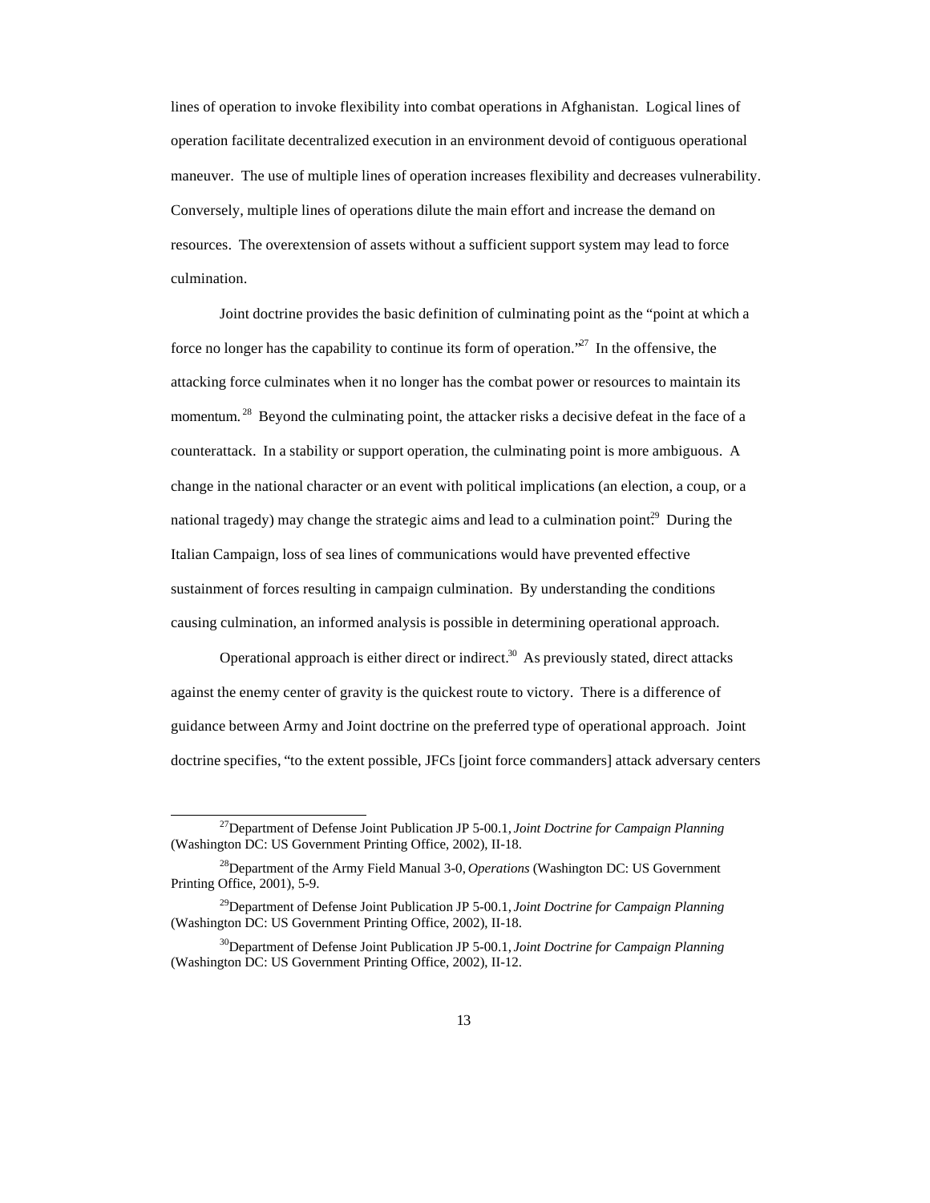lines of operation to invoke flexibility into combat operations in Afghanistan. Logical lines of operation facilitate decentralized execution in an environment devoid of contiguous operational maneuver. The use of multiple lines of operation increases flexibility and decreases vulnerability. Conversely, multiple lines of operations dilute the main effort and increase the demand on resources. The overextension of assets without a sufficient support system may lead to force culmination.

Joint doctrine provides the basic definition of culminating point as the "point at which a force no longer has the capability to continue its form of operation."[27] In the offensive, the attacking force culminates when it no longer has the combat power or resources to maintain its momentum.[28] Beyond the culminating point, the attacker risks a decisive defeat in the face of a counterattack. In a stability or support operation, the culminating point is more ambiguous. A change in the national character or an event with political implications (an election, a coup, or a national tragedy) may change the strategic aims and lead to a culmination point.[29] During the Italian Campaign, loss of sea lines of communications would have prevented effective sustainment of forces resulting in campaign culmination. By understanding the conditions causing culmination, an informed analysis is possible in determining operational approach.

Operational approach is either direct or indirect.[30] As previously stated, direct attacks against the enemy center of gravity is the quickest route to victory. There is a difference of guidance between Army and Joint doctrine on the preferred type of operational approach. Joint doctrine specifies, "to the extent possible, JFCs [joint force commanders] attack adversary centers

---

[27] Department of Defense Joint Publication JP 5-00.1, *Joint Doctrine for Campaign Planning* (Washington DC: US Government Printing Office, 2002), II-18.

[28] Department of the Army Field Manual 3-0, *Operations* (Washington DC: US Government Printing Office, 2001), 5-9.

[29] Department of Defense Joint Publication JP 5-00.1, *Joint Doctrine for Campaign Planning* (Washington DC: US Government Printing Office, 2002), II-18.

[30] Department of Defense Joint Publication JP 5-00.1, *Joint Doctrine for Campaign Planning* (Washington DC: US Government Printing Office, 2002), II-12.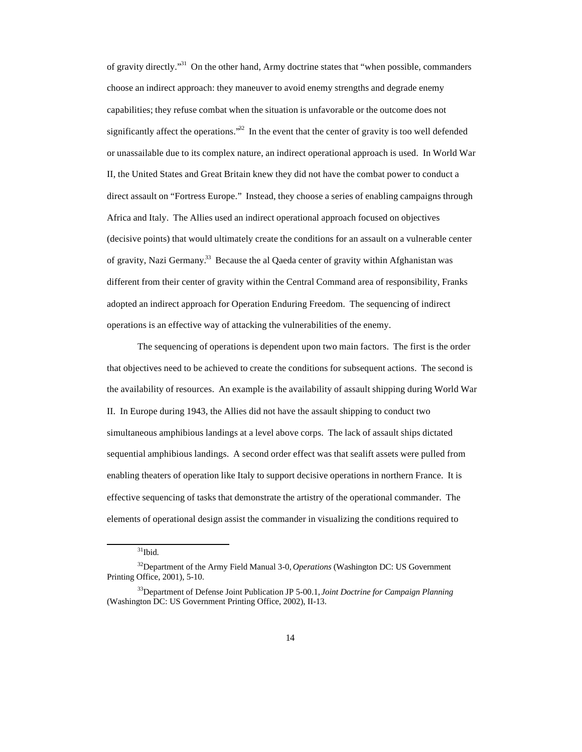of gravity directly."[31] On the other hand, Army doctrine states that "when possible, commanders choose an indirect approach: they maneuver to avoid enemy strengths and degrade enemy capabilities; they refuse combat when the situation is unfavorable or the outcome does not significantly affect the operations."[32] In the event that the center of gravity is too well defended or unassailable due to its complex nature, an indirect operational approach is used. In World War II, the United States and Great Britain knew they did not have the combat power to conduct a direct assault on "Fortress Europe." Instead, they choose a series of enabling campaigns through Africa and Italy. The Allies used an indirect operational approach focused on objectives (decisive points) that would ultimately create the conditions for an assault on a vulnerable center of gravity, Nazi Germany.[33] Because the al Qaeda center of gravity within Afghanistan was different from their center of gravity within the Central Command area of responsibility, Franks adopted an indirect approach for Operation Enduring Freedom. The sequencing of indirect operations is an effective way of attacking the vulnerabilities of the enemy.

The sequencing of operations is dependent upon two main factors. The first is the order that objectives need to be achieved to create the conditions for subsequent actions. The second is the availability of resources. An example is the availability of assault shipping during World War II. In Europe during 1943, the Allies did not have the assault shipping to conduct two simultaneous amphibious landings at a level above corps. The lack of assault ships dictated sequential amphibious landings. A second order effect was that sealift assets were pulled from enabling theaters of operation like Italy to support decisive operations in northern France. It is effective sequencing of tasks that demonstrate the artistry of the operational commander. The elements of operational design assist the commander in visualizing the conditions required to

---

[31] Ibid.

[32] Department of the Army Field Manual 3-0, *Operations* (Washington DC: US Government Printing Office, 2001), 5-10.

[33] Department of Defense Joint Publication JP 5-00.1, *Joint Doctrine for Campaign Planning* (Washington DC: US Government Printing Office, 2002), II-13.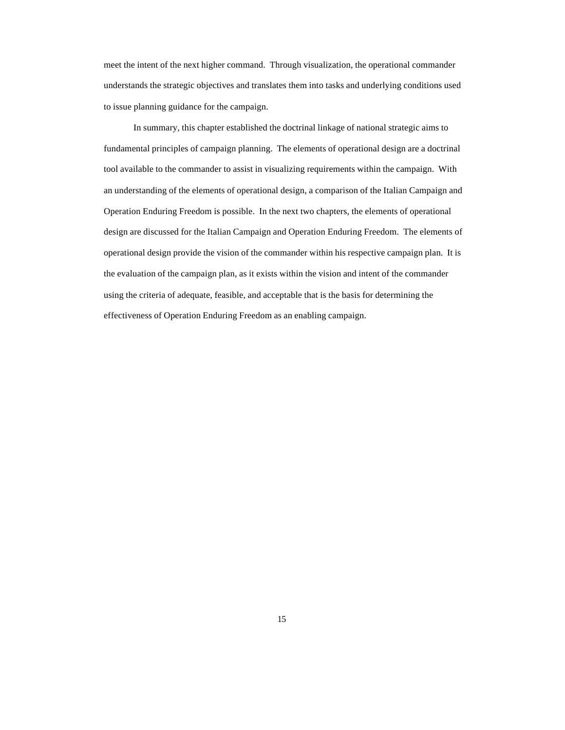meet the intent of the next higher command. Through visualization, the operational commander understands the strategic objectives and translates them into tasks and underlying conditions used to issue planning guidance for the campaign.

In summary, this chapter established the doctrinal linkage of national strategic aims to fundamental principles of campaign planning. The elements of operational design are a doctrinal tool available to the commander to assist in visualizing requirements within the campaign. With an understanding of the elements of operational design, a comparison of the Italian Campaign and Operation Enduring Freedom is possible. In the next two chapters, the elements of operational design are discussed for the Italian Campaign and Operation Enduring Freedom. The elements of operational design provide the vision of the commander within his respective campaign plan. It is the evaluation of the campaign plan, as it exists within the vision and intent of the commander using the criteria of adequate, feasible, and acceptable that is the basis for determining the effectiveness of Operation Enduring Freedom as an enabling campaign.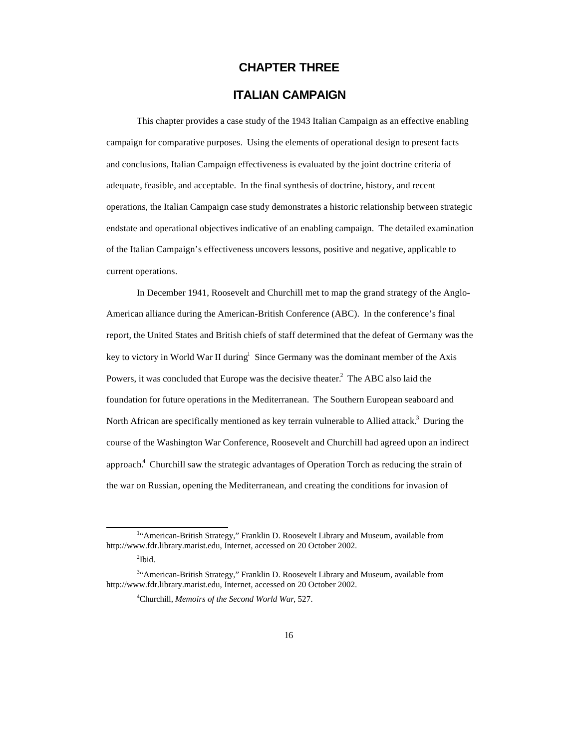# CHAPTER THREE

# ITALIAN CAMPAIGN

This chapter provides a case study of the 1943 Italian Campaign as an effective enabling campaign for comparative purposes. Using the elements of operational design to present facts and conclusions, Italian Campaign effectiveness is evaluated by the joint doctrine criteria of adequate, feasible, and acceptable. In the final synthesis of doctrine, history, and recent operations, the Italian Campaign case study demonstrates a historic relationship between strategic endstate and operational objectives indicative of an enabling campaign. The detailed examination of the Italian Campaign's effectiveness uncovers lessons, positive and negative, applicable to current operations.

In December 1941, Roosevelt and Churchill met to map the grand strategy of the Anglo-American alliance during the American-British Conference (ABC). In the conference's final report, the United States and British chiefs of staff determined that the defeat of Germany was the key to victory in World War II during[1] Since Germany was the dominant member of the Axis Powers, it was concluded that Europe was the decisive theater.[2] The ABC also laid the foundation for future operations in the Mediterranean. The Southern European seaboard and North African are specifically mentioned as key terrain vulnerable to Allied attack.[3] During the course of the Washington War Conference, Roosevelt and Churchill had agreed upon an indirect approach.[4] Churchill saw the strategic advantages of Operation Torch as reducing the strain of the war on Russian, opening the Mediterranean, and creating the conditions for invasion of

---

[1] "American-British Strategy," Franklin D. Roosevelt Library and Museum, available from http://www.fdr.library.marist.edu, Internet, accessed on 20 October 2002.

[2] Ibid.

[3] "American-British Strategy," Franklin D. Roosevelt Library and Museum, available from http://www.fdr.library.marist.edu, Internet, accessed on 20 October 2002.

[4] Churchill, *Memoirs of the Second World War*, 527.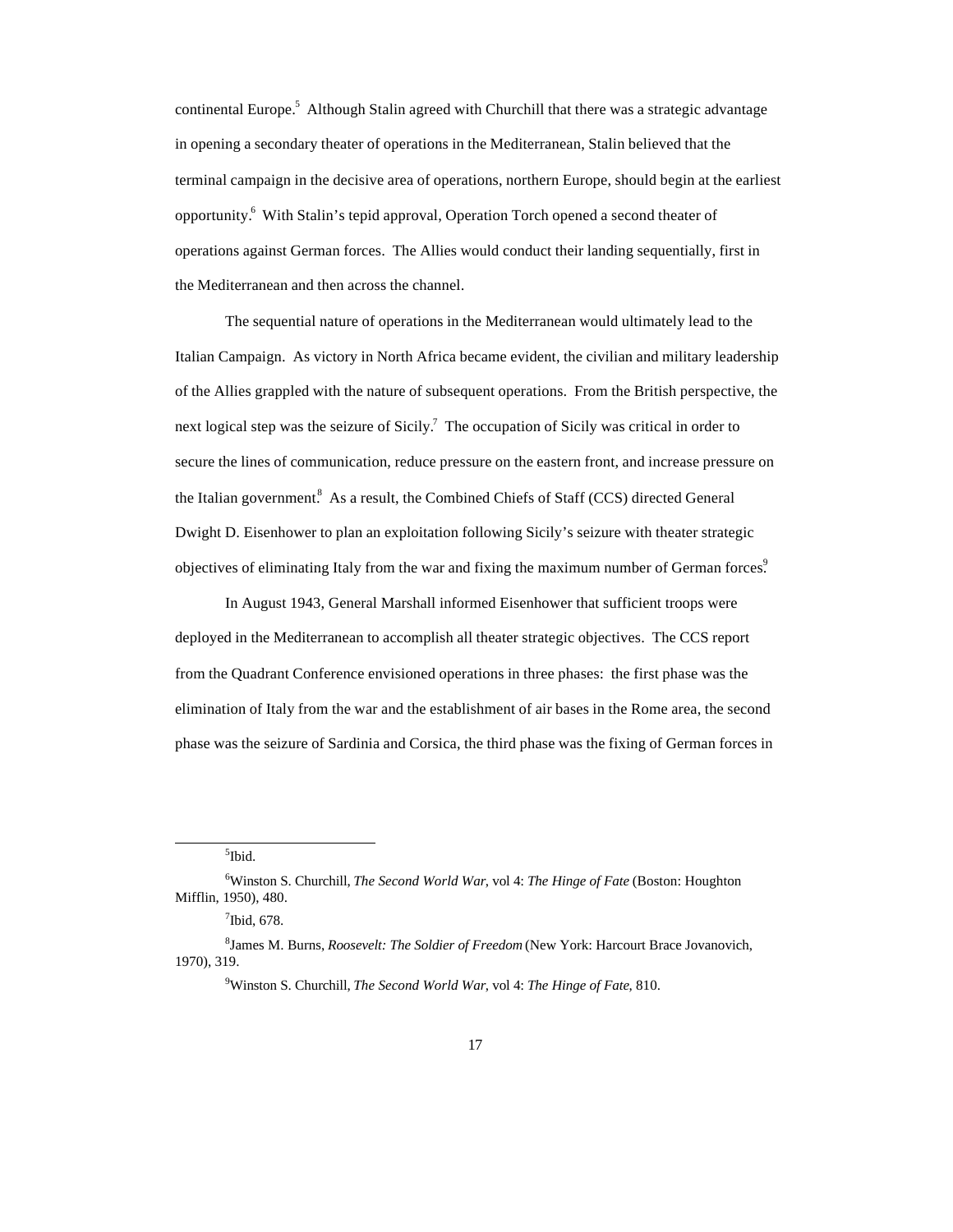continental Europe.[5] Although Stalin agreed with Churchill that there was a strategic advantage in opening a secondary theater of operations in the Mediterranean, Stalin believed that the terminal campaign in the decisive area of operations, northern Europe, should begin at the earliest opportunity.[6] With Stalin's tepid approval, Operation Torch opened a second theater of operations against German forces. The Allies would conduct their landing sequentially, first in the Mediterranean and then across the channel.

The sequential nature of operations in the Mediterranean would ultimately lead to the Italian Campaign. As victory in North Africa became evident, the civilian and military leadership of the Allies grappled with the nature of subsequent operations. From the British perspective, the next logical step was the seizure of Sicily.[7] The occupation of Sicily was critical in order to secure the lines of communication, reduce pressure on the eastern front, and increase pressure on the Italian government.[8] As a result, the Combined Chiefs of Staff (CCS) directed General Dwight D. Eisenhower to plan an exploitation following Sicily's seizure with theater strategic objectives of eliminating Italy from the war and fixing the maximum number of German forces.[9]

In August 1943, General Marshall informed Eisenhower that sufficient troops were deployed in the Mediterranean to accomplish all theater strategic objectives. The CCS report from the Quadrant Conference envisioned operations in three phases: the first phase was the elimination of Italy from the war and the establishment of air bases in the Rome area, the second phase was the seizure of Sardinia and Corsica, the third phase was the fixing of German forces in

---

[5]Ibid.

[6]Winston S. Churchill, *The Second World War*, vol 4: *The Hinge of Fate* (Boston: Houghton Mifflin, 1950), 480.

[7]Ibid, 678.

[8]James M. Burns, *Roosevelt: The Soldier of Freedom* (New York: Harcourt Brace Jovanovich, 1970), 319.

[9]Winston S. Churchill, *The Second World War*, vol 4: *The Hinge of Fate*, 810.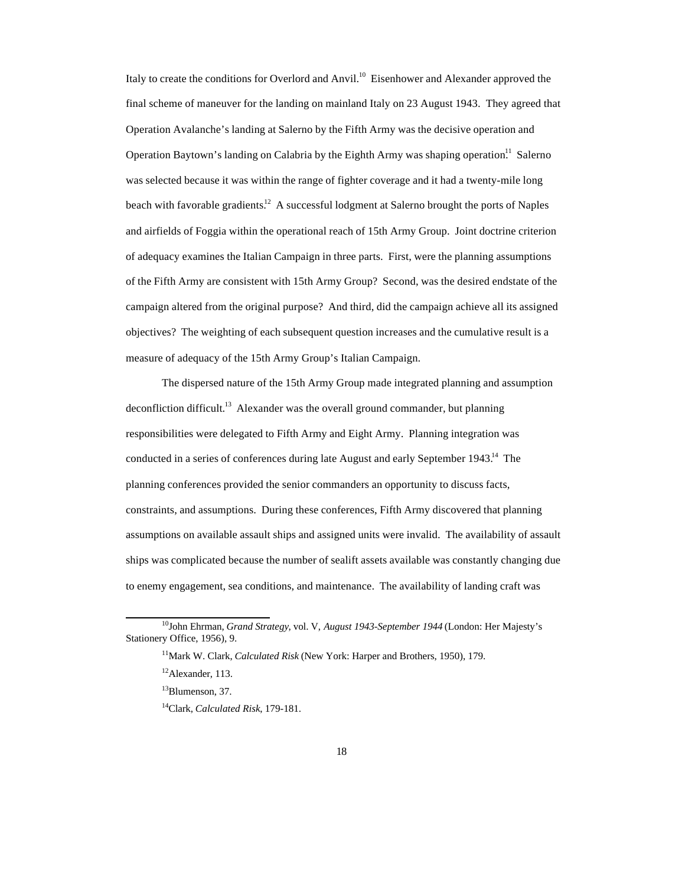Italy to create the conditions for Overlord and Anvil.[10] Eisenhower and Alexander approved the final scheme of maneuver for the landing on mainland Italy on 23 August 1943. They agreed that Operation Avalanche's landing at Salerno by the Fifth Army was the decisive operation and Operation Baytown's landing on Calabria by the Eighth Army was shaping operation.[11] Salerno was selected because it was within the range of fighter coverage and it had a twenty-mile long beach with favorable gradients.[12] A successful lodgment at Salerno brought the ports of Naples and airfields of Foggia within the operational reach of 15th Army Group. Joint doctrine criterion of adequacy examines the Italian Campaign in three parts. First, were the planning assumptions of the Fifth Army are consistent with 15th Army Group? Second, was the desired endstate of the campaign altered from the original purpose? And third, did the campaign achieve all its assigned objectives? The weighting of each subsequent question increases and the cumulative result is a measure of adequacy of the 15th Army Group's Italian Campaign.

The dispersed nature of the 15th Army Group made integrated planning and assumption deconfliction difficult.[13] Alexander was the overall ground commander, but planning responsibilities were delegated to Fifth Army and Eight Army. Planning integration was conducted in a series of conferences during late August and early September 1943.[14] The planning conferences provided the senior commanders an opportunity to discuss facts, constraints, and assumptions. During these conferences, Fifth Army discovered that planning assumptions on available assault ships and assigned units were invalid. The availability of assault ships was complicated because the number of sealift assets available was constantly changing due to enemy engagement, sea conditions, and maintenance. The availability of landing craft was

---

[10] John Ehrman, *Grand Strategy*, vol. V, *August 1943-September 1944* (London: Her Majesty's Stationery Office, 1956), 9.

[11] Mark W. Clark, *Calculated Risk* (New York: Harper and Brothers, 1950), 179.

[12] Alexander, 113.

[13] Blumenson, 37.

[14] Clark, *Calculated Risk*, 179-181.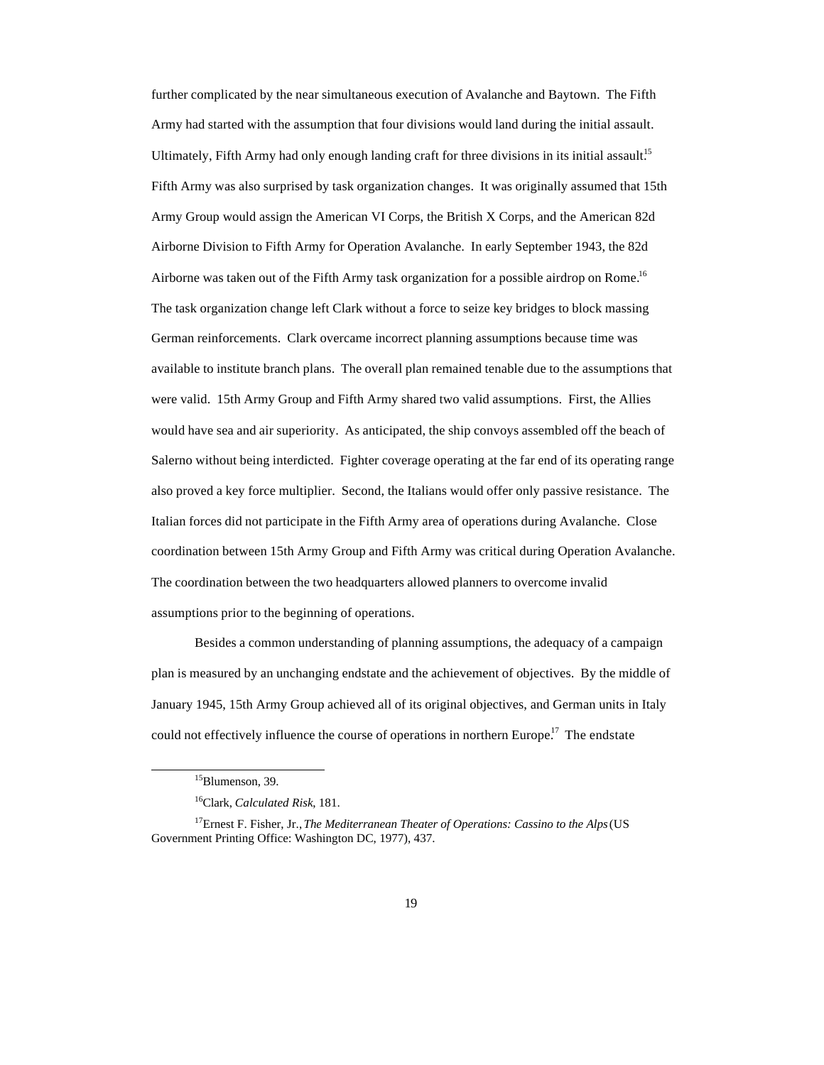further complicated by the near simultaneous execution of Avalanche and Baytown. The Fifth Army had started with the assumption that four divisions would land during the initial assault. Ultimately, Fifth Army had only enough landing craft for three divisions in its initial assault.[15] Fifth Army was also surprised by task organization changes. It was originally assumed that 15th Army Group would assign the American VI Corps, the British X Corps, and the American 82d Airborne Division to Fifth Army for Operation Avalanche. In early September 1943, the 82d Airborne was taken out of the Fifth Army task organization for a possible airdrop on Rome.[16] The task organization change left Clark without a force to seize key bridges to block massing German reinforcements. Clark overcame incorrect planning assumptions because time was available to institute branch plans. The overall plan remained tenable due to the assumptions that were valid. 15th Army Group and Fifth Army shared two valid assumptions. First, the Allies would have sea and air superiority. As anticipated, the ship convoys assembled off the beach of Salerno without being interdicted. Fighter coverage operating at the far end of its operating range also proved a key force multiplier. Second, the Italians would offer only passive resistance. The Italian forces did not participate in the Fifth Army area of operations during Avalanche. Close coordination between 15th Army Group and Fifth Army was critical during Operation Avalanche. The coordination between the two headquarters allowed planners to overcome invalid assumptions prior to the beginning of operations.

Besides a common understanding of planning assumptions, the adequacy of a campaign plan is measured by an unchanging endstate and the achievement of objectives. By the middle of January 1945, 15th Army Group achieved all of its original objectives, and German units in Italy could not effectively influence the course of operations in northern Europe.[17] The endstate

---

[15] Blumenson, 39.

[16] Clark, *Calculated Risk*, 181.

[17] Ernest F. Fisher, Jr., *The Mediterranean Theater of Operations: Cassino to the Alps* (US Government Printing Office: Washington DC, 1977), 437.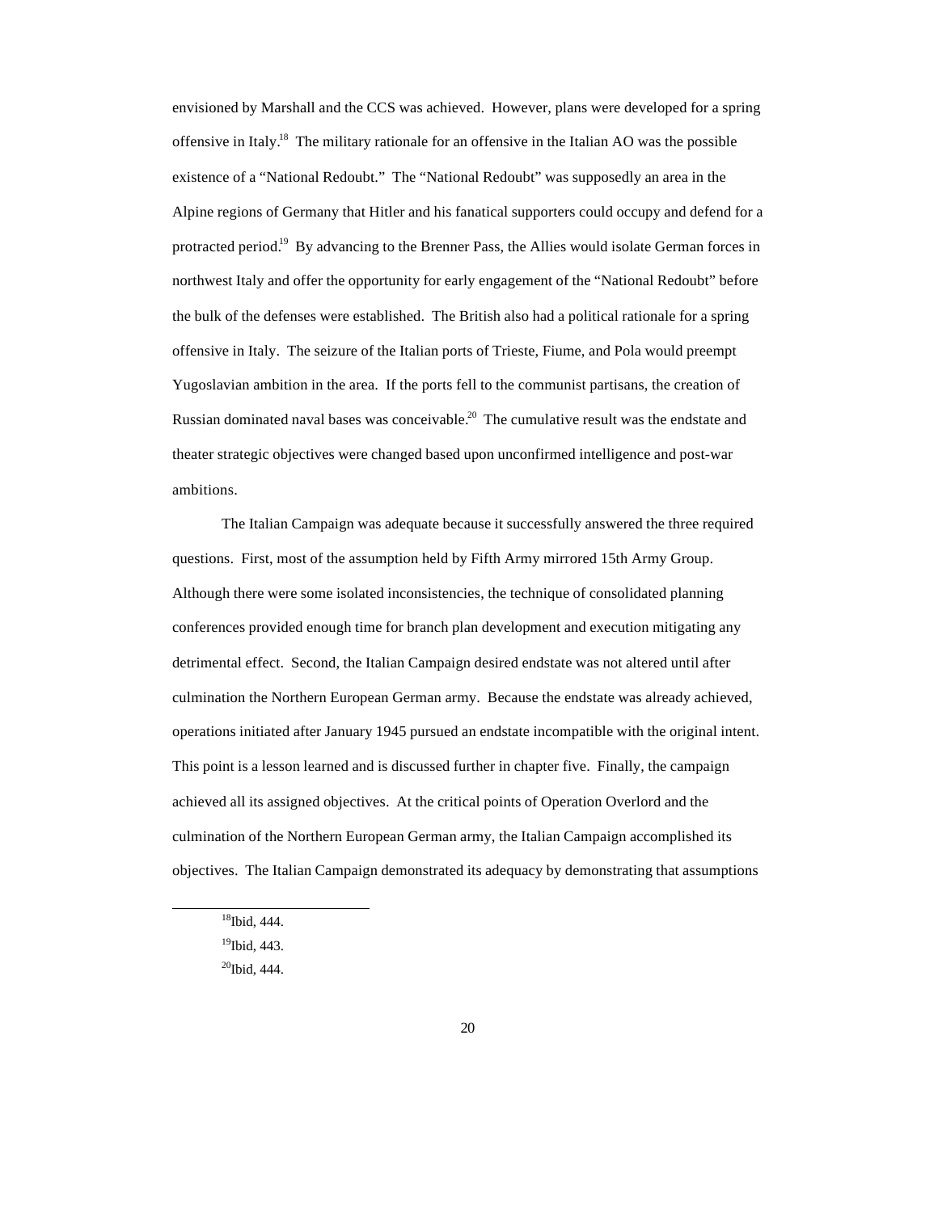envisioned by Marshall and the CCS was achieved. However, plans were developed for a spring offensive in Italy.[18] The military rationale for an offensive in the Italian AO was the possible existence of a "National Redoubt." The "National Redoubt" was supposedly an area in the Alpine regions of Germany that Hitler and his fanatical supporters could occupy and defend for a protracted period.[19] By advancing to the Brenner Pass, the Allies would isolate German forces in northwest Italy and offer the opportunity for early engagement of the "National Redoubt" before the bulk of the defenses were established. The British also had a political rationale for a spring offensive in Italy. The seizure of the Italian ports of Trieste, Fiume, and Pola would preempt Yugoslavian ambition in the area. If the ports fell to the communist partisans, the creation of Russian dominated naval bases was conceivable.[20] The cumulative result was the endstate and theater strategic objectives were changed based upon unconfirmed intelligence and post-war ambitions.

The Italian Campaign was adequate because it successfully answered the three required questions. First, most of the assumption held by Fifth Army mirrored 15th Army Group. Although there were some isolated inconsistencies, the technique of consolidated planning conferences provided enough time for branch plan development and execution mitigating any detrimental effect. Second, the Italian Campaign desired endstate was not altered until after culmination the Northern European German army. Because the endstate was already achieved, operations initiated after January 1945 pursued an endstate incompatible with the original intent. This point is a lesson learned and is discussed further in chapter five. Finally, the campaign achieved all its assigned objectives. At the critical points of Operation Overlord and the culmination of the Northern European German army, the Italian Campaign accomplished its objectives. The Italian Campaign demonstrated its adequacy by demonstrating that assumptions

[18] Ibid, 444.

[19] Ibid, 443.

[20] Ibid, 444.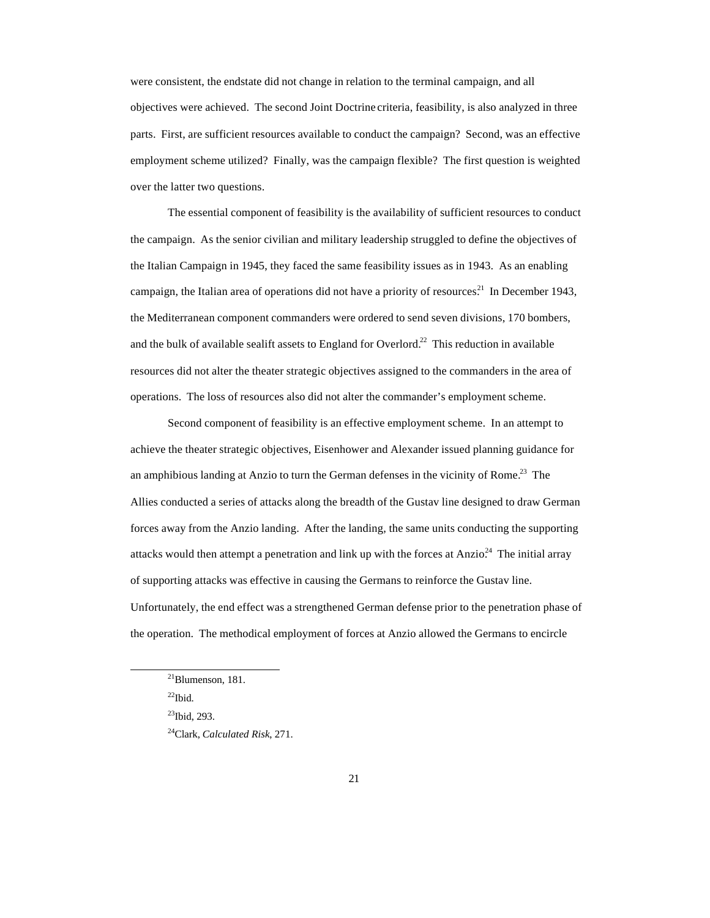were consistent, the endstate did not change in relation to the terminal campaign, and all objectives were achieved. The second Joint Doctrine criteria, feasibility, is also analyzed in three parts. First, are sufficient resources available to conduct the campaign? Second, was an effective employment scheme utilized? Finally, was the campaign flexible? The first question is weighted over the latter two questions.

The essential component of feasibility is the availability of sufficient resources to conduct the campaign. As the senior civilian and military leadership struggled to define the objectives of the Italian Campaign in 1945, they faced the same feasibility issues as in 1943. As an enabling campaign, the Italian area of operations did not have a priority of resources.[21] In December 1943, the Mediterranean component commanders were ordered to send seven divisions, 170 bombers, and the bulk of available sealift assets to England for Overlord.[22] This reduction in available resources did not alter the theater strategic objectives assigned to the commanders in the area of operations. The loss of resources also did not alter the commander's employment scheme.

Second component of feasibility is an effective employment scheme. In an attempt to achieve the theater strategic objectives, Eisenhower and Alexander issued planning guidance for an amphibious landing at Anzio to turn the German defenses in the vicinity of Rome.[23] The Allies conducted a series of attacks along the breadth of the Gustav line designed to draw German forces away from the Anzio landing. After the landing, the same units conducting the supporting attacks would then attempt a penetration and link up with the forces at Anzio.[24] The initial array of supporting attacks was effective in causing the Germans to reinforce the Gustav line. Unfortunately, the end effect was a strengthened German defense prior to the penetration phase of the operation. The methodical employment of forces at Anzio allowed the Germans to encircle

---

[21]Blumenson, 181.

[22]Ibid.

[23]Ibid, 293.

[24]Clark, *Calculated Risk*, 271.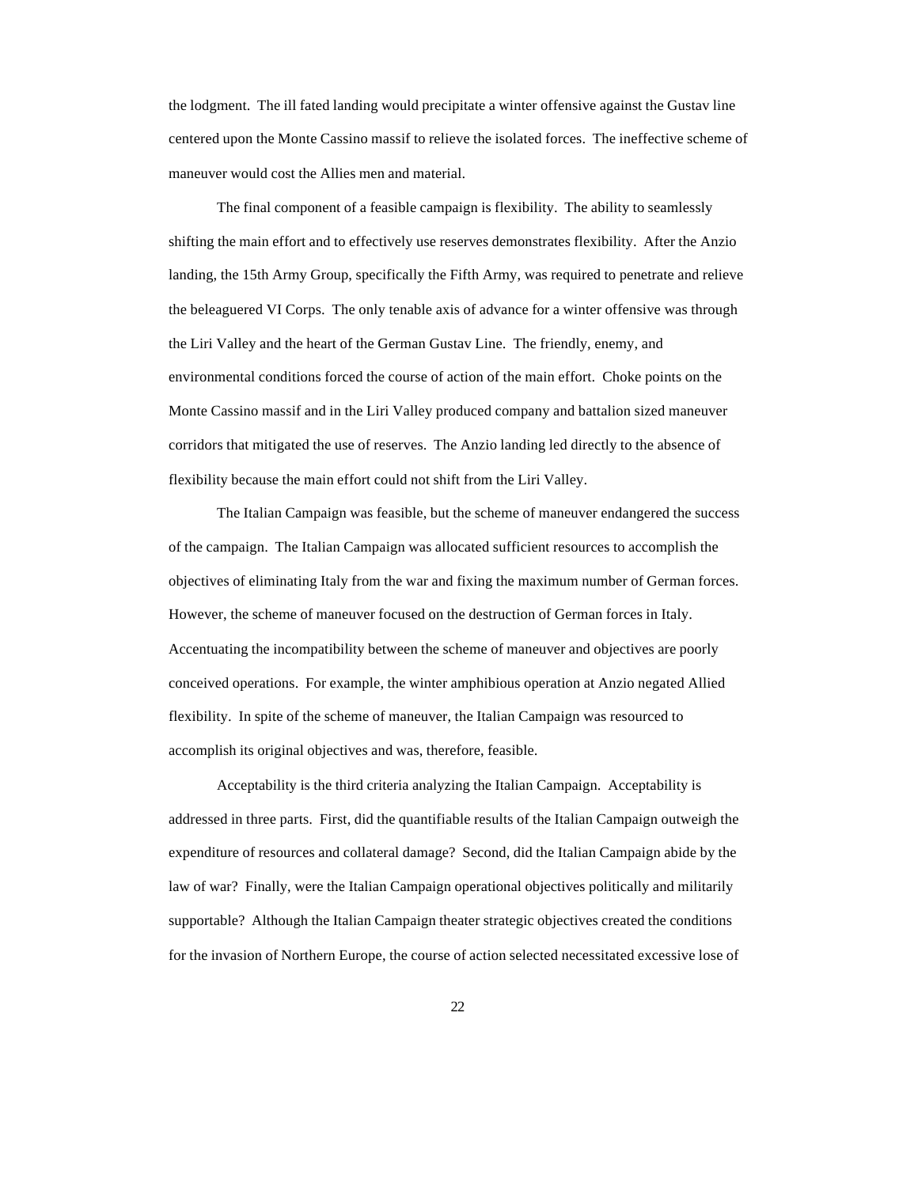the lodgment. The ill fated landing would precipitate a winter offensive against the Gustav line centered upon the Monte Cassino massif to relieve the isolated forces. The ineffective scheme of maneuver would cost the Allies men and material.

The final component of a feasible campaign is flexibility. The ability to seamlessly shifting the main effort and to effectively use reserves demonstrates flexibility. After the Anzio landing, the 15th Army Group, specifically the Fifth Army, was required to penetrate and relieve the beleaguered VI Corps. The only tenable axis of advance for a winter offensive was through the Liri Valley and the heart of the German Gustav Line. The friendly, enemy, and environmental conditions forced the course of action of the main effort. Choke points on the Monte Cassino massif and in the Liri Valley produced company and battalion sized maneuver corridors that mitigated the use of reserves. The Anzio landing led directly to the absence of flexibility because the main effort could not shift from the Liri Valley.

The Italian Campaign was feasible, but the scheme of maneuver endangered the success of the campaign. The Italian Campaign was allocated sufficient resources to accomplish the objectives of eliminating Italy from the war and fixing the maximum number of German forces. However, the scheme of maneuver focused on the destruction of German forces in Italy. Accentuating the incompatibility between the scheme of maneuver and objectives are poorly conceived operations. For example, the winter amphibious operation at Anzio negated Allied flexibility. In spite of the scheme of maneuver, the Italian Campaign was resourced to accomplish its original objectives and was, therefore, feasible.

Acceptability is the third criteria analyzing the Italian Campaign. Acceptability is addressed in three parts. First, did the quantifiable results of the Italian Campaign outweigh the expenditure of resources and collateral damage? Second, did the Italian Campaign abide by the law of war? Finally, were the Italian Campaign operational objectives politically and militarily supportable? Although the Italian Campaign theater strategic objectives created the conditions for the invasion of Northern Europe, the course of action selected necessitated excessive lose of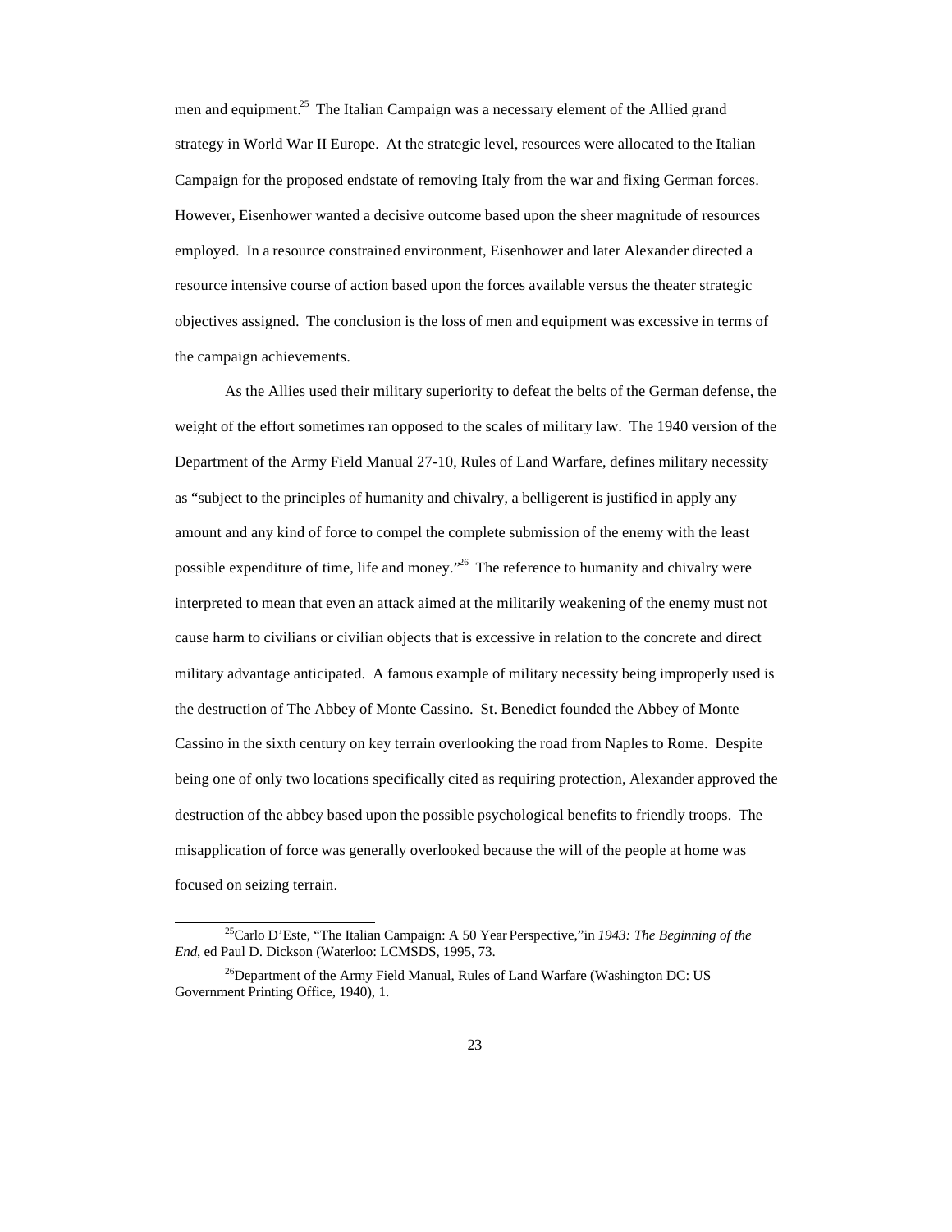men and equipment.[25] The Italian Campaign was a necessary element of the Allied grand strategy in World War II Europe. At the strategic level, resources were allocated to the Italian Campaign for the proposed endstate of removing Italy from the war and fixing German forces. However, Eisenhower wanted a decisive outcome based upon the sheer magnitude of resources employed. In a resource constrained environment, Eisenhower and later Alexander directed a resource intensive course of action based upon the forces available versus the theater strategic objectives assigned. The conclusion is the loss of men and equipment was excessive in terms of the campaign achievements.

As the Allies used their military superiority to defeat the belts of the German defense, the weight of the effort sometimes ran opposed to the scales of military law. The 1940 version of the Department of the Army Field Manual 27-10, Rules of Land Warfare, defines military necessity as "subject to the principles of humanity and chivalry, a belligerent is justified in apply any amount and any kind of force to compel the complete submission of the enemy with the least possible expenditure of time, life and money."[26] The reference to humanity and chivalry were interpreted to mean that even an attack aimed at the militarily weakening of the enemy must not cause harm to civilians or civilian objects that is excessive in relation to the concrete and direct military advantage anticipated. A famous example of military necessity being improperly used is the destruction of The Abbey of Monte Cassino. St. Benedict founded the Abbey of Monte Cassino in the sixth century on key terrain overlooking the road from Naples to Rome. Despite being one of only two locations specifically cited as requiring protection, Alexander approved the destruction of the abbey based upon the possible psychological benefits to friendly troops. The misapplication of force was generally overlooked because the will of the people at home was focused on seizing terrain.

---

[25] Carlo D'Este, "The Italian Campaign: A 50 Year Perspective,"in *1943: The Beginning of the End*, ed Paul D. Dickson (Waterloo: LCMSDS, 1995, 73.

[26] Department of the Army Field Manual, Rules of Land Warfare (Washington DC: US Government Printing Office, 1940), 1.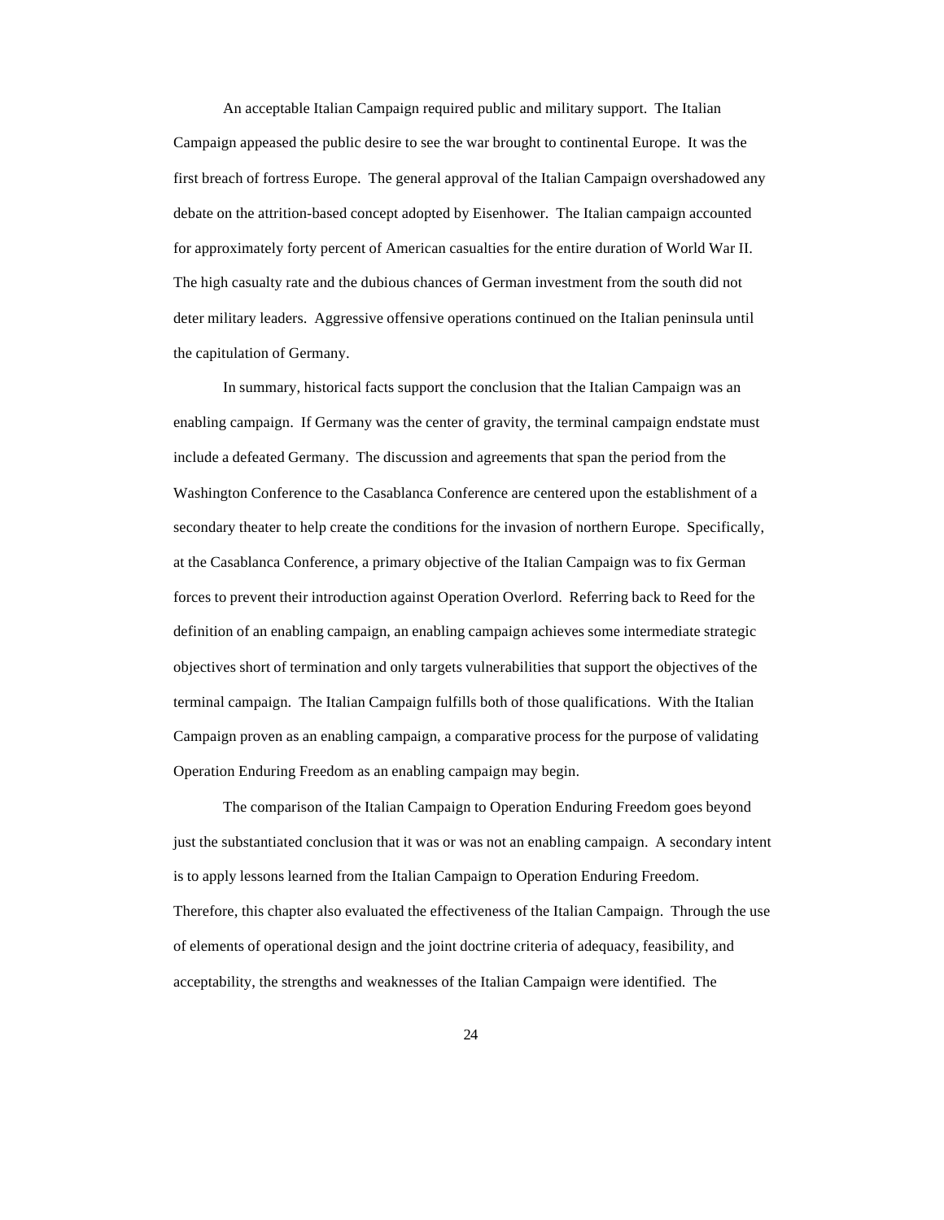An acceptable Italian Campaign required public and military support. The Italian Campaign appeased the public desire to see the war brought to continental Europe. It was the first breach of fortress Europe. The general approval of the Italian Campaign overshadowed any debate on the attrition-based concept adopted by Eisenhower. The Italian campaign accounted for approximately forty percent of American casualties for the entire duration of World War II. The high casualty rate and the dubious chances of German investment from the south did not deter military leaders. Aggressive offensive operations continued on the Italian peninsula until the capitulation of Germany.

In summary, historical facts support the conclusion that the Italian Campaign was an enabling campaign. If Germany was the center of gravity, the terminal campaign endstate must include a defeated Germany. The discussion and agreements that span the period from the Washington Conference to the Casablanca Conference are centered upon the establishment of a secondary theater to help create the conditions for the invasion of northern Europe. Specifically, at the Casablanca Conference, a primary objective of the Italian Campaign was to fix German forces to prevent their introduction against Operation Overlord. Referring back to Reed for the definition of an enabling campaign, an enabling campaign achieves some intermediate strategic objectives short of termination and only targets vulnerabilities that support the objectives of the terminal campaign. The Italian Campaign fulfills both of those qualifications. With the Italian Campaign proven as an enabling campaign, a comparative process for the purpose of validating Operation Enduring Freedom as an enabling campaign may begin.

The comparison of the Italian Campaign to Operation Enduring Freedom goes beyond just the substantiated conclusion that it was or was not an enabling campaign. A secondary intent is to apply lessons learned from the Italian Campaign to Operation Enduring Freedom. Therefore, this chapter also evaluated the effectiveness of the Italian Campaign. Through the use of elements of operational design and the joint doctrine criteria of adequacy, feasibility, and acceptability, the strengths and weaknesses of the Italian Campaign were identified. The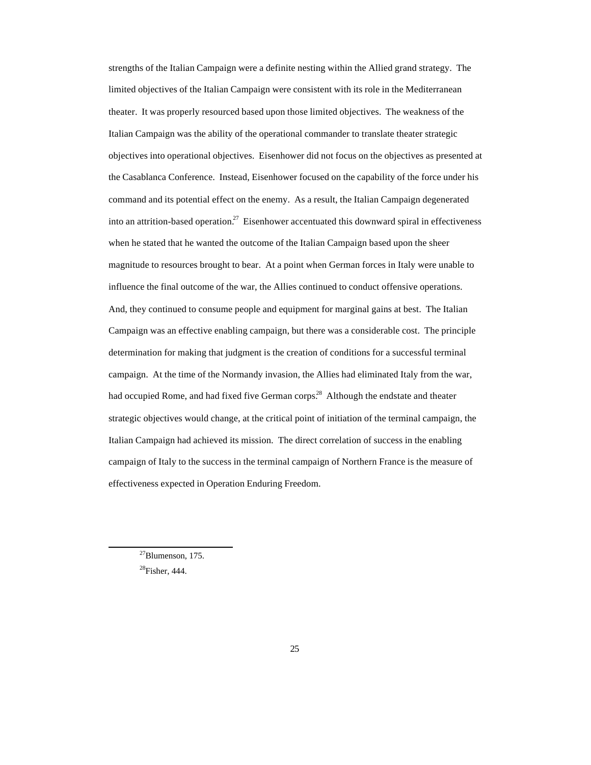strengths of the Italian Campaign were a definite nesting within the Allied grand strategy. The limited objectives of the Italian Campaign were consistent with its role in the Mediterranean theater. It was properly resourced based upon those limited objectives. The weakness of the Italian Campaign was the ability of the operational commander to translate theater strategic objectives into operational objectives. Eisenhower did not focus on the objectives as presented at the Casablanca Conference. Instead, Eisenhower focused on the capability of the force under his command and its potential effect on the enemy. As a result, the Italian Campaign degenerated into an attrition-based operation.[27] Eisenhower accentuated this downward spiral in effectiveness when he stated that he wanted the outcome of the Italian Campaign based upon the sheer magnitude to resources brought to bear. At a point when German forces in Italy were unable to influence the final outcome of the war, the Allies continued to conduct offensive operations. And, they continued to consume people and equipment for marginal gains at best. The Italian Campaign was an effective enabling campaign, but there was a considerable cost. The principle determination for making that judgment is the creation of conditions for a successful terminal campaign. At the time of the Normandy invasion, the Allies had eliminated Italy from the war, had occupied Rome, and had fixed five German corps.[28] Although the endstate and theater strategic objectives would change, at the critical point of initiation of the terminal campaign, the Italian Campaign had achieved its mission. The direct correlation of success in the enabling campaign of Italy to the success in the terminal campaign of Northern France is the measure of effectiveness expected in Operation Enduring Freedom.

---

[27] Blumenson, 175.

[28] Fisher, 444.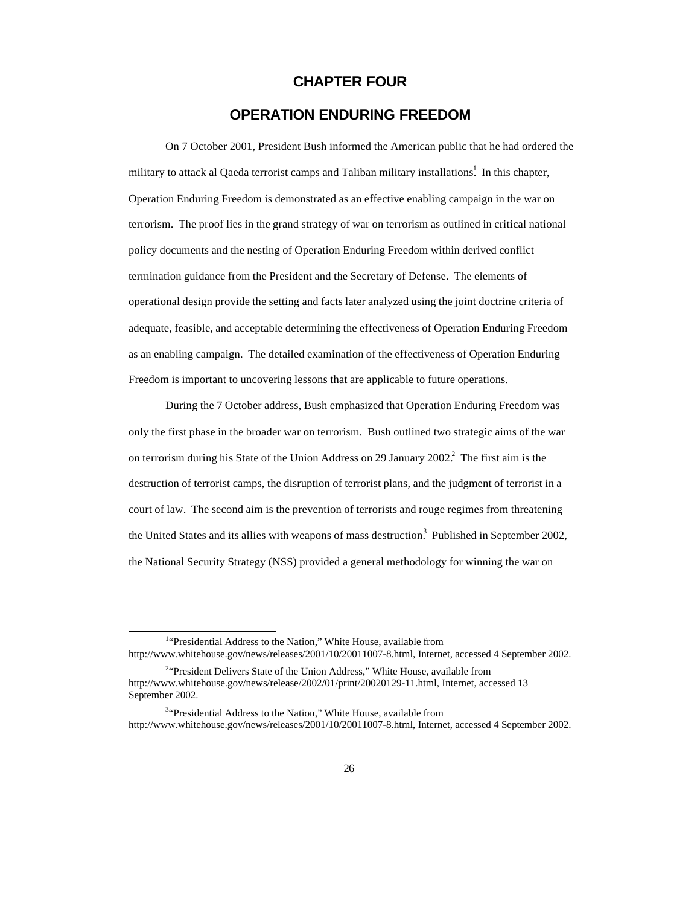# CHAPTER FOUR

## OPERATION ENDURING FREEDOM

On 7 October 2001, President Bush informed the American public that he had ordered the military to attack al Qaeda terrorist camps and Taliban military installations.[1] In this chapter, Operation Enduring Freedom is demonstrated as an effective enabling campaign in the war on terrorism. The proof lies in the grand strategy of war on terrorism as outlined in critical national policy documents and the nesting of Operation Enduring Freedom within derived conflict termination guidance from the President and the Secretary of Defense. The elements of operational design provide the setting and facts later analyzed using the joint doctrine criteria of adequate, feasible, and acceptable determining the effectiveness of Operation Enduring Freedom as an enabling campaign. The detailed examination of the effectiveness of Operation Enduring Freedom is important to uncovering lessons that are applicable to future operations.

During the 7 October address, Bush emphasized that Operation Enduring Freedom was only the first phase in the broader war on terrorism. Bush outlined two strategic aims of the war on terrorism during his State of the Union Address on 29 January 2002.[2] The first aim is the destruction of terrorist camps, the disruption of terrorist plans, and the judgment of terrorist in a court of law. The second aim is the prevention of terrorists and rouge regimes from threatening the United States and its allies with weapons of mass destruction.[3] Published in September 2002, the National Security Strategy (NSS) provided a general methodology for winning the war on

---

[1] "Presidential Address to the Nation," White House, available from http://www.whitehouse.gov/news/releases/2001/10/20011007-8.html, Internet, accessed 4 September 2002.

[2] "President Delivers State of the Union Address," White House, available from http://www.whitehouse.gov/news/release/2002/01/print/20020129-11.html, Internet, accessed 13 September 2002.

[3] "Presidential Address to the Nation," White House, available from http://www.whitehouse.gov/news/releases/2001/10/20011007-8.html, Internet, accessed 4 September 2002.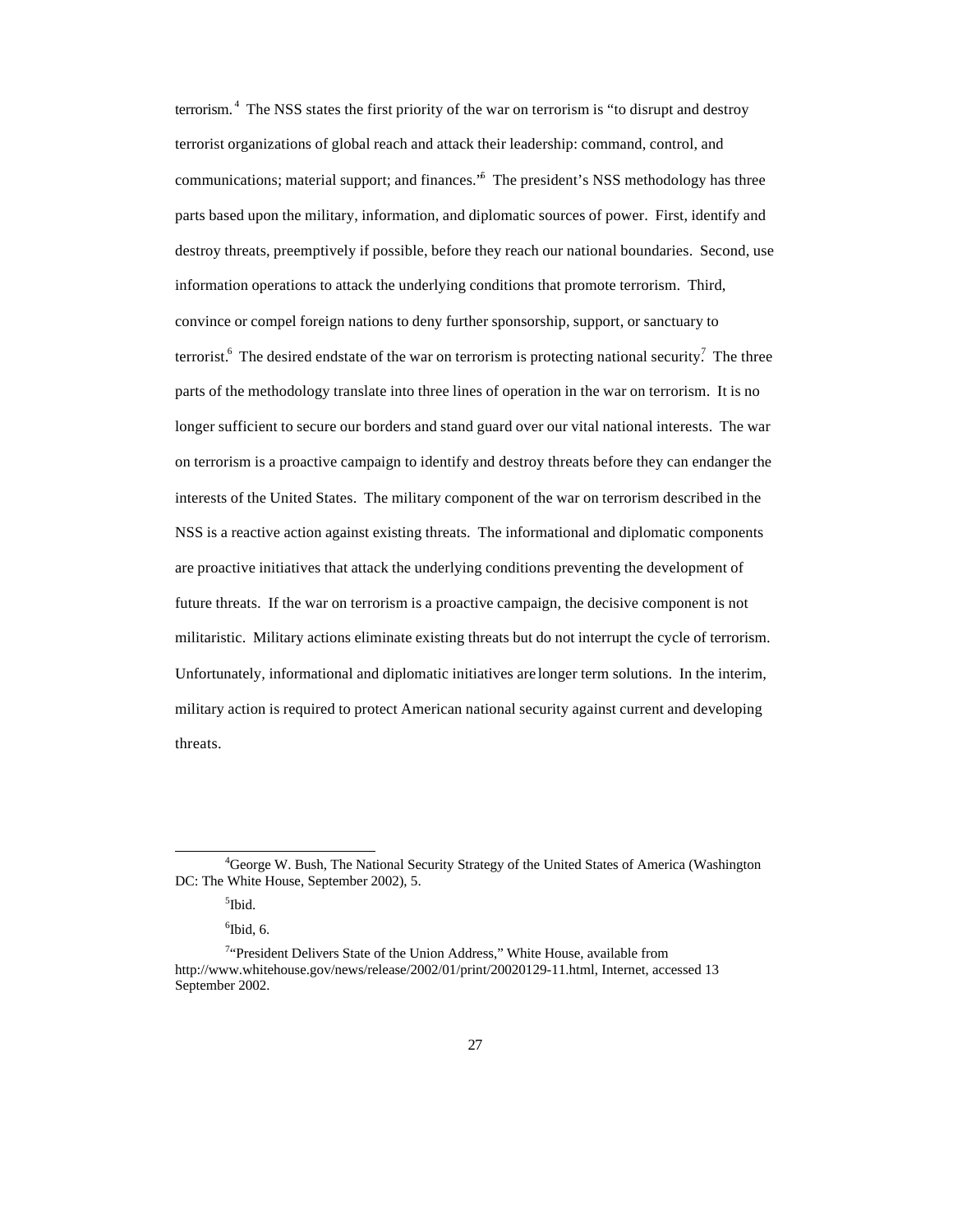terrorism.[4] The NSS states the first priority of the war on terrorism is "to disrupt and destroy terrorist organizations of global reach and attack their leadership: command, control, and communications; material support; and finances."[5] The president's NSS methodology has three parts based upon the military, information, and diplomatic sources of power. First, identify and destroy threats, preemptively if possible, before they reach our national boundaries. Second, use information operations to attack the underlying conditions that promote terrorism. Third, convince or compel foreign nations to deny further sponsorship, support, or sanctuary to terrorist.[6] The desired endstate of the war on terrorism is protecting national security.[7] The three parts of the methodology translate into three lines of operation in the war on terrorism. It is no longer sufficient to secure our borders and stand guard over our vital national interests. The war on terrorism is a proactive campaign to identify and destroy threats before they can endanger the interests of the United States. The military component of the war on terrorism described in the NSS is a reactive action against existing threats. The informational and diplomatic components are proactive initiatives that attack the underlying conditions preventing the development of future threats. If the war on terrorism is a proactive campaign, the decisive component is not militaristic. Military actions eliminate existing threats but do not interrupt the cycle of terrorism. Unfortunately, informational and diplomatic initiatives are longer term solutions. In the interim, military action is required to protect American national security against current and developing threats.

---

[4]George W. Bush, The National Security Strategy of the United States of America (Washington DC: The White House, September 2002), 5.

[5]Ibid.

[6]Ibid, 6.

[7]"President Delivers State of the Union Address," White House, available from http://www.whitehouse.gov/news/release/2002/01/print/20020129-11.html, Internet, accessed 13 September 2002.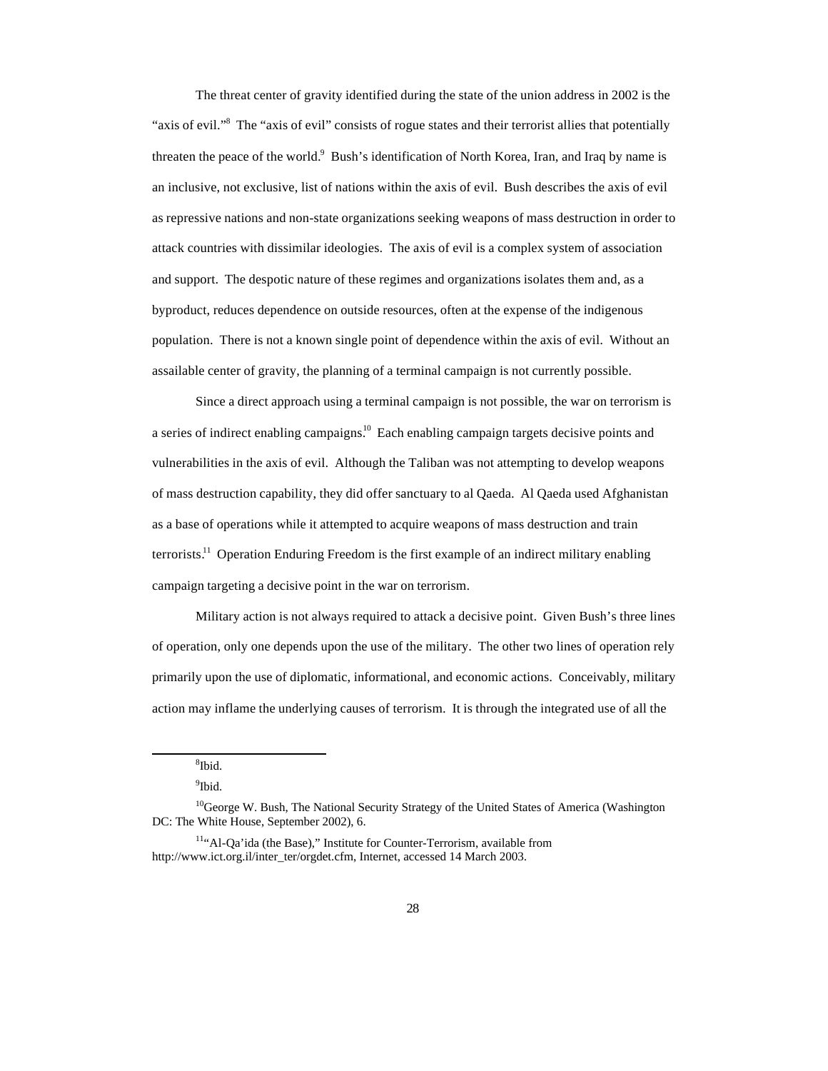The threat center of gravity identified during the state of the union address in 2002 is the "axis of evil."[8] The "axis of evil" consists of rogue states and their terrorist allies that potentially threaten the peace of the world.[9] Bush's identification of North Korea, Iran, and Iraq by name is an inclusive, not exclusive, list of nations within the axis of evil. Bush describes the axis of evil as repressive nations and non-state organizations seeking weapons of mass destruction in order to attack countries with dissimilar ideologies. The axis of evil is a complex system of association and support. The despotic nature of these regimes and organizations isolates them and, as a byproduct, reduces dependence on outside resources, often at the expense of the indigenous population. There is not a known single point of dependence within the axis of evil. Without an assailable center of gravity, the planning of a terminal campaign is not currently possible.

Since a direct approach using a terminal campaign is not possible, the war on terrorism is a series of indirect enabling campaigns.[10] Each enabling campaign targets decisive points and vulnerabilities in the axis of evil. Although the Taliban was not attempting to develop weapons of mass destruction capability, they did offer sanctuary to al Qaeda. Al Qaeda used Afghanistan as a base of operations while it attempted to acquire weapons of mass destruction and train terrorists.[11] Operation Enduring Freedom is the first example of an indirect military enabling campaign targeting a decisive point in the war on terrorism.

Military action is not always required to attack a decisive point. Given Bush's three lines of operation, only one depends upon the use of the military. The other two lines of operation rely primarily upon the use of diplomatic, informational, and economic actions. Conceivably, military action may inflame the underlying causes of terrorism. It is through the integrated use of all the

---

[8] Ibid.

[9] Ibid.

[10] George W. Bush, The National Security Strategy of the United States of America (Washington DC: The White House, September 2002), 6.

[11] "Al-Qa'ida (the Base)," Institute for Counter-Terrorism, available from http://www.ict.org.il/inter_ter/orgdet.cfm, Internet, accessed 14 March 2003.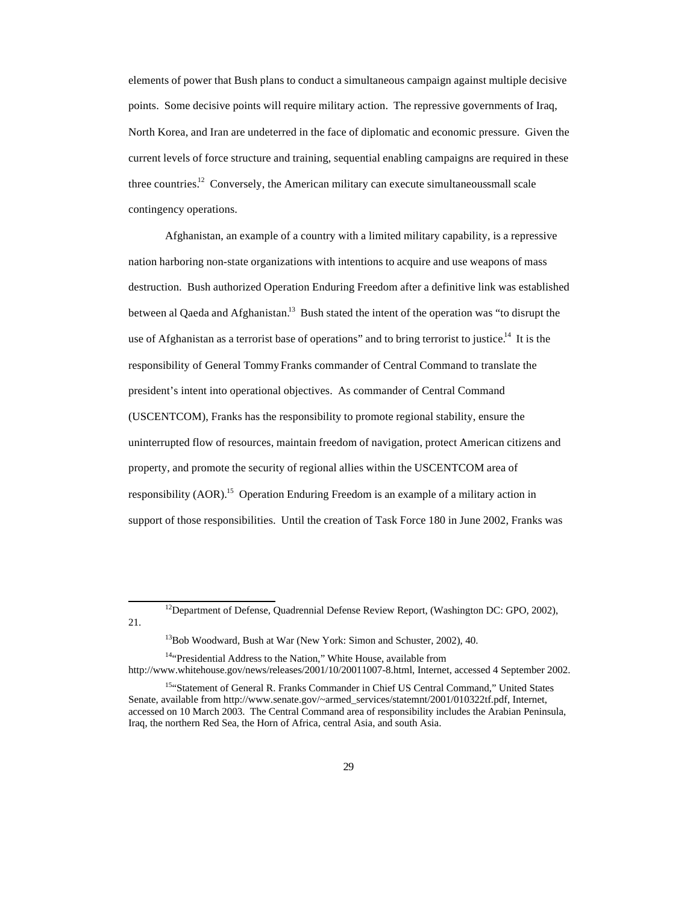elements of power that Bush plans to conduct a simultaneous campaign against multiple decisive points. Some decisive points will require military action. The repressive governments of Iraq, North Korea, and Iran are undeterred in the face of diplomatic and economic pressure. Given the current levels of force structure and training, sequential enabling campaigns are required in these three countries.[12] Conversely, the American military can execute simultaneoussmall scale contingency operations.

Afghanistan, an example of a country with a limited military capability, is a repressive nation harboring non-state organizations with intentions to acquire and use weapons of mass destruction. Bush authorized Operation Enduring Freedom after a definitive link was established between al Qaeda and Afghanistan.[13] Bush stated the intent of the operation was "to disrupt the use of Afghanistan as a terrorist base of operations" and to bring terrorist to justice.[14] It is the responsibility of General Tommy Franks commander of Central Command to translate the president's intent into operational objectives. As commander of Central Command (USCENTCOM), Franks has the responsibility to promote regional stability, ensure the uninterrupted flow of resources, maintain freedom of navigation, protect American citizens and property, and promote the security of regional allies within the USCENTCOM area of responsibility (AOR).[15] Operation Enduring Freedom is an example of a military action in support of those responsibilities. Until the creation of Task Force 180 in June 2002, Franks was

---

[12] Department of Defense, Quadrennial Defense Review Report, (Washington DC: GPO, 2002), 21.

[13] Bob Woodward, Bush at War (New York: Simon and Schuster, 2002), 40.

[14] "Presidential Address to the Nation," White House, available from http://www.whitehouse.gov/news/releases/2001/10/20011007-8.html, Internet, accessed 4 September 2002.

[15] "Statement of General R. Franks Commander in Chief US Central Command," United States Senate, available from http://www.senate.gov/~armed_services/statemnt/2001/010322tf.pdf, Internet, accessed on 10 March 2003. The Central Command area of responsibility includes the Arabian Peninsula, Iraq, the northern Red Sea, the Horn of Africa, central Asia, and south Asia.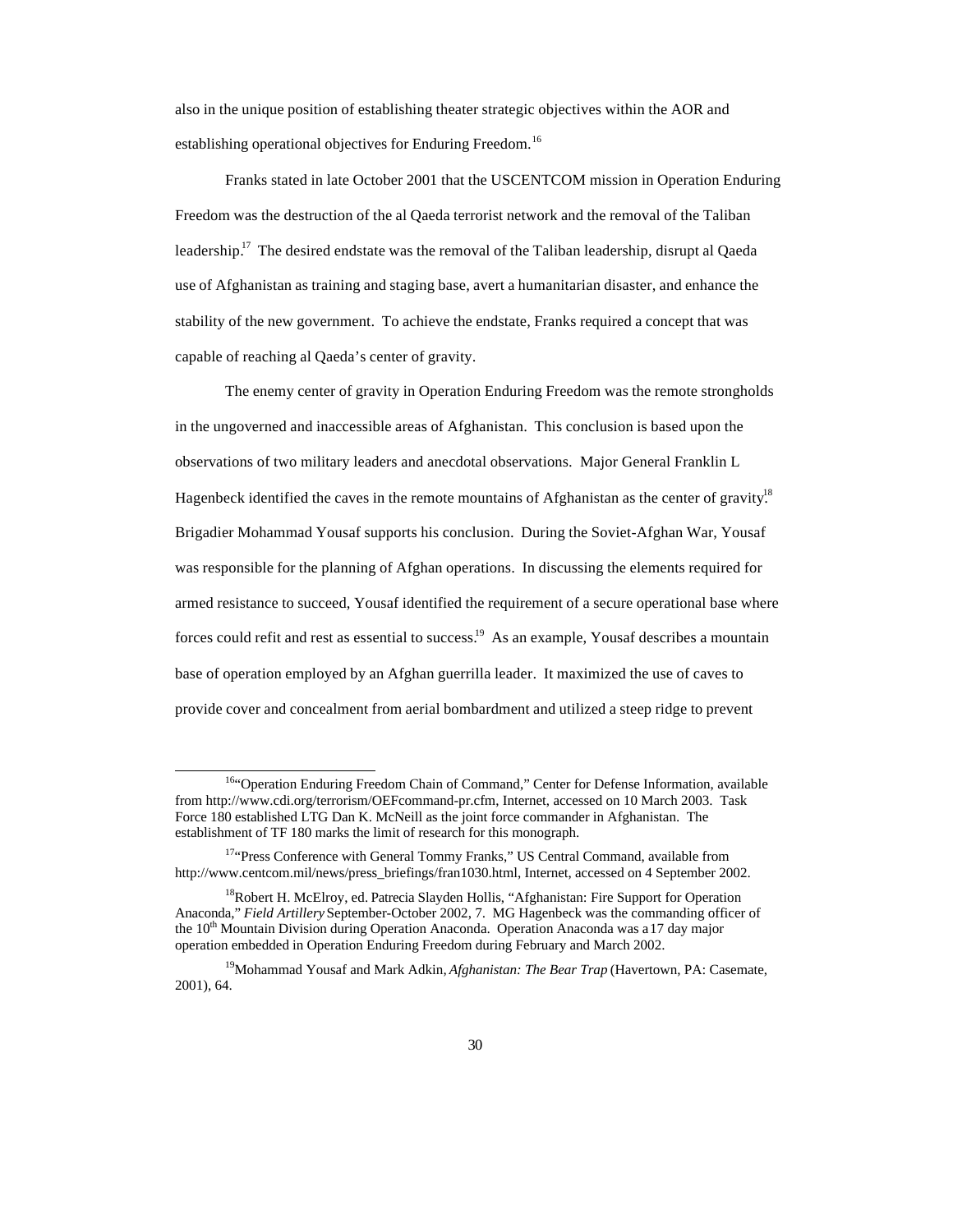also in the unique position of establishing theater strategic objectives within the AOR and establishing operational objectives for Enduring Freedom.[16]

Franks stated in late October 2001 that the USCENTCOM mission in Operation Enduring Freedom was the destruction of the al Qaeda terrorist network and the removal of the Taliban leadership.[17] The desired endstate was the removal of the Taliban leadership, disrupt al Qaeda use of Afghanistan as training and staging base, avert a humanitarian disaster, and enhance the stability of the new government. To achieve the endstate, Franks required a concept that was capable of reaching al Qaeda's center of gravity.

The enemy center of gravity in Operation Enduring Freedom was the remote strongholds in the ungoverned and inaccessible areas of Afghanistan. This conclusion is based upon the observations of two military leaders and anecdotal observations. Major General Franklin L Hagenbeck identified the caves in the remote mountains of Afghanistan as the center of gravity.[18] Brigadier Mohammad Yousaf supports his conclusion. During the Soviet-Afghan War, Yousaf was responsible for the planning of Afghan operations. In discussing the elements required for armed resistance to succeed, Yousaf identified the requirement of a secure operational base where forces could refit and rest as essential to success.[19] As an example, Yousaf describes a mountain base of operation employed by an Afghan guerrilla leader. It maximized the use of caves to provide cover and concealment from aerial bombardment and utilized a steep ridge to prevent

---

[16] "Operation Enduring Freedom Chain of Command," Center for Defense Information, available from http://www.cdi.org/terrorism/OEFcommand-pr.cfm, Internet, accessed on 10 March 2003. Task Force 180 established LTG Dan K. McNeill as the joint force commander in Afghanistan. The establishment of TF 180 marks the limit of research for this monograph.

[17] "Press Conference with General Tommy Franks," US Central Command, available from http://www.centcom.mil/news/press_briefings/fran1030.html, Internet, accessed on 4 September 2002.

[18] Robert H. McElroy, ed. Patrecia Slayden Hollis, "Afghanistan: Fire Support for Operation Anaconda," *Field Artillery* September-October 2002, 7. MG Hagenbeck was the commanding officer of the 10th Mountain Division during Operation Anaconda. Operation Anaconda was a 17 day major operation embedded in Operation Enduring Freedom during February and March 2002.

[19] Mohammad Yousaf and Mark Adkin, *Afghanistan: The Bear Trap* (Havertown, PA: Casemate, 2001), 64.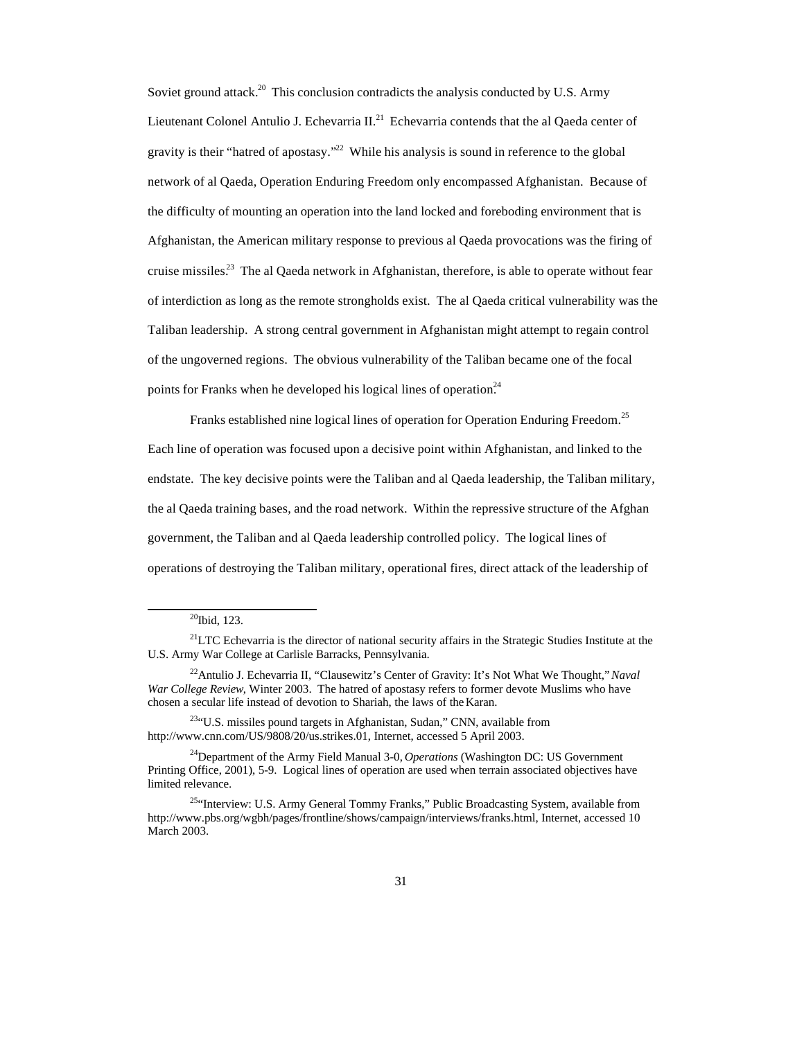Soviet ground attack.[20] This conclusion contradicts the analysis conducted by U.S. Army Lieutenant Colonel Antulio J. Echevarria II.[21] Echevarria contends that the al Qaeda center of gravity is their "hatred of apostasy."[22] While his analysis is sound in reference to the global network of al Qaeda, Operation Enduring Freedom only encompassed Afghanistan. Because of the difficulty of mounting an operation into the land locked and foreboding environment that is Afghanistan, the American military response to previous al Qaeda provocations was the firing of cruise missiles.[23] The al Qaeda network in Afghanistan, therefore, is able to operate without fear of interdiction as long as the remote strongholds exist. The al Qaeda critical vulnerability was the Taliban leadership. A strong central government in Afghanistan might attempt to regain control of the ungoverned regions. The obvious vulnerability of the Taliban became one of the focal points for Franks when he developed his logical lines of operation.[24]

Franks established nine logical lines of operation for Operation Enduring Freedom.[25] Each line of operation was focused upon a decisive point within Afghanistan, and linked to the endstate. The key decisive points were the Taliban and al Qaeda leadership, the Taliban military, the al Qaeda training bases, and the road network. Within the repressive structure of the Afghan government, the Taliban and al Qaeda leadership controlled policy. The logical lines of operations of destroying the Taliban military, operational fires, direct attack of the leadership of

---

[20] Ibid, 123.

[21] LTC Echevarria is the director of national security affairs in the Strategic Studies Institute at the U.S. Army War College at Carlisle Barracks, Pennsylvania.

[22] Antulio J. Echevarria II, "Clausewitz's Center of Gravity: It's Not What We Thought," *Naval War College Review*, Winter 2003. The hatred of apostasy refers to former devote Muslims who have chosen a secular life instead of devotion to Shariah, the laws of the Karan.

[23] "U.S. missiles pound targets in Afghanistan, Sudan," CNN, available from http://www.cnn.com/US/9808/20/us.strikes.01, Internet, accessed 5 April 2003.

[24] Department of the Army Field Manual 3-0, *Operations* (Washington DC: US Government Printing Office, 2001), 5-9. Logical lines of operation are used when terrain associated objectives have limited relevance.

[25] "Interview: U.S. Army General Tommy Franks," Public Broadcasting System, available from http://www.pbs.org/wgbh/pages/frontline/shows/campaign/interviews/franks.html, Internet, accessed 10 March 2003.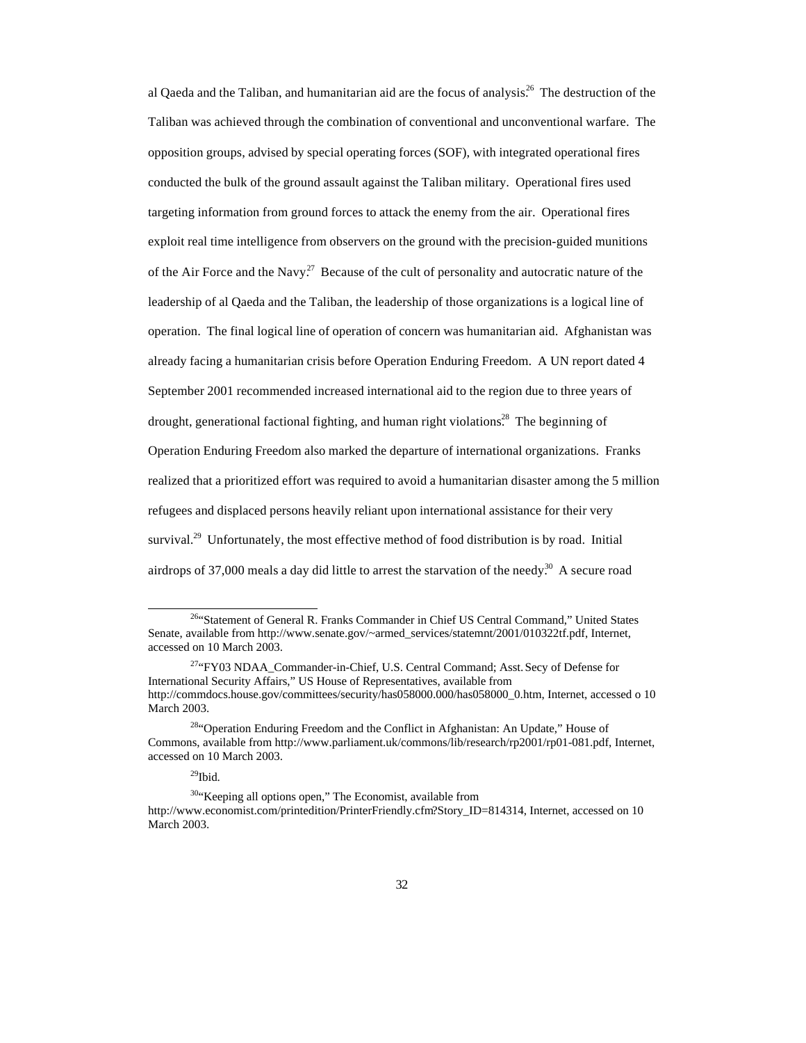al Qaeda and the Taliban, and humanitarian aid are the focus of analysis.[26] The destruction of the Taliban was achieved through the combination of conventional and unconventional warfare. The opposition groups, advised by special operating forces (SOF), with integrated operational fires conducted the bulk of the ground assault against the Taliban military. Operational fires used targeting information from ground forces to attack the enemy from the air. Operational fires exploit real time intelligence from observers on the ground with the precision-guided munitions of the Air Force and the Navy.[27] Because of the cult of personality and autocratic nature of the leadership of al Qaeda and the Taliban, the leadership of those organizations is a logical line of operation. The final logical line of operation of concern was humanitarian aid. Afghanistan was already facing a humanitarian crisis before Operation Enduring Freedom. A UN report dated 4 September 2001 recommended increased international aid to the region due to three years of drought, generational factional fighting, and human right violations.[28] The beginning of Operation Enduring Freedom also marked the departure of international organizations. Franks realized that a prioritized effort was required to avoid a humanitarian disaster among the 5 million refugees and displaced persons heavily reliant upon international assistance for their very survival.[29] Unfortunately, the most effective method of food distribution is by road. Initial airdrops of 37,000 meals a day did little to arrest the starvation of the needy.[30] A secure road

---

[26] "Statement of General R. Franks Commander in Chief US Central Command," United States Senate, available from http://www.senate.gov/~armed_services/statemnt/2001/010322tf.pdf, Internet, accessed on 10 March 2003.

[27] "FY03 NDAA_Commander-in-Chief, U.S. Central Command; Asst. Secy of Defense for International Security Affairs," US House of Representatives, available from http://commdocs.house.gov/committees/security/has058000.000/has058000_0.htm, Internet, accessed o 10 March 2003.

[28] "Operation Enduring Freedom and the Conflict in Afghanistan: An Update," House of Commons, available from http://www.parliament.uk/commons/lib/research/rp2001/rp01-081.pdf, Internet, accessed on 10 March 2003.

[29] Ibid.

[30] "Keeping all options open," The Economist, available from http://www.economist.com/printedition/PrinterFriendly.cfm?Story_ID=814314, Internet, accessed on 10 March 2003.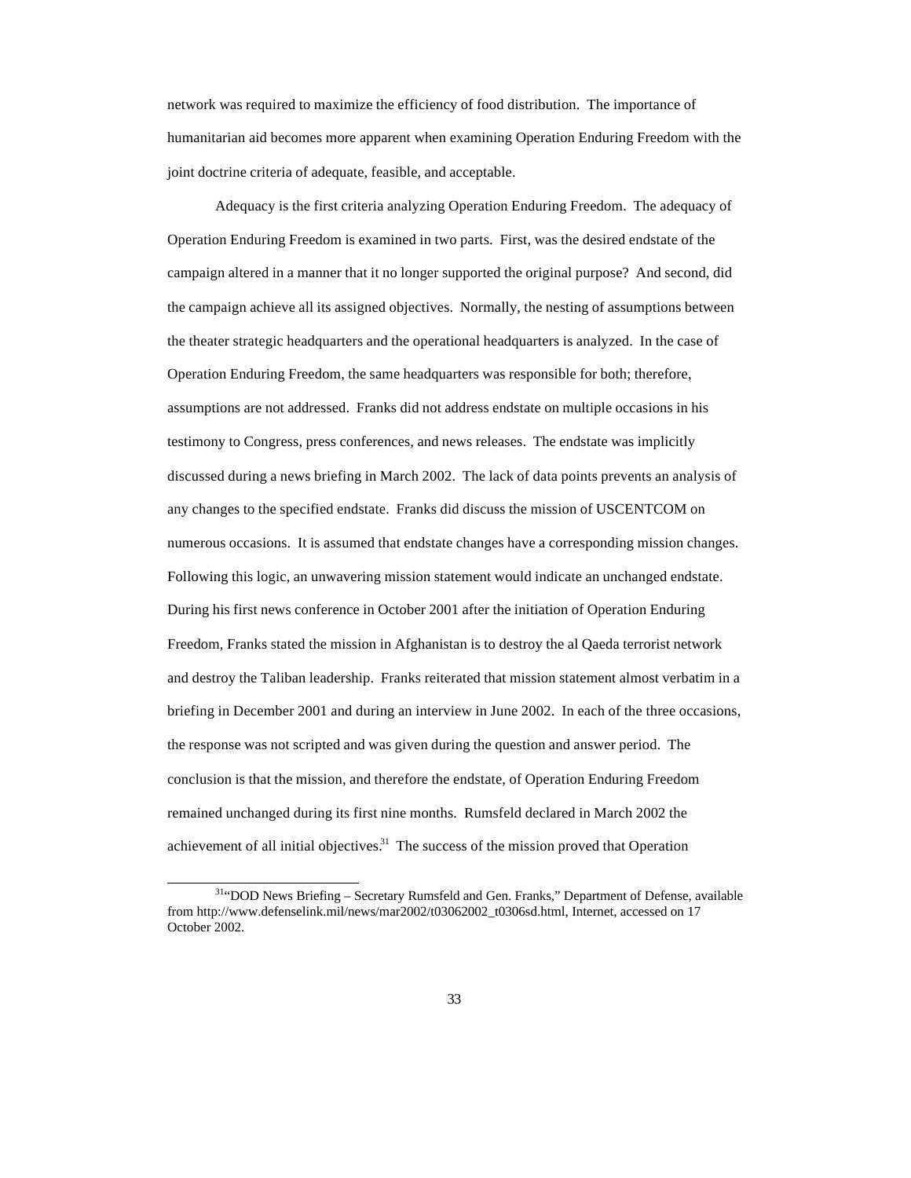network was required to maximize the efficiency of food distribution. The importance of humanitarian aid becomes more apparent when examining Operation Enduring Freedom with the joint doctrine criteria of adequate, feasible, and acceptable.

Adequacy is the first criteria analyzing Operation Enduring Freedom. The adequacy of Operation Enduring Freedom is examined in two parts. First, was the desired endstate of the campaign altered in a manner that it no longer supported the original purpose? And second, did the campaign achieve all its assigned objectives. Normally, the nesting of assumptions between the theater strategic headquarters and the operational headquarters is analyzed. In the case of Operation Enduring Freedom, the same headquarters was responsible for both; therefore, assumptions are not addressed. Franks did not address endstate on multiple occasions in his testimony to Congress, press conferences, and news releases. The endstate was implicitly discussed during a news briefing in March 2002. The lack of data points prevents an analysis of any changes to the specified endstate. Franks did discuss the mission of USCENTCOM on numerous occasions. It is assumed that endstate changes have a corresponding mission changes. Following this logic, an unwavering mission statement would indicate an unchanged endstate. During his first news conference in October 2001 after the initiation of Operation Enduring Freedom, Franks stated the mission in Afghanistan is to destroy the al Qaeda terrorist network and destroy the Taliban leadership. Franks reiterated that mission statement almost verbatim in a briefing in December 2001 and during an interview in June 2002. In each of the three occasions, the response was not scripted and was given during the question and answer period. The conclusion is that the mission, and therefore the endstate, of Operation Enduring Freedom remained unchanged during its first nine months. Rumsfeld declared in March 2002 the achievement of all initial objectives.[31] The success of the mission proved that Operation

[31] "DOD News Briefing – Secretary Rumsfeld and Gen. Franks," Department of Defense, available from http://www.defenselink.mil/news/mar2002/t03062002_t0306sd.html, Internet, accessed on 17 October 2002.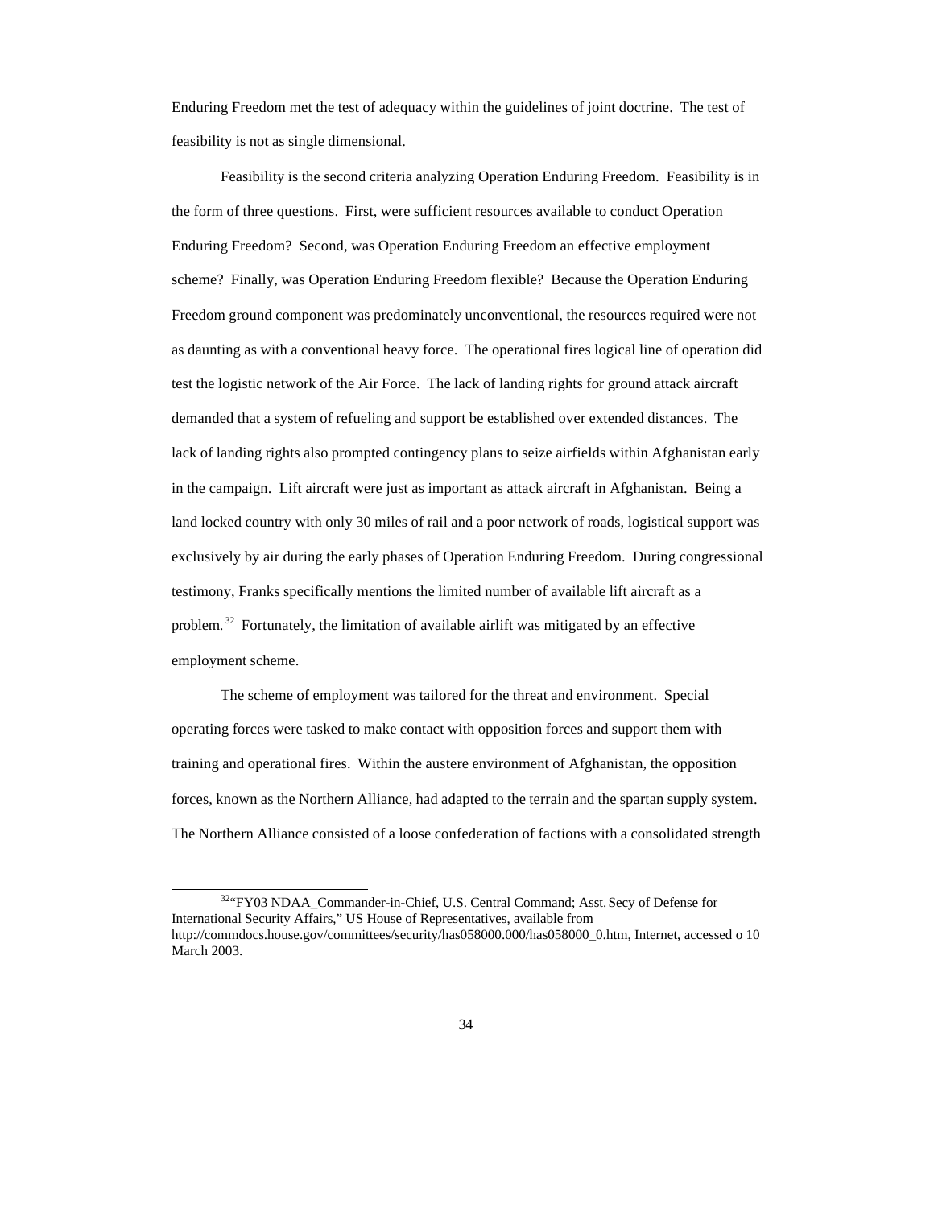Enduring Freedom met the test of adequacy within the guidelines of joint doctrine. The test of feasibility is not as single dimensional.

Feasibility is the second criteria analyzing Operation Enduring Freedom. Feasibility is in the form of three questions. First, were sufficient resources available to conduct Operation Enduring Freedom? Second, was Operation Enduring Freedom an effective employment scheme? Finally, was Operation Enduring Freedom flexible? Because the Operation Enduring Freedom ground component was predominately unconventional, the resources required were not as daunting as with a conventional heavy force. The operational fires logical line of operation did test the logistic network of the Air Force. The lack of landing rights for ground attack aircraft demanded that a system of refueling and support be established over extended distances. The lack of landing rights also prompted contingency plans to seize airfields within Afghanistan early in the campaign. Lift aircraft were just as important as attack aircraft in Afghanistan. Being a land locked country with only 30 miles of rail and a poor network of roads, logistical support was exclusively by air during the early phases of Operation Enduring Freedom. During congressional testimony, Franks specifically mentions the limited number of available lift aircraft as a problem.[32] Fortunately, the limitation of available airlift was mitigated by an effective employment scheme.

The scheme of employment was tailored for the threat and environment. Special operating forces were tasked to make contact with opposition forces and support them with training and operational fires. Within the austere environment of Afghanistan, the opposition forces, known as the Northern Alliance, had adapted to the terrain and the spartan supply system. The Northern Alliance consisted of a loose confederation of factions with a consolidated strength

[32] "FY03 NDAA_Commander-in-Chief, U.S. Central Command; Asst. Secy of Defense for International Security Affairs," US House of Representatives, available from http://commdocs.house.gov/committees/security/has058000.000/has058000_0.htm, Internet, accessed o 10 March 2003.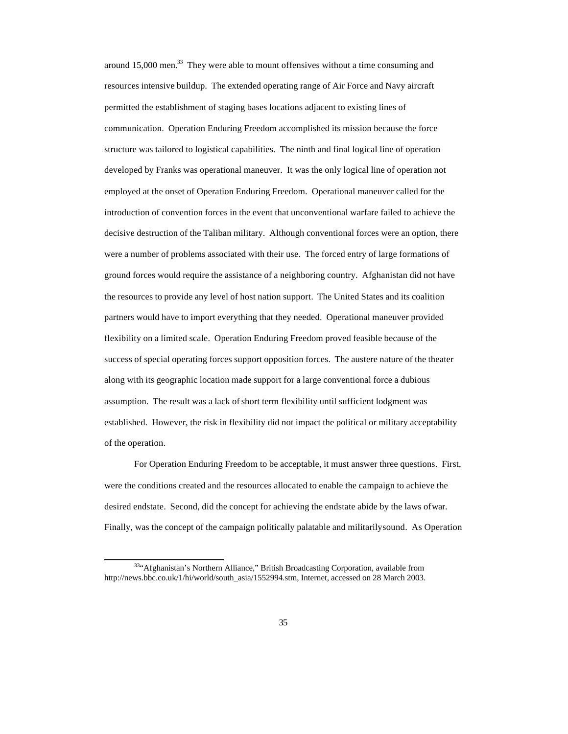around 15,000 men.[33] They were able to mount offensives without a time consuming and resources intensive buildup. The extended operating range of Air Force and Navy aircraft permitted the establishment of staging bases locations adjacent to existing lines of communication. Operation Enduring Freedom accomplished its mission because the force structure was tailored to logistical capabilities. The ninth and final logical line of operation developed by Franks was operational maneuver. It was the only logical line of operation not employed at the onset of Operation Enduring Freedom. Operational maneuver called for the introduction of convention forces in the event that unconventional warfare failed to achieve the decisive destruction of the Taliban military. Although conventional forces were an option, there were a number of problems associated with their use. The forced entry of large formations of ground forces would require the assistance of a neighboring country. Afghanistan did not have the resources to provide any level of host nation support. The United States and its coalition partners would have to import everything that they needed. Operational maneuver provided flexibility on a limited scale. Operation Enduring Freedom proved feasible because of the success of special operating forces support opposition forces. The austere nature of the theater along with its geographic location made support for a large conventional force a dubious assumption. The result was a lack of short term flexibility until sufficient lodgment was established. However, the risk in flexibility did not impact the political or military acceptability of the operation.

For Operation Enduring Freedom to be acceptable, it must answer three questions. First, were the conditions created and the resources allocated to enable the campaign to achieve the desired endstate. Second, did the concept for achieving the endstate abide by the laws of war. Finally, was the concept of the campaign politically palatable and militarily sound. As Operation

---

[33] "Afghanistan's Northern Alliance," British Broadcasting Corporation, available from http://news.bbc.co.uk/1/hi/world/south_asia/1552994.stm, Internet, accessed on 28 March 2003.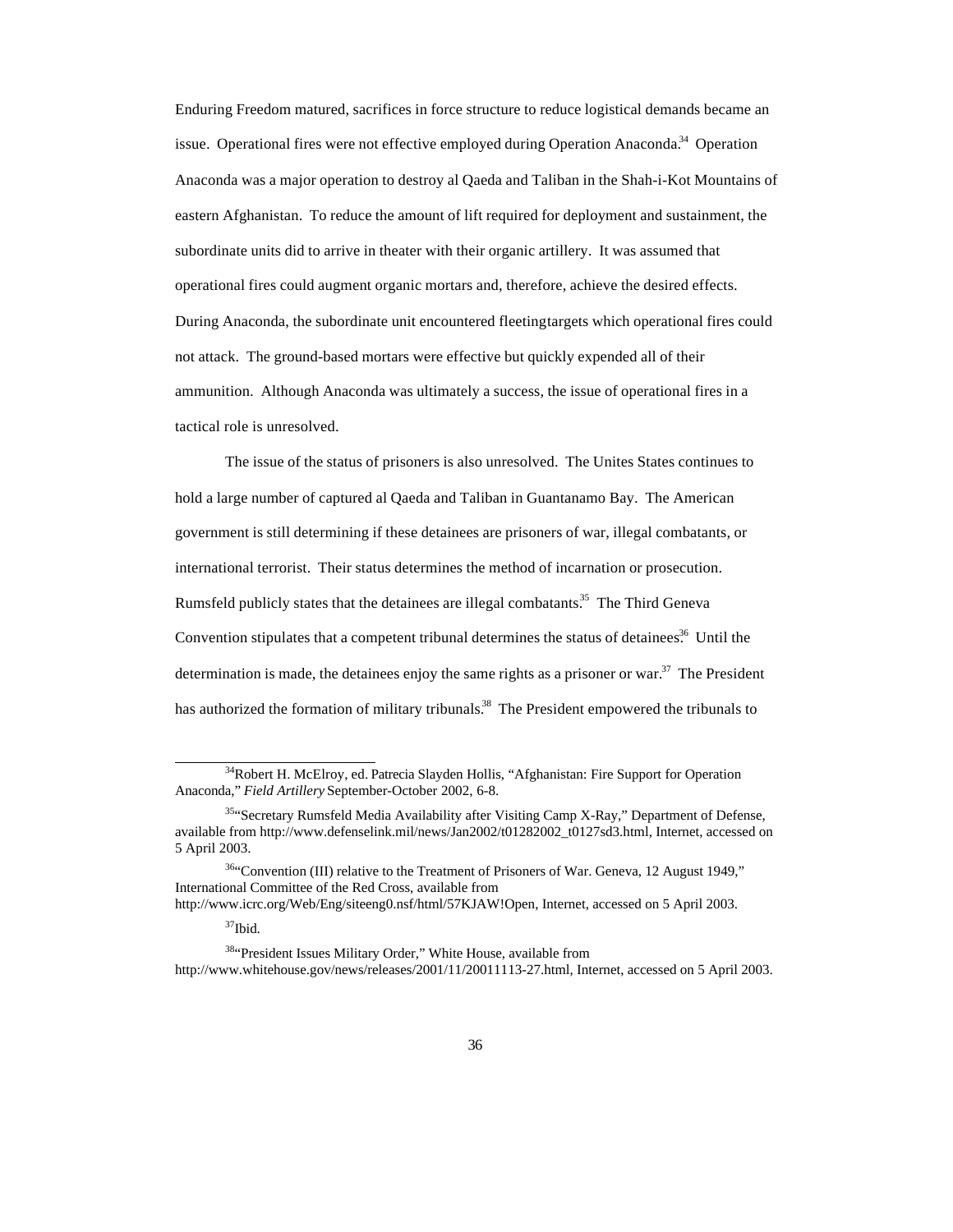Enduring Freedom matured, sacrifices in force structure to reduce logistical demands became an issue. Operational fires were not effective employed during Operation Anaconda.[34] Operation Anaconda was a major operation to destroy al Qaeda and Taliban in the Shah-i-Kot Mountains of eastern Afghanistan. To reduce the amount of lift required for deployment and sustainment, the subordinate units did to arrive in theater with their organic artillery. It was assumed that operational fires could augment organic mortars and, therefore, achieve the desired effects. During Anaconda, the subordinate unit encountered fleetingtargets which operational fires could not attack. The ground-based mortars were effective but quickly expended all of their ammunition. Although Anaconda was ultimately a success, the issue of operational fires in a tactical role is unresolved.

The issue of the status of prisoners is also unresolved. The Unites States continues to hold a large number of captured al Qaeda and Taliban in Guantanamo Bay. The American government is still determining if these detainees are prisoners of war, illegal combatants, or international terrorist. Their status determines the method of incarnation or prosecution. Rumsfeld publicly states that the detainees are illegal combatants.[35] The Third Geneva Convention stipulates that a competent tribunal determines the status of detainees.[36] Until the determination is made, the detainees enjoy the same rights as a prisoner or war.[37] The President has authorized the formation of military tribunals.[38] The President empowered the tribunals to

---

[34] Robert H. McElroy, ed. Patrecia Slayden Hollis, "Afghanistan: Fire Support for Operation Anaconda," *Field Artillery* September-October 2002, 6-8.

[35] "Secretary Rumsfeld Media Availability after Visiting Camp X-Ray," Department of Defense, available from http://www.defenselink.mil/news/Jan2002/t01282002_t0127sd3.html, Internet, accessed on 5 April 2003.

[36] "Convention (III) relative to the Treatment of Prisoners of War. Geneva, 12 August 1949," International Committee of the Red Cross, available from http://www.icrc.org/Web/Eng/siteeng0.nsf/html/57KJAW!Open, Internet, accessed on 5 April 2003.

[37] Ibid.

[38] "President Issues Military Order," White House, available from http://www.whitehouse.gov/news/releases/2001/11/20011113-27.html, Internet, accessed on 5 April 2003.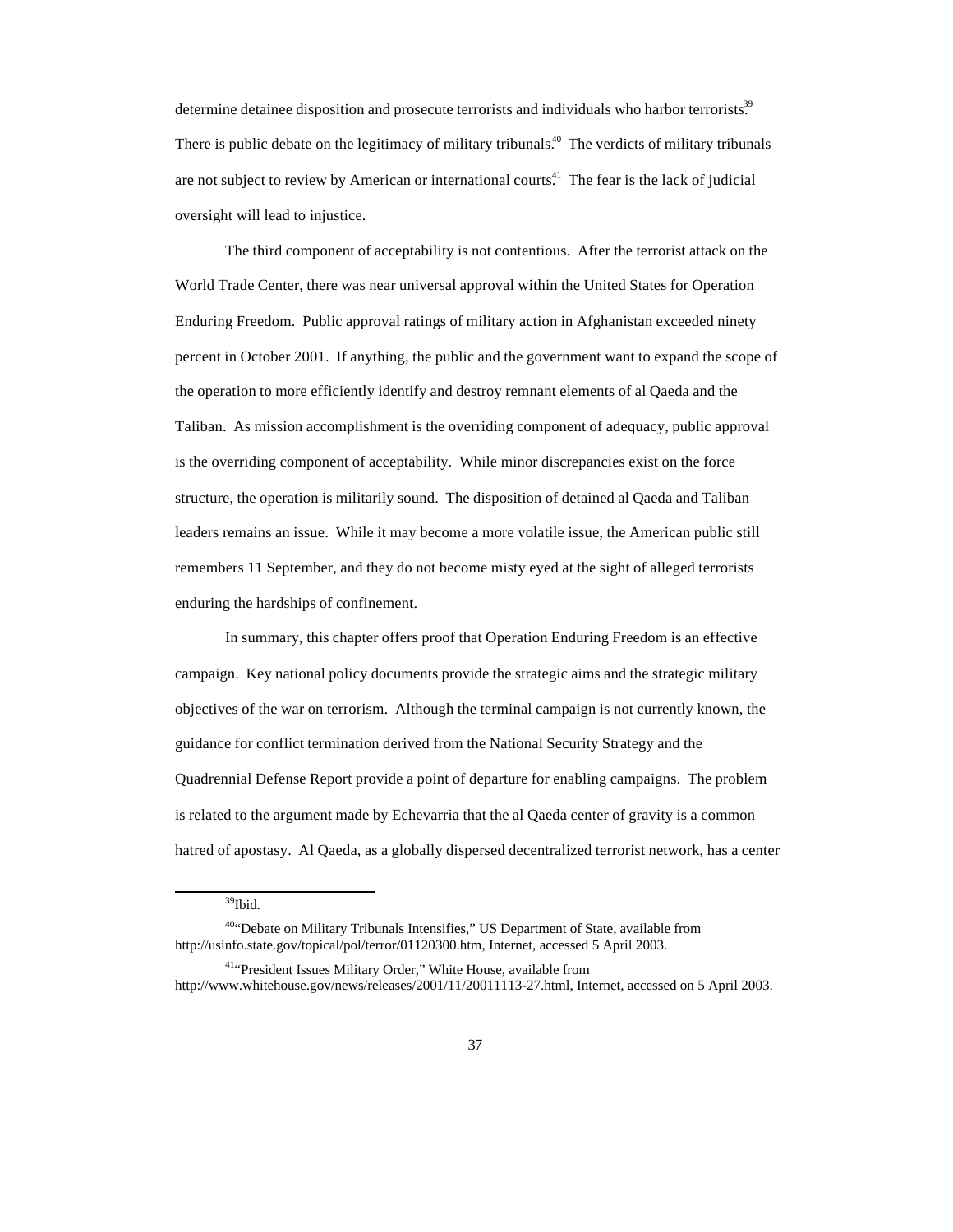determine detainee disposition and prosecute terrorists and individuals who harbor terrorists.[39] There is public debate on the legitimacy of military tribunals.[40] The verdicts of military tribunals are not subject to review by American or international courts.[41] The fear is the lack of judicial oversight will lead to injustice.

The third component of acceptability is not contentious. After the terrorist attack on the World Trade Center, there was near universal approval within the United States for Operation Enduring Freedom. Public approval ratings of military action in Afghanistan exceeded ninety percent in October 2001. If anything, the public and the government want to expand the scope of the operation to more efficiently identify and destroy remnant elements of al Qaeda and the Taliban. As mission accomplishment is the overriding component of adequacy, public approval is the overriding component of acceptability. While minor discrepancies exist on the force structure, the operation is militarily sound. The disposition of detained al Qaeda and Taliban leaders remains an issue. While it may become a more volatile issue, the American public still remembers 11 September, and they do not become misty eyed at the sight of alleged terrorists enduring the hardships of confinement.

In summary, this chapter offers proof that Operation Enduring Freedom is an effective campaign. Key national policy documents provide the strategic aims and the strategic military objectives of the war on terrorism. Although the terminal campaign is not currently known, the guidance for conflict termination derived from the National Security Strategy and the Quadrennial Defense Report provide a point of departure for enabling campaigns. The problem is related to the argument made by Echevarria that the al Qaeda center of gravity is a common hatred of apostasy. Al Qaeda, as a globally dispersed decentralized terrorist network, has a center

[39]Ibid.

[40]"Debate on Military Tribunals Intensifies," US Department of State, available from http://usinfo.state.gov/topical/pol/terror/01120300.htm, Internet, accessed 5 April 2003.

[41]"President Issues Military Order," White House, available from http://www.whitehouse.gov/news/releases/2001/11/20011113-27.html, Internet, accessed on 5 April 2003.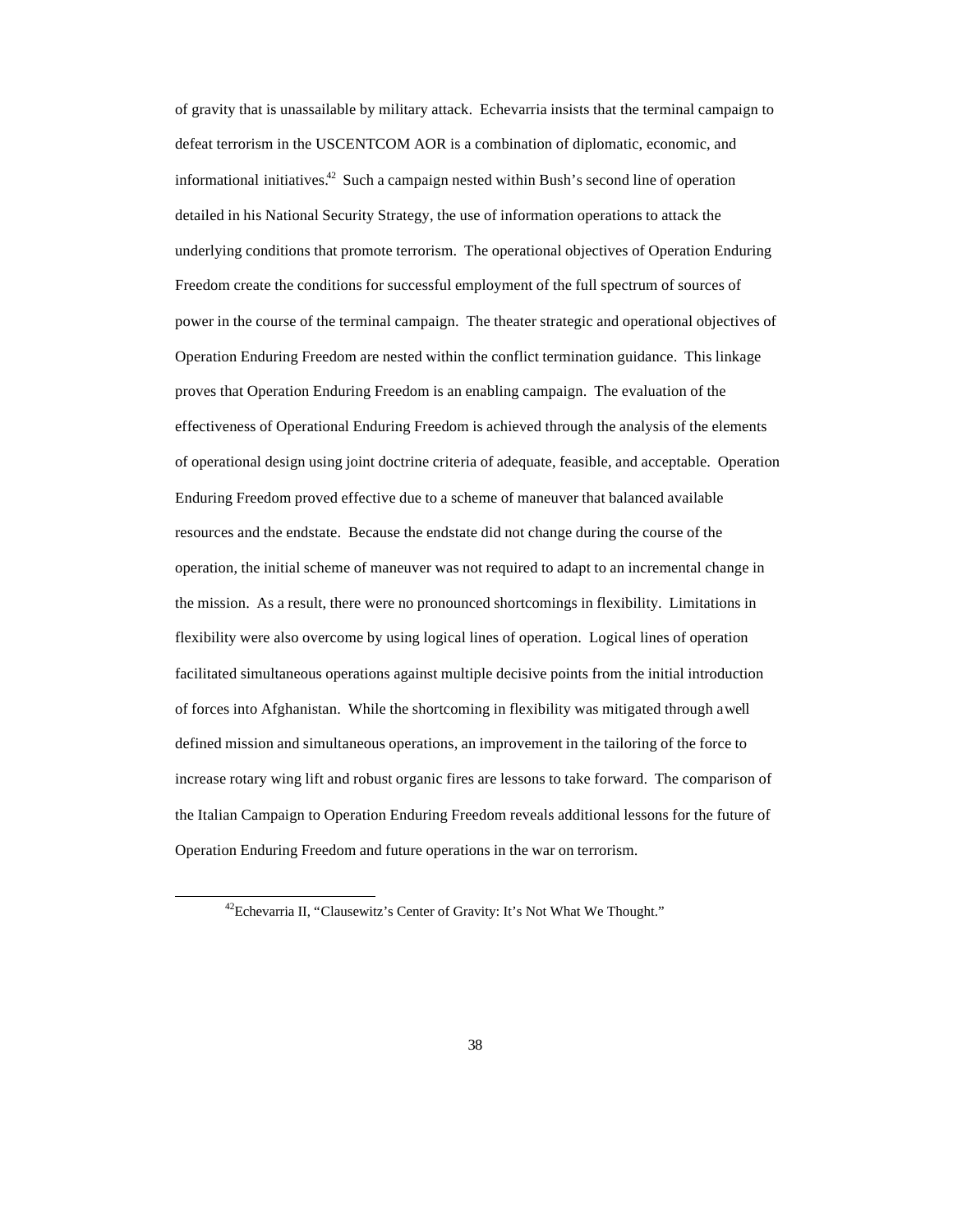of gravity that is unassailable by military attack. Echevarria insists that the terminal campaign to defeat terrorism in the USCENTCOM AOR is a combination of diplomatic, economic, and informational initiatives.[42] Such a campaign nested within Bush's second line of operation detailed in his National Security Strategy, the use of information operations to attack the underlying conditions that promote terrorism. The operational objectives of Operation Enduring Freedom create the conditions for successful employment of the full spectrum of sources of power in the course of the terminal campaign. The theater strategic and operational objectives of Operation Enduring Freedom are nested within the conflict termination guidance. This linkage proves that Operation Enduring Freedom is an enabling campaign. The evaluation of the effectiveness of Operational Enduring Freedom is achieved through the analysis of the elements of operational design using joint doctrine criteria of adequate, feasible, and acceptable. Operation Enduring Freedom proved effective due to a scheme of maneuver that balanced available resources and the endstate. Because the endstate did not change during the course of the operation, the initial scheme of maneuver was not required to adapt to an incremental change in the mission. As a result, there were no pronounced shortcomings in flexibility. Limitations in flexibility were also overcome by using logical lines of operation. Logical lines of operation facilitated simultaneous operations against multiple decisive points from the initial introduction of forces into Afghanistan. While the shortcoming in flexibility was mitigated through a well defined mission and simultaneous operations, an improvement in the tailoring of the force to increase rotary wing lift and robust organic fires are lessons to take forward. The comparison of the Italian Campaign to Operation Enduring Freedom reveals additional lessons for the future of Operation Enduring Freedom and future operations in the war on terrorism.

---

[42] Echevarria II, "Clausewitz's Center of Gravity: It's Not What We Thought."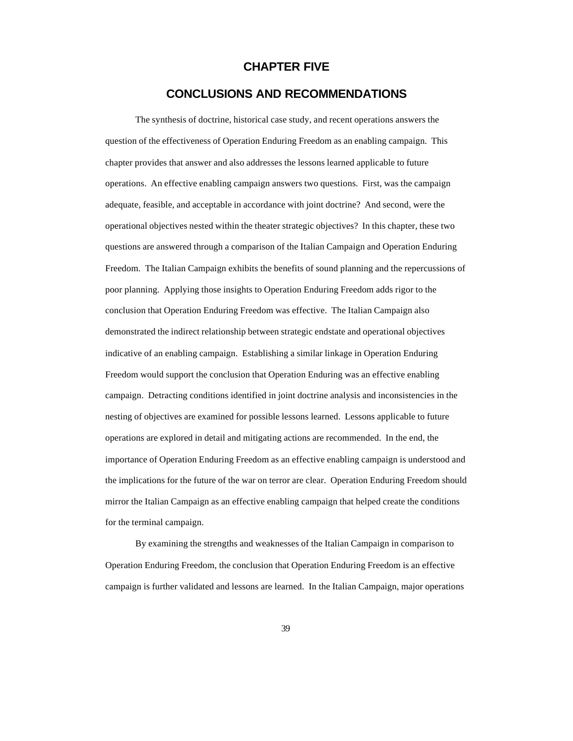# CHAPTER FIVE

# CONCLUSIONS AND RECOMMENDATIONS

The synthesis of doctrine, historical case study, and recent operations answers the question of the effectiveness of Operation Enduring Freedom as an enabling campaign. This chapter provides that answer and also addresses the lessons learned applicable to future operations. An effective enabling campaign answers two questions. First, was the campaign adequate, feasible, and acceptable in accordance with joint doctrine? And second, were the operational objectives nested within the theater strategic objectives? In this chapter, these two questions are answered through a comparison of the Italian Campaign and Operation Enduring Freedom. The Italian Campaign exhibits the benefits of sound planning and the repercussions of poor planning. Applying those insights to Operation Enduring Freedom adds rigor to the conclusion that Operation Enduring Freedom was effective. The Italian Campaign also demonstrated the indirect relationship between strategic endstate and operational objectives indicative of an enabling campaign. Establishing a similar linkage in Operation Enduring Freedom would support the conclusion that Operation Enduring was an effective enabling campaign. Detracting conditions identified in joint doctrine analysis and inconsistencies in the nesting of objectives are examined for possible lessons learned. Lessons applicable to future operations are explored in detail and mitigating actions are recommended. In the end, the importance of Operation Enduring Freedom as an effective enabling campaign is understood and the implications for the future of the war on terror are clear. Operation Enduring Freedom should mirror the Italian Campaign as an effective enabling campaign that helped create the conditions for the terminal campaign.

By examining the strengths and weaknesses of the Italian Campaign in comparison to Operation Enduring Freedom, the conclusion that Operation Enduring Freedom is an effective campaign is further validated and lessons are learned. In the Italian Campaign, major operations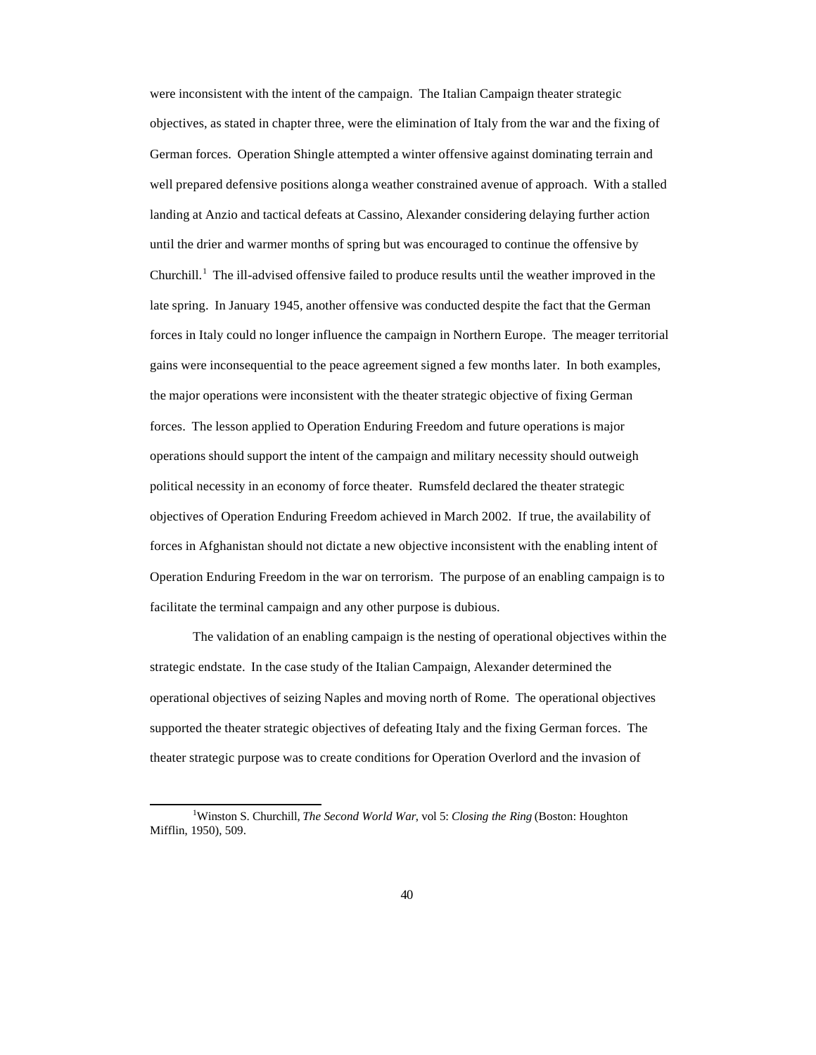were inconsistent with the intent of the campaign. The Italian Campaign theater strategic objectives, as stated in chapter three, were the elimination of Italy from the war and the fixing of German forces. Operation Shingle attempted a winter offensive against dominating terrain and well prepared defensive positions along a weather constrained avenue of approach. With a stalled landing at Anzio and tactical defeats at Cassino, Alexander considering delaying further action until the drier and warmer months of spring but was encouraged to continue the offensive by Churchill.[1] The ill-advised offensive failed to produce results until the weather improved in the late spring. In January 1945, another offensive was conducted despite the fact that the German forces in Italy could no longer influence the campaign in Northern Europe. The meager territorial gains were inconsequential to the peace agreement signed a few months later. In both examples, the major operations were inconsistent with the theater strategic objective of fixing German forces. The lesson applied to Operation Enduring Freedom and future operations is major operations should support the intent of the campaign and military necessity should outweigh political necessity in an economy of force theater. Rumsfeld declared the theater strategic objectives of Operation Enduring Freedom achieved in March 2002. If true, the availability of forces in Afghanistan should not dictate a new objective inconsistent with the enabling intent of Operation Enduring Freedom in the war on terrorism. The purpose of an enabling campaign is to facilitate the terminal campaign and any other purpose is dubious.

The validation of an enabling campaign is the nesting of operational objectives within the strategic endstate. In the case study of the Italian Campaign, Alexander determined the operational objectives of seizing Naples and moving north of Rome. The operational objectives supported the theater strategic objectives of defeating Italy and the fixing German forces. The theater strategic purpose was to create conditions for Operation Overlord and the invasion of

---

[1]Winston S. Churchill, *The Second World War*, vol 5: *Closing the Ring* (Boston: Houghton Mifflin, 1950), 509.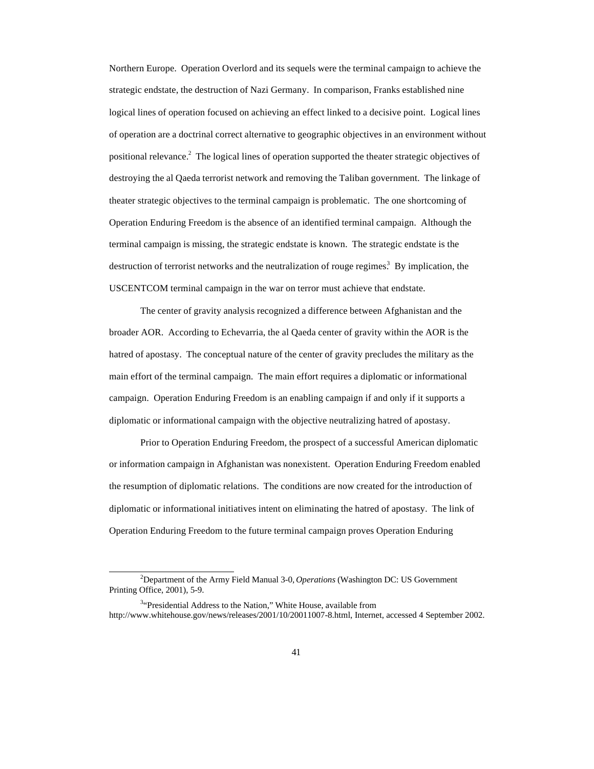Northern Europe. Operation Overlord and its sequels were the terminal campaign to achieve the strategic endstate, the destruction of Nazi Germany. In comparison, Franks established nine logical lines of operation focused on achieving an effect linked to a decisive point. Logical lines of operation are a doctrinal correct alternative to geographic objectives in an environment without positional relevance.[2] The logical lines of operation supported the theater strategic objectives of destroying the al Qaeda terrorist network and removing the Taliban government. The linkage of theater strategic objectives to the terminal campaign is problematic. The one shortcoming of Operation Enduring Freedom is the absence of an identified terminal campaign. Although the terminal campaign is missing, the strategic endstate is known. The strategic endstate is the destruction of terrorist networks and the neutralization of rouge regimes.[3] By implication, the USCENTCOM terminal campaign in the war on terror must achieve that endstate.

The center of gravity analysis recognized a difference between Afghanistan and the broader AOR. According to Echevarria, the al Qaeda center of gravity within the AOR is the hatred of apostasy. The conceptual nature of the center of gravity precludes the military as the main effort of the terminal campaign. The main effort requires a diplomatic or informational campaign. Operation Enduring Freedom is an enabling campaign if and only if it supports a diplomatic or informational campaign with the objective neutralizing hatred of apostasy.

Prior to Operation Enduring Freedom, the prospect of a successful American diplomatic or information campaign in Afghanistan was nonexistent. Operation Enduring Freedom enabled the resumption of diplomatic relations. The conditions are now created for the introduction of diplomatic or informational initiatives intent on eliminating the hatred of apostasy. The link of Operation Enduring Freedom to the future terminal campaign proves Operation Enduring

---

[2]Department of the Army Field Manual 3-0, *Operations* (Washington DC: US Government Printing Office, 2001), 5-9.

[3]"Presidential Address to the Nation," White House, available from http://www.whitehouse.gov/news/releases/2001/10/20011007-8.html, Internet, accessed 4 September 2002.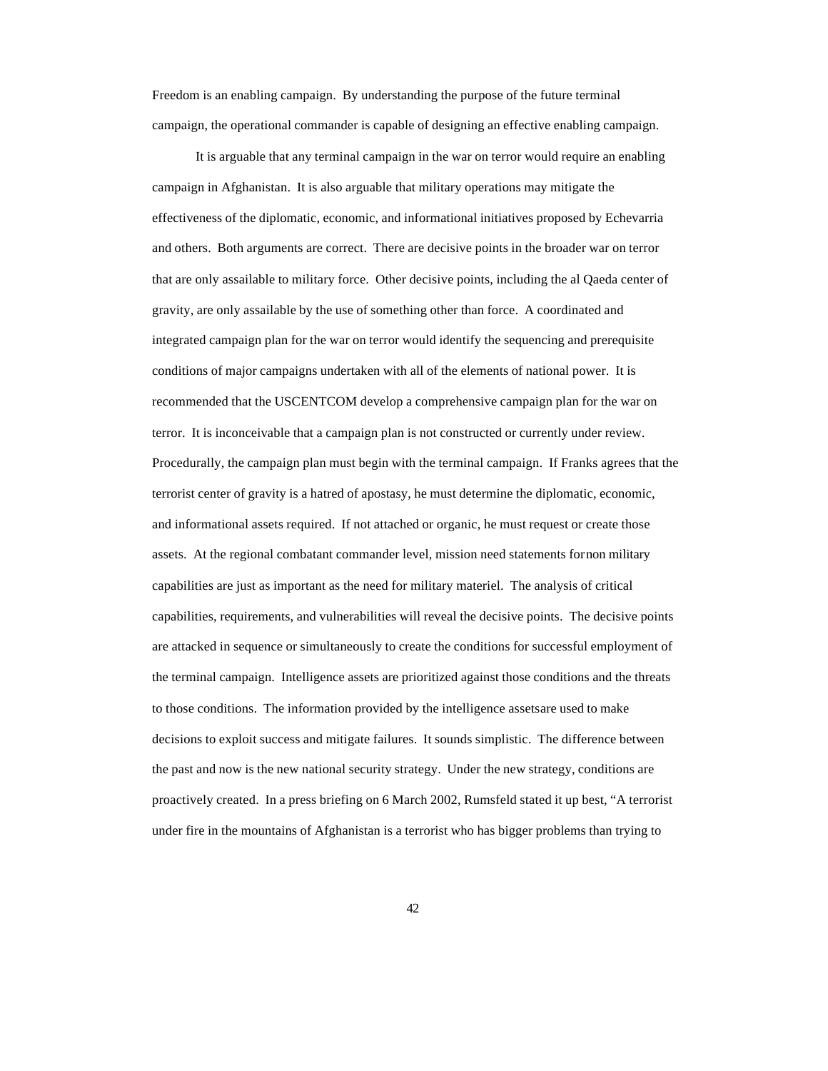Freedom is an enabling campaign. By understanding the purpose of the future terminal campaign, the operational commander is capable of designing an effective enabling campaign.

It is arguable that any terminal campaign in the war on terror would require an enabling campaign in Afghanistan. It is also arguable that military operations may mitigate the effectiveness of the diplomatic, economic, and informational initiatives proposed by Echevarria and others. Both arguments are correct. There are decisive points in the broader war on terror that are only assailable to military force. Other decisive points, including the al Qaeda center of gravity, are only assailable by the use of something other than force. A coordinated and integrated campaign plan for the war on terror would identify the sequencing and prerequisite conditions of major campaigns undertaken with all of the elements of national power. It is recommended that the USCENTCOM develop a comprehensive campaign plan for the war on terror. It is inconceivable that a campaign plan is not constructed or currently under review. Procedurally, the campaign plan must begin with the terminal campaign. If Franks agrees that the terrorist center of gravity is a hatred of apostasy, he must determine the diplomatic, economic, and informational assets required. If not attached or organic, he must request or create those assets. At the regional combatant commander level, mission need statements for non military capabilities are just as important as the need for military materiel. The analysis of critical capabilities, requirements, and vulnerabilities will reveal the decisive points. The decisive points are attacked in sequence or simultaneously to create the conditions for successful employment of the terminal campaign. Intelligence assets are prioritized against those conditions and the threats to those conditions. The information provided by the intelligence assets are used to make decisions to exploit success and mitigate failures. It sounds simplistic. The difference between the past and now is the new national security strategy. Under the new strategy, conditions are proactively created. In a press briefing on 6 March 2002, Rumsfeld stated it up best, "A terrorist under fire in the mountains of Afghanistan is a terrorist who has bigger problems than trying to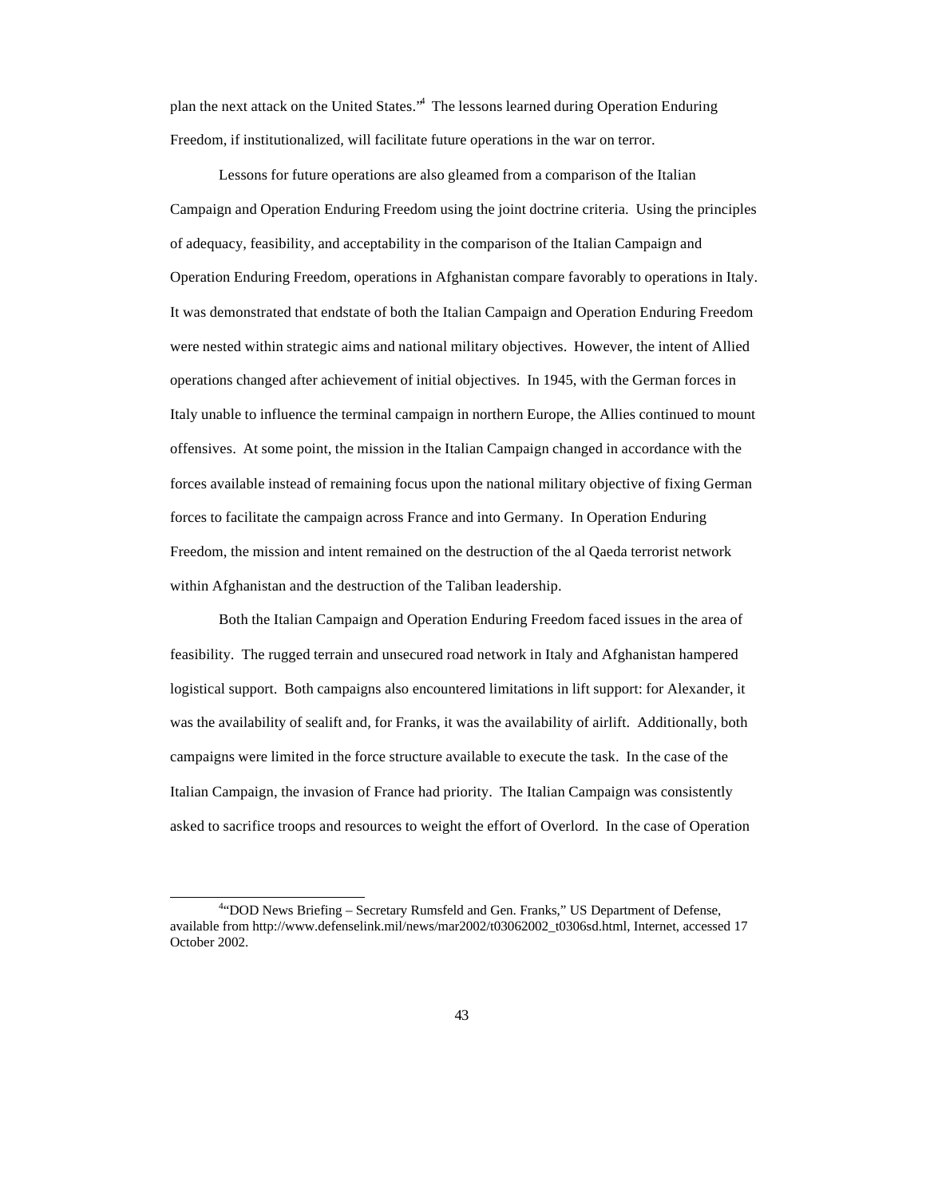plan the next attack on the United States."[4] The lessons learned during Operation Enduring Freedom, if institutionalized, will facilitate future operations in the war on terror.

Lessons for future operations are also gleamed from a comparison of the Italian Campaign and Operation Enduring Freedom using the joint doctrine criteria. Using the principles of adequacy, feasibility, and acceptability in the comparison of the Italian Campaign and Operation Enduring Freedom, operations in Afghanistan compare favorably to operations in Italy. It was demonstrated that endstate of both the Italian Campaign and Operation Enduring Freedom were nested within strategic aims and national military objectives. However, the intent of Allied operations changed after achievement of initial objectives. In 1945, with the German forces in Italy unable to influence the terminal campaign in northern Europe, the Allies continued to mount offensives. At some point, the mission in the Italian Campaign changed in accordance with the forces available instead of remaining focus upon the national military objective of fixing German forces to facilitate the campaign across France and into Germany. In Operation Enduring Freedom, the mission and intent remained on the destruction of the al Qaeda terrorist network within Afghanistan and the destruction of the Taliban leadership.

Both the Italian Campaign and Operation Enduring Freedom faced issues in the area of feasibility. The rugged terrain and unsecured road network in Italy and Afghanistan hampered logistical support. Both campaigns also encountered limitations in lift support: for Alexander, it was the availability of sealift and, for Franks, it was the availability of airlift. Additionally, both campaigns were limited in the force structure available to execute the task. In the case of the Italian Campaign, the invasion of France had priority. The Italian Campaign was consistently asked to sacrifice troops and resources to weight the effort of Overlord. In the case of Operation

[4] "DOD News Briefing – Secretary Rumsfeld and Gen. Franks," US Department of Defense, available from http://www.defenselink.mil/news/mar2002/t03062002_t0306sd.html, Internet, accessed 17 October 2002.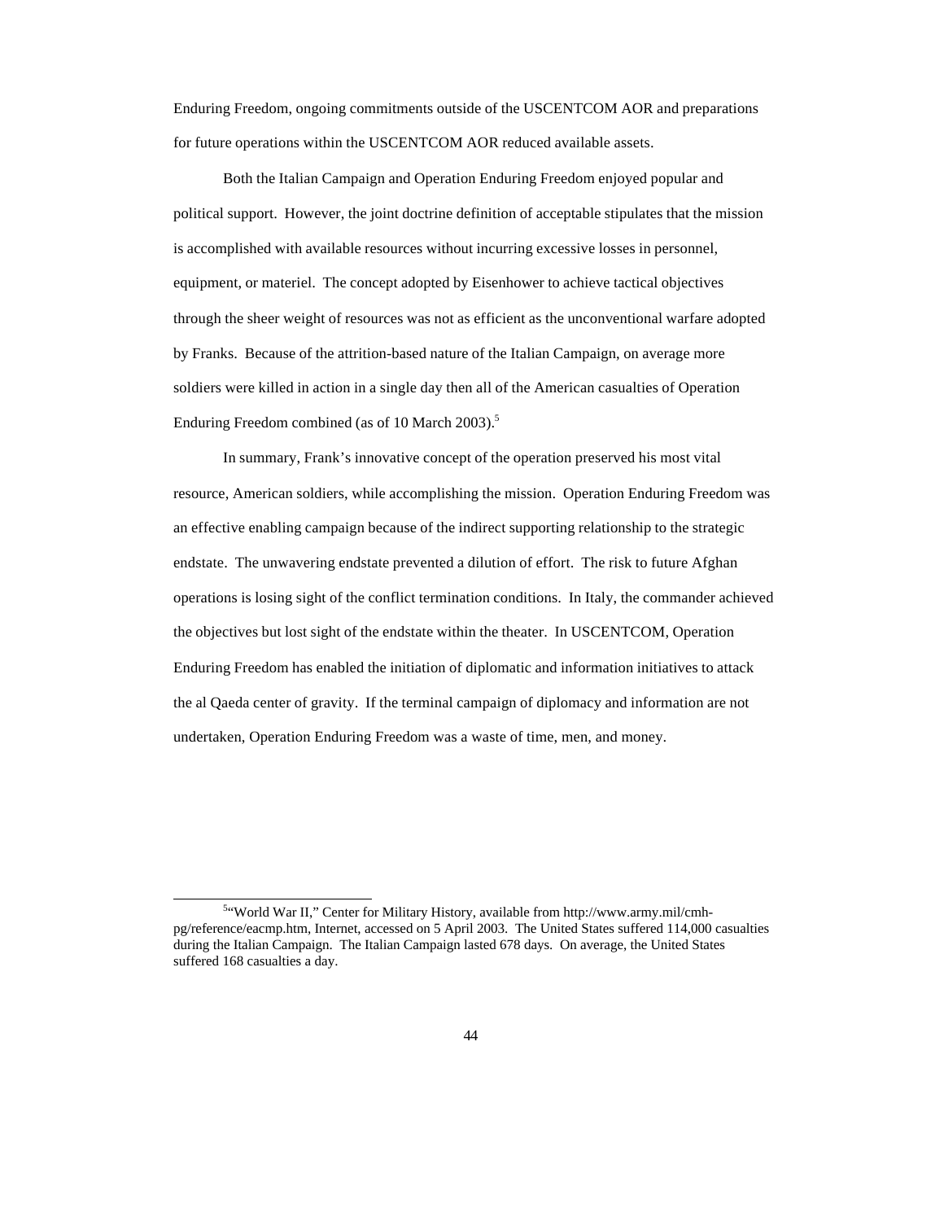Enduring Freedom, ongoing commitments outside of the USCENTCOM AOR and preparations for future operations within the USCENTCOM AOR reduced available assets.

Both the Italian Campaign and Operation Enduring Freedom enjoyed popular and political support. However, the joint doctrine definition of acceptable stipulates that the mission is accomplished with available resources without incurring excessive losses in personnel, equipment, or materiel. The concept adopted by Eisenhower to achieve tactical objectives through the sheer weight of resources was not as efficient as the unconventional warfare adopted by Franks. Because of the attrition-based nature of the Italian Campaign, on average more soldiers were killed in action in a single day then all of the American casualties of Operation Enduring Freedom combined (as of 10 March 2003).[5]

In summary, Frank's innovative concept of the operation preserved his most vital resource, American soldiers, while accomplishing the mission. Operation Enduring Freedom was an effective enabling campaign because of the indirect supporting relationship to the strategic endstate. The unwavering endstate prevented a dilution of effort. The risk to future Afghan operations is losing sight of the conflict termination conditions. In Italy, the commander achieved the objectives but lost sight of the endstate within the theater. In USCENTCOM, Operation Enduring Freedom has enabled the initiation of diplomatic and information initiatives to attack the al Qaeda center of gravity. If the terminal campaign of diplomacy and information are not undertaken, Operation Enduring Freedom was a waste of time, men, and money.

---

[5]"World War II," Center for Military History, available from http://www.army.mil/cmh-pg/reference/eacmp.htm, Internet, accessed on 5 April 2003. The United States suffered 114,000 casualties during the Italian Campaign. The Italian Campaign lasted 678 days. On average, the United States suffered 168 casualties a day.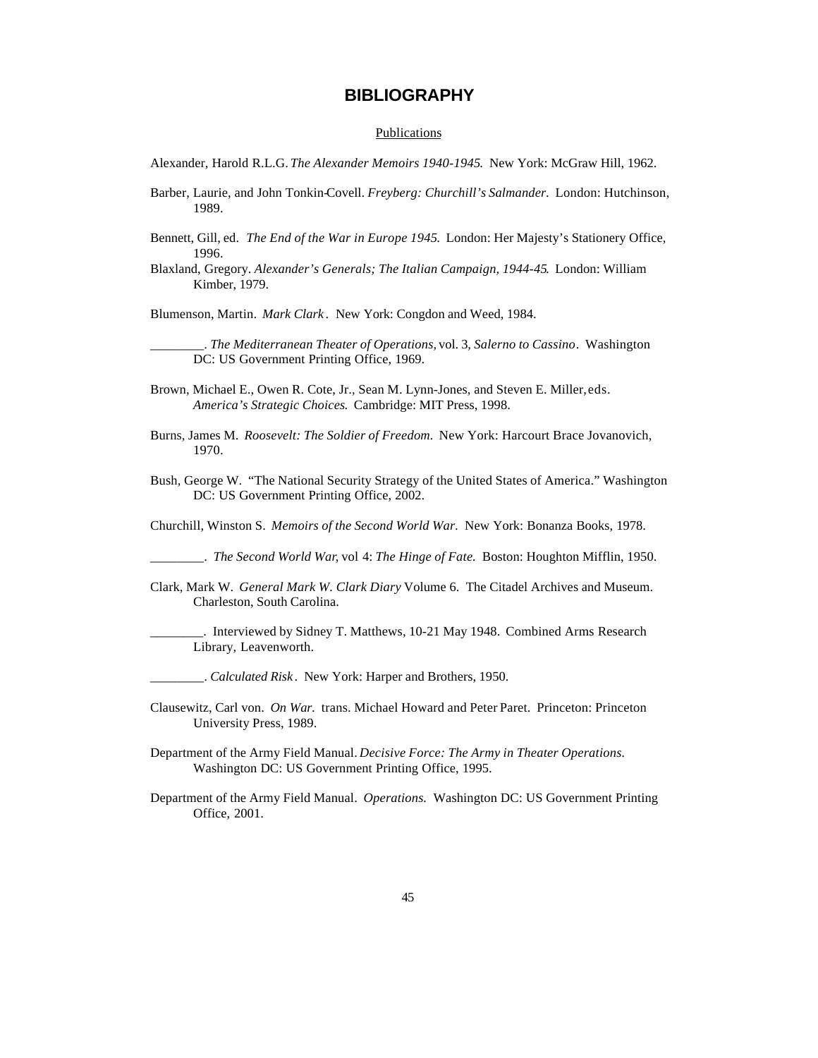# BIBLIOGRAPHY

## Publications

Alexander, Harold R.L.G. *The Alexander Memoirs 1940-1945.* New York: McGraw Hill, 1962.

Barber, Laurie, and John Tonkin-Covell. *Freyberg: Churchill's Salmander.* London: Hutchinson, 1989.

Bennett, Gill, ed. *The End of the War in Europe 1945.* London: Her Majesty's Stationery Office, 1996.

Blaxland, Gregory. *Alexander's Generals; The Italian Campaign, 1944-45.* London: William Kimber, 1979.

Blumenson, Martin. *Mark Clark*. New York: Congdon and Weed, 1984.

________. *The Mediterranean Theater of Operations,* vol. 3, *Salerno to Cassino*. Washington DC: US Government Printing Office, 1969.

Brown, Michael E., Owen R. Cote, Jr., Sean M. Lynn-Jones, and Steven E. Miller, eds. *America's Strategic Choices.* Cambridge: MIT Press, 1998.

Burns, James M. *Roosevelt: The Soldier of Freedom.* New York: Harcourt Brace Jovanovich, 1970.

Bush, George W. "The National Security Strategy of the United States of America." Washington DC: US Government Printing Office, 2002.

Churchill, Winston S. *Memoirs of the Second World War.* New York: Bonanza Books, 1978.

________. *The Second World War,* vol 4: *The Hinge of Fate.* Boston: Houghton Mifflin, 1950.

Clark, Mark W. *General Mark W. Clark Diary* Volume 6. The Citadel Archives and Museum. Charleston, South Carolina.

________. Interviewed by Sidney T. Matthews, 10-21 May 1948. Combined Arms Research Library, Leavenworth.

________. *Calculated Risk*. New York: Harper and Brothers, 1950.

Clausewitz, Carl von. *On War.* trans. Michael Howard and Peter Paret. Princeton: Princeton University Press, 1989.

Department of the Army Field Manual. *Decisive Force: The Army in Theater Operations.* Washington DC: US Government Printing Office, 1995.

Department of the Army Field Manual. *Operations.* Washington DC: US Government Printing Office, 2001.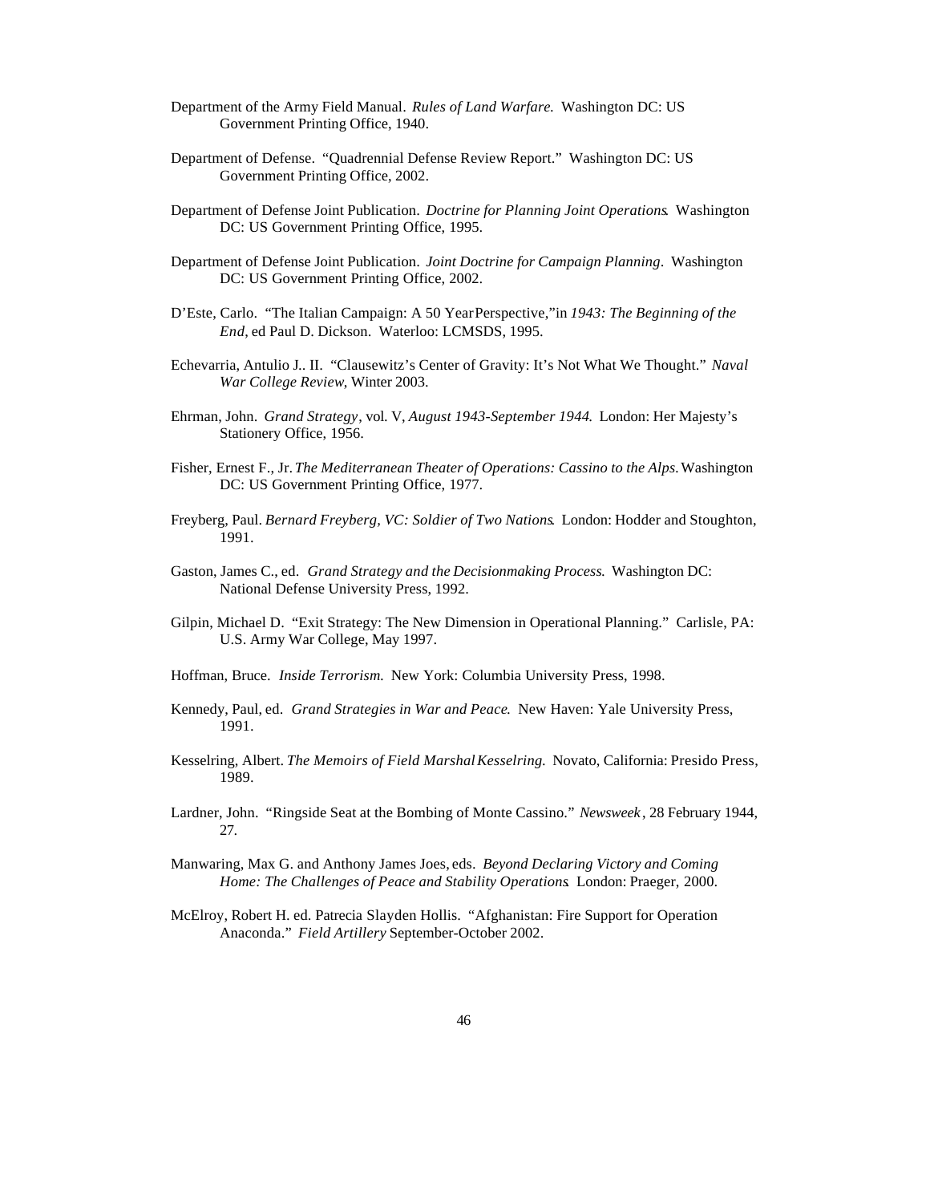Department of the Army Field Manual. *Rules of Land Warfare.* Washington DC: US Government Printing Office, 1940.

Department of Defense. "Quadrennial Defense Review Report." Washington DC: US Government Printing Office, 2002.

Department of Defense Joint Publication. *Doctrine for Planning Joint Operations*. Washington DC: US Government Printing Office, 1995.

Department of Defense Joint Publication. *Joint Doctrine for Campaign Planning*. Washington DC: US Government Printing Office, 2002.

D'Este, Carlo. "The Italian Campaign: A 50 Year Perspective," in *1943: The Beginning of the End*, ed Paul D. Dickson. Waterloo: LCMSDS, 1995.

Echevarria, Antulio J.. II. "Clausewitz's Center of Gravity: It's Not What We Thought." *Naval War College Review*, Winter 2003.

Ehrman, John. *Grand Strategy*, vol. V, *August 1943-September 1944.* London: Her Majesty's Stationery Office, 1956.

Fisher, Ernest F., Jr. *The Mediterranean Theater of Operations: Cassino to the Alps.* Washington DC: US Government Printing Office, 1977.

Freyberg, Paul. *Bernard Freyberg, VC: Soldier of Two Nations*. London: Hodder and Stoughton, 1991.

Gaston, James C., ed. *Grand Strategy and the Decisionmaking Process.* Washington DC: National Defense University Press, 1992.

Gilpin, Michael D. "Exit Strategy: The New Dimension in Operational Planning." Carlisle, PA: U.S. Army War College, May 1997.

Hoffman, Bruce. *Inside Terrorism.* New York: Columbia University Press, 1998.

Kennedy, Paul, ed. *Grand Strategies in War and Peace*. New Haven: Yale University Press, 1991.

Kesselring, Albert. *The Memoirs of Field Marshal Kesselring.* Novato, California: Presido Press, 1989.

Lardner, John. "Ringside Seat at the Bombing of Monte Cassino." *Newsweek*, 28 February 1944, 27.

Manwaring, Max G. and Anthony James Joes, eds. *Beyond Declaring Victory and Coming Home: The Challenges of Peace and Stability Operations*. London: Praeger, 2000.

McElroy, Robert H. ed. Patrecia Slayden Hollis. "Afghanistan: Fire Support for Operation Anaconda." *Field Artillery* September-October 2002.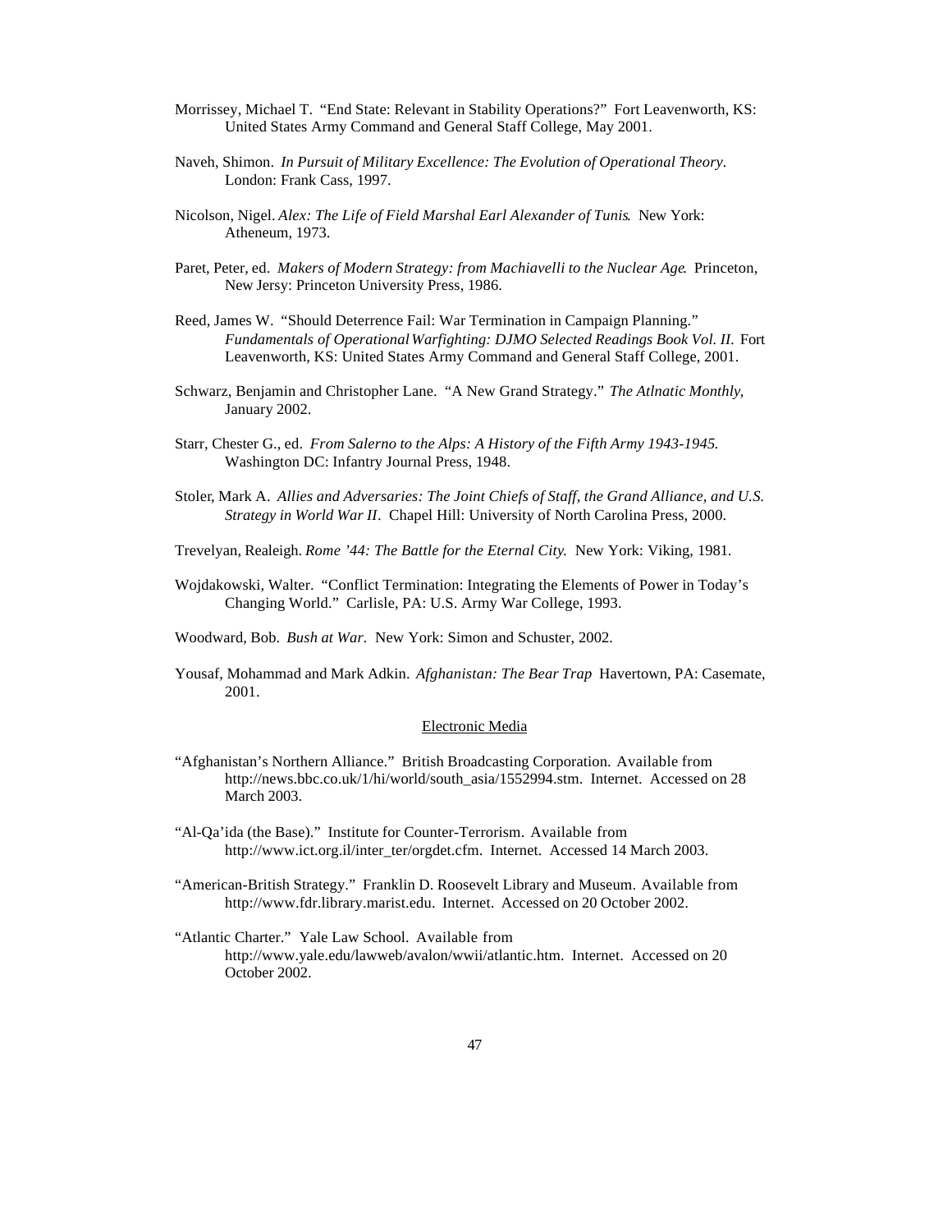Morrissey, Michael T. "End State: Relevant in Stability Operations?" Fort Leavenworth, KS: United States Army Command and General Staff College, May 2001.

Naveh, Shimon. *In Pursuit of Military Excellence: The Evolution of Operational Theory*. London: Frank Cass, 1997.

Nicolson, Nigel. *Alex: The Life of Field Marshal Earl Alexander of Tunis*. New York: Atheneum, 1973.

Paret, Peter, ed. *Makers of Modern Strategy: from Machiavelli to the Nuclear Age*. Princeton, New Jersy: Princeton University Press, 1986.

Reed, James W. "Should Deterrence Fail: War Termination in Campaign Planning." *Fundamentals of Operational Warfighting: DJMO Selected Readings Book Vol. II.* Fort Leavenworth, KS: United States Army Command and General Staff College, 2001.

Schwarz, Benjamin and Christopher Lane. "A New Grand Strategy." *The Atlnatic Monthly*, January 2002.

Starr, Chester G., ed. *From Salerno to the Alps: A History of the Fifth Army 1943-1945.* Washington DC: Infantry Journal Press, 1948.

Stoler, Mark A. *Allies and Adversaries: The Joint Chiefs of Staff, the Grand Alliance, and U.S. Strategy in World War II*. Chapel Hill: University of North Carolina Press, 2000.

Trevelyan, Realeigh. *Rome '44: The Battle for the Eternal City.* New York: Viking, 1981.

Wojdakowski, Walter. "Conflict Termination: Integrating the Elements of Power in Today's Changing World." Carlisle, PA: U.S. Army War College, 1993.

Woodward, Bob. *Bush at War*. New York: Simon and Schuster, 2002.

Yousaf, Mohammad and Mark Adkin. *Afghanistan: The Bear Trap* Havertown, PA: Casemate, 2001.

## Electronic Media

"Afghanistan's Northern Alliance." British Broadcasting Corporation. Available from http://news.bbc.co.uk/1/hi/world/south_asia/1552994.stm. Internet. Accessed on 28 March 2003.

"Al-Qa'ida (the Base)." Institute for Counter-Terrorism. Available from http://www.ict.org.il/inter_ter/orgdet.cfm. Internet. Accessed 14 March 2003.

"American-British Strategy." Franklin D. Roosevelt Library and Museum. Available from http://www.fdr.library.marist.edu. Internet. Accessed on 20 October 2002.

"Atlantic Charter." Yale Law School. Available from http://www.yale.edu/lawweb/avalon/wwii/atlantic.htm. Internet. Accessed on 20 October 2002.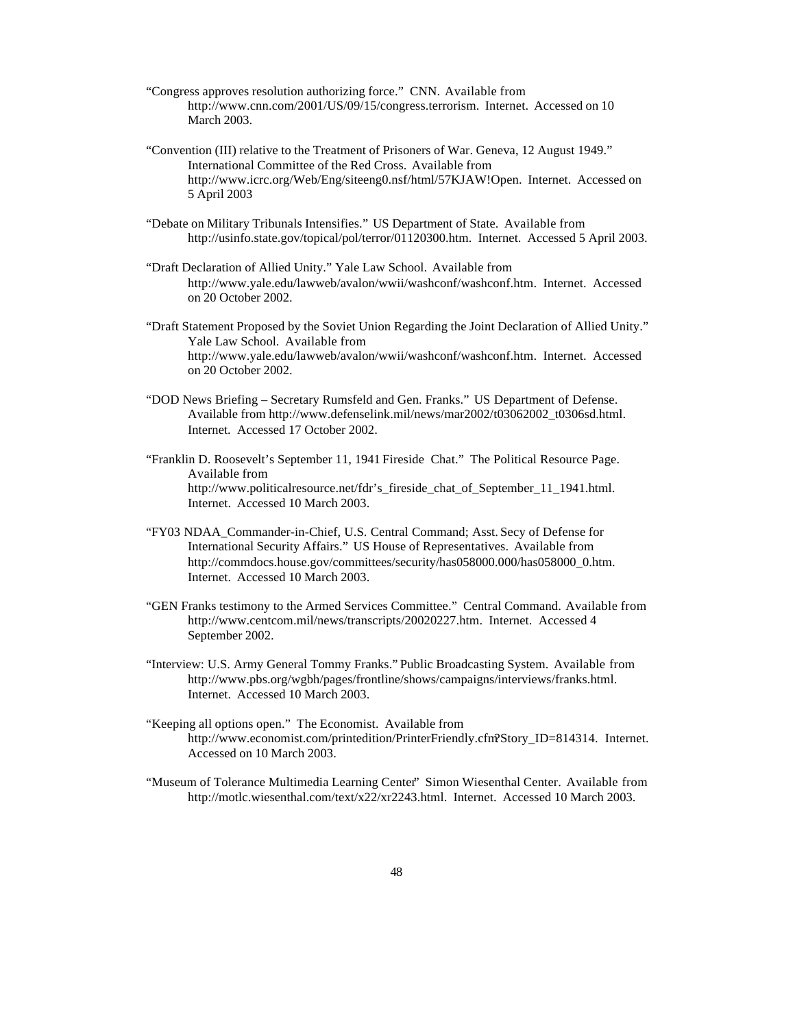"Congress approves resolution authorizing force." CNN. Available from http://www.cnn.com/2001/US/09/15/congress.terrorism. Internet. Accessed on 10 March 2003.

"Convention (III) relative to the Treatment of Prisoners of War. Geneva, 12 August 1949." International Committee of the Red Cross. Available from http://www.icrc.org/Web/Eng/siteeng0.nsf/html/57KJAW!Open. Internet. Accessed on 5 April 2003

"Debate on Military Tribunals Intensifies." US Department of State. Available from http://usinfo.state.gov/topical/pol/terror/01120300.htm. Internet. Accessed 5 April 2003.

"Draft Declaration of Allied Unity." Yale Law School. Available from http://www.yale.edu/lawweb/avalon/wwii/washconf/washconf.htm. Internet. Accessed on 20 October 2002.

"Draft Statement Proposed by the Soviet Union Regarding the Joint Declaration of Allied Unity." Yale Law School. Available from http://www.yale.edu/lawweb/avalon/wwii/washconf/washconf.htm. Internet. Accessed on 20 October 2002.

"DOD News Briefing – Secretary Rumsfeld and Gen. Franks." US Department of Defense. Available from http://www.defenselink.mil/news/mar2002/t03062002_t0306sd.html. Internet. Accessed 17 October 2002.

"Franklin D. Roosevelt's September 11, 1941 Fireside Chat." The Political Resource Page. Available from http://www.politicalresource.net/fdr's_fireside_chat_of_September_11_1941.html. Internet. Accessed 10 March 2003.

"FY03 NDAA_Commander-in-Chief, U.S. Central Command; Asst. Secy of Defense for International Security Affairs." US House of Representatives. Available from http://commdocs.house.gov/committees/security/has058000.000/has058000_0.htm. Internet. Accessed 10 March 2003.

"GEN Franks testimony to the Armed Services Committee." Central Command. Available from http://www.centcom.mil/news/transcripts/20020227.htm. Internet. Accessed 4 September 2002.

"Interview: U.S. Army General Tommy Franks." Public Broadcasting System. Available from http://www.pbs.org/wgbh/pages/frontline/shows/campaigns/interviews/franks.html. Internet. Accessed 10 March 2003.

"Keeping all options open." The Economist. Available from http://www.economist.com/printedition/PrinterFriendly.cfm?Story_ID=814314. Internet. Accessed on 10 March 2003.

"Museum of Tolerance Multimedia Learning Center" Simon Wiesenthal Center. Available from http://motlc.wiesenthal.com/text/x22/xr2243.html. Internet. Accessed 10 March 2003.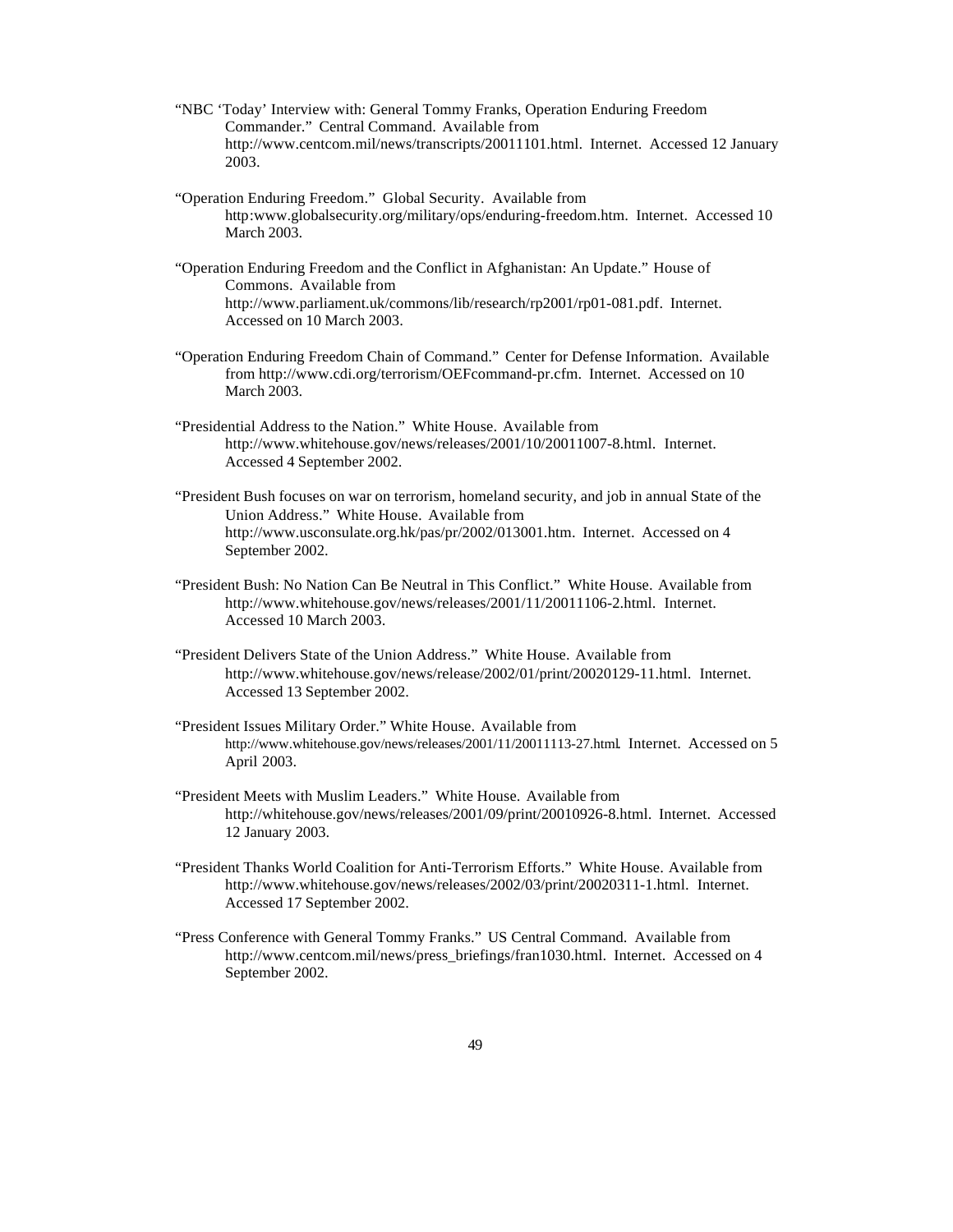"NBC 'Today' Interview with: General Tommy Franks, Operation Enduring Freedom Commander." Central Command. Available from http://www.centcom.mil/news/transcripts/20011101.html. Internet. Accessed 12 January 2003.

"Operation Enduring Freedom." Global Security. Available from http:www.globalsecurity.org/military/ops/enduring-freedom.htm. Internet. Accessed 10 March 2003.

"Operation Enduring Freedom and the Conflict in Afghanistan: An Update." House of Commons. Available from http://www.parliament.uk/commons/lib/research/rp2001/rp01-081.pdf. Internet. Accessed on 10 March 2003.

"Operation Enduring Freedom Chain of Command." Center for Defense Information. Available from http://www.cdi.org/terrorism/OEFcommand-pr.cfm. Internet. Accessed on 10 March 2003.

"Presidential Address to the Nation." White House. Available from http://www.whitehouse.gov/news/releases/2001/10/20011007-8.html. Internet. Accessed 4 September 2002.

"President Bush focuses on war on terrorism, homeland security, and job in annual State of the Union Address." White House. Available from http://www.usconsulate.org.hk/pas/pr/2002/013001.htm. Internet. Accessed on 4 September 2002.

"President Bush: No Nation Can Be Neutral in This Conflict." White House. Available from http://www.whitehouse.gov/news/releases/2001/11/20011106-2.html. Internet. Accessed 10 March 2003.

"President Delivers State of the Union Address." White House. Available from http://www.whitehouse.gov/news/release/2002/01/print/20020129-11.html. Internet. Accessed 13 September 2002.

"President Issues Military Order." White House. Available from http://www.whitehouse.gov/news/releases/2001/11/20011113-27.html. Internet. Accessed on 5 April 2003.

"President Meets with Muslim Leaders." White House. Available from http://whitehouse.gov/news/releases/2001/09/print/20010926-8.html. Internet. Accessed 12 January 2003.

"President Thanks World Coalition for Anti-Terrorism Efforts." White House. Available from http://www.whitehouse.gov/news/releases/2002/03/print/20020311-1.html. Internet. Accessed 17 September 2002.

"Press Conference with General Tommy Franks." US Central Command. Available from http://www.centcom.mil/news/press_briefings/fran1030.html. Internet. Accessed on 4 September 2002.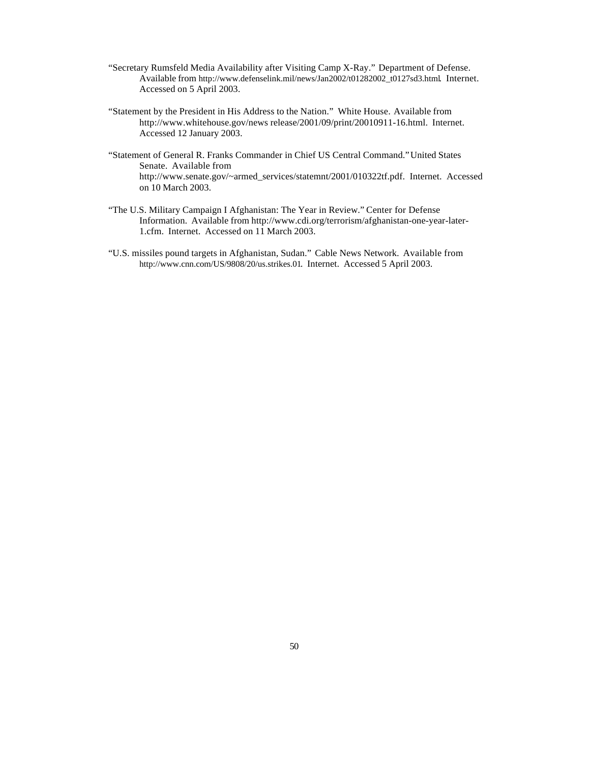"Secretary Rumsfeld Media Availability after Visiting Camp X-Ray." Department of Defense. Available from http://www.defenselink.mil/news/Jan2002/t01282002_t0127sd3.html. Internet. Accessed on 5 April 2003.

"Statement by the President in His Address to the Nation." White House. Available from http://www.whitehouse.gov/news release/2001/09/print/20010911-16.html. Internet. Accessed 12 January 2003.

"Statement of General R. Franks Commander in Chief US Central Command." United States Senate. Available from http://www.senate.gov/~armed_services/statemnt/2001/010322tf.pdf. Internet. Accessed on 10 March 2003.

"The U.S. Military Campaign I Afghanistan: The Year in Review." Center for Defense Information. Available from http://www.cdi.org/terrorism/afghanistan-one-year-later-1.cfm. Internet. Accessed on 11 March 2003.

"U.S. missiles pound targets in Afghanistan, Sudan." Cable News Network. Available from http://www.cnn.com/US/9808/20/us.strikes.01. Internet. Accessed 5 April 2003.